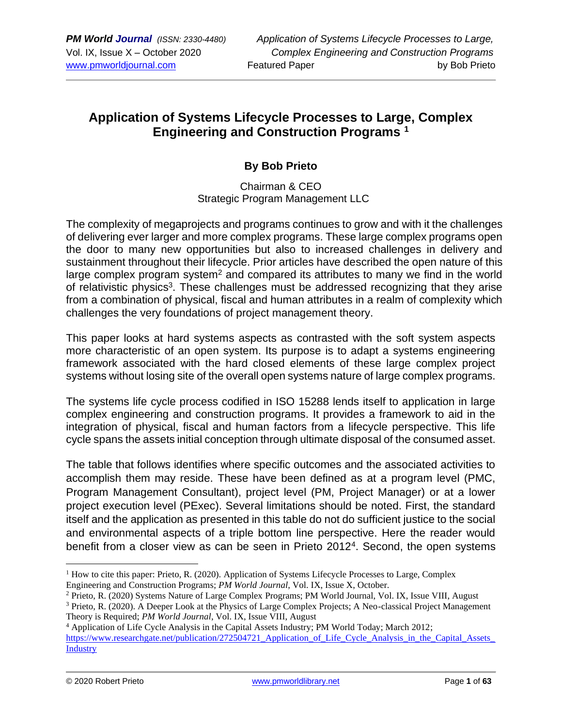# Application of Systems Lifecycle Processes to Large, Complex Engineering and Construction Programs [1]

**By Bob Prieto**

Chairman & CEO
Strategic Program Management LLC

The complexity of megaprojects and programs continues to grow and with it the challenges of delivering ever larger and more complex programs. These large complex programs open the door to many new opportunities but also to increased challenges in delivery and sustainment throughout their lifecycle. Prior articles have described the open nature of this large complex program system[2] and compared its attributes to many we find in the world of relativistic physics[3]. These challenges must be addressed recognizing that they arise from a combination of physical, fiscal and human attributes in a realm of complexity which challenges the very foundations of project management theory.

This paper looks at hard systems aspects as contrasted with the soft system aspects more characteristic of an open system. Its purpose is to adapt a systems engineering framework associated with the hard closed elements of these large complex project systems without losing site of the overall open systems nature of large complex programs.

The systems life cycle process codified in ISO 15288 lends itself to application in large complex engineering and construction programs. It provides a framework to aid in the integration of physical, fiscal and human factors from a lifecycle perspective. This life cycle spans the assets initial conception through ultimate disposal of the consumed asset.

The table that follows identifies where specific outcomes and the associated activities to accomplish them may reside. These have been defined as at a program level (PMC, Program Management Consultant), project level (PM, Project Manager) or at a lower project execution level (PExec). Several limitations should be noted. First, the standard itself and the application as presented in this table do not do sufficient justice to the social and environmental aspects of a triple bottom line perspective. Here the reader would benefit from a closer view as can be seen in Prieto 2012[4]. Second, the open systems

---

[1] How to cite this paper: Prieto, R. (2020). Application of Systems Lifecycle Processes to Large, Complex Engineering and Construction Programs; *PM World Journal*, Vol. IX, Issue X, October.

[2] Prieto, R. (2020) Systems Nature of Large Complex Programs; PM World Journal, Vol. IX, Issue VIII, August

[3] Prieto, R. (2020). A Deeper Look at the Physics of Large Complex Projects; A Neo-classical Project Management Theory is Required; *PM World Journal*, Vol. IX, Issue VIII, August

[4] Application of Life Cycle Analysis in the Capital Assets Industry; PM World Today; March 2012; https://www.researchgate.net/publication/272504721_Application_of_Life_Cycle_Analysis_in_the_Capital_Assets_Industry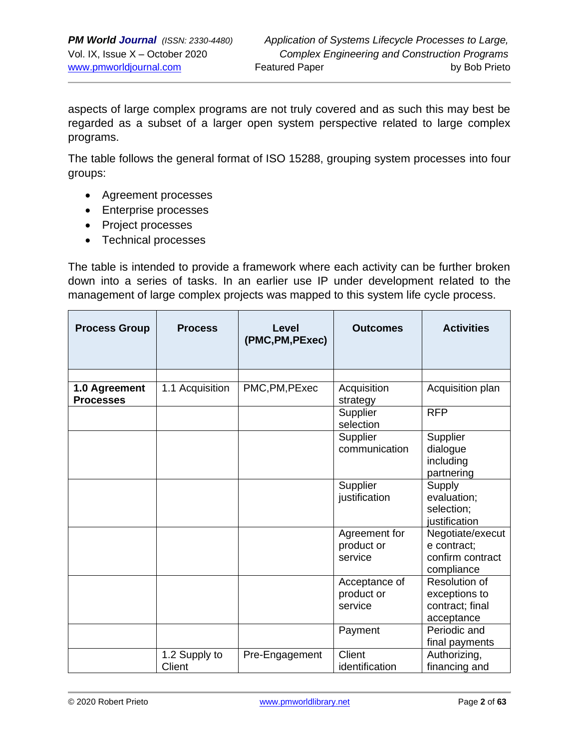aspects of large complex programs are not truly covered and as such this may best be regarded as a subset of a larger open system perspective related to large complex programs.

The table follows the general format of ISO 15288, grouping system processes into four groups:

- Agreement processes
- Enterprise processes
- Project processes
- Technical processes

The table is intended to provide a framework where each activity can be further broken down into a series of tasks. In an earlier use IP under development related to the management of large complex projects was mapped to this system life cycle process.

| Process Group | Process | Level (PMC,PM,PExec) | Outcomes | Activities |
|---|---|---|---|---|
| | | | | |
| **1.0 Agreement Processes** | 1.1 Acquisition | PMC,PM,PExec | Acquisition strategy | Acquisition plan |
| | | | Supplier selection | RFP |
| | | | Supplier communication | Supplier dialogue including partnering |
| | | | Supplier justification | Supply evaluation; selection; justification |
| | | | Agreement for product or service | Negotiate/execute contract; confirm contract compliance |
| | | | Acceptance of product or service | Resolution of exceptions to contract; final acceptance |
| | | | Payment | Periodic and final payments |
| | 1.2 Supply to Client | Pre-Engagement | Client identification | Authorizing, financing and |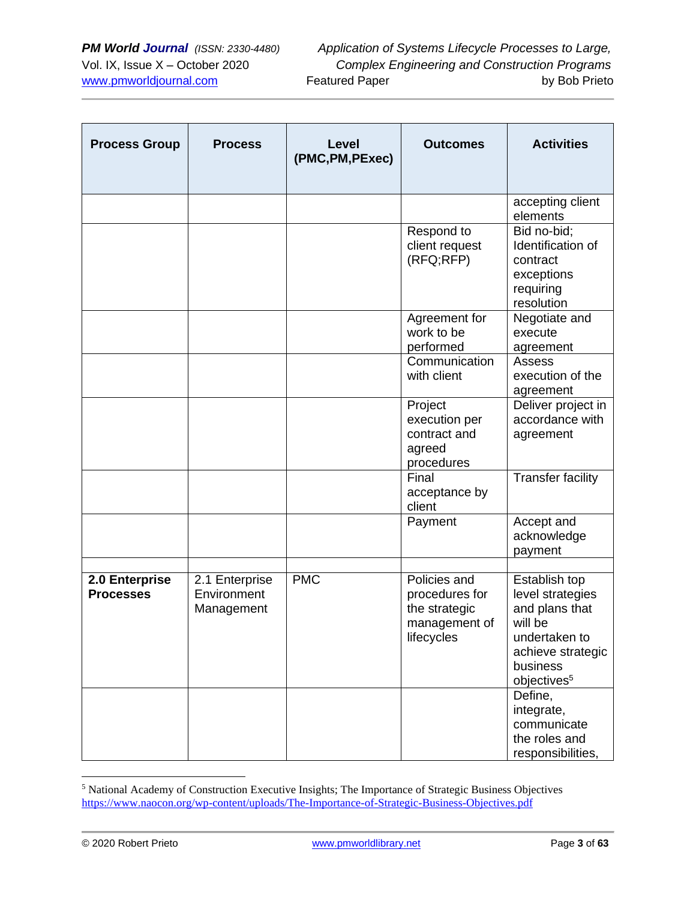| Process Group | Process | Level (PMC,PM,PExec) | Outcomes | Activities |
|---|---|---|---|---|
| | | | | accepting client elements |
| | | | Respond to client request (RFQ;RFP) | Bid no-bid; Identification of contract exceptions requiring resolution |
| | | | Agreement for work to be performed | Negotiate and execute agreement |
| | | | Communication with client | Assess execution of the agreement |
| | | | Project execution per contract and agreed procedures | Deliver project in accordance with agreement |
| | | | Final acceptance by client | Transfer facility |
| | | | Payment | Accept and acknowledge payment |
| | | | | |
| **2.0 Enterprise Processes** | 2.1 Enterprise Environment Management | PMC | Policies and procedures for the strategic management of lifecycles | Establish top level strategies and plans that will be undertaken to achieve strategic business objectives[5] |
| | | | | Define, integrate, communicate the roles and responsibilities, |

[5] National Academy of Construction Executive Insights; The Importance of Strategic Business Objectives https://www.naocon.org/wp-content/uploads/The-Importance-of-Strategic-Business-Objectives.pdf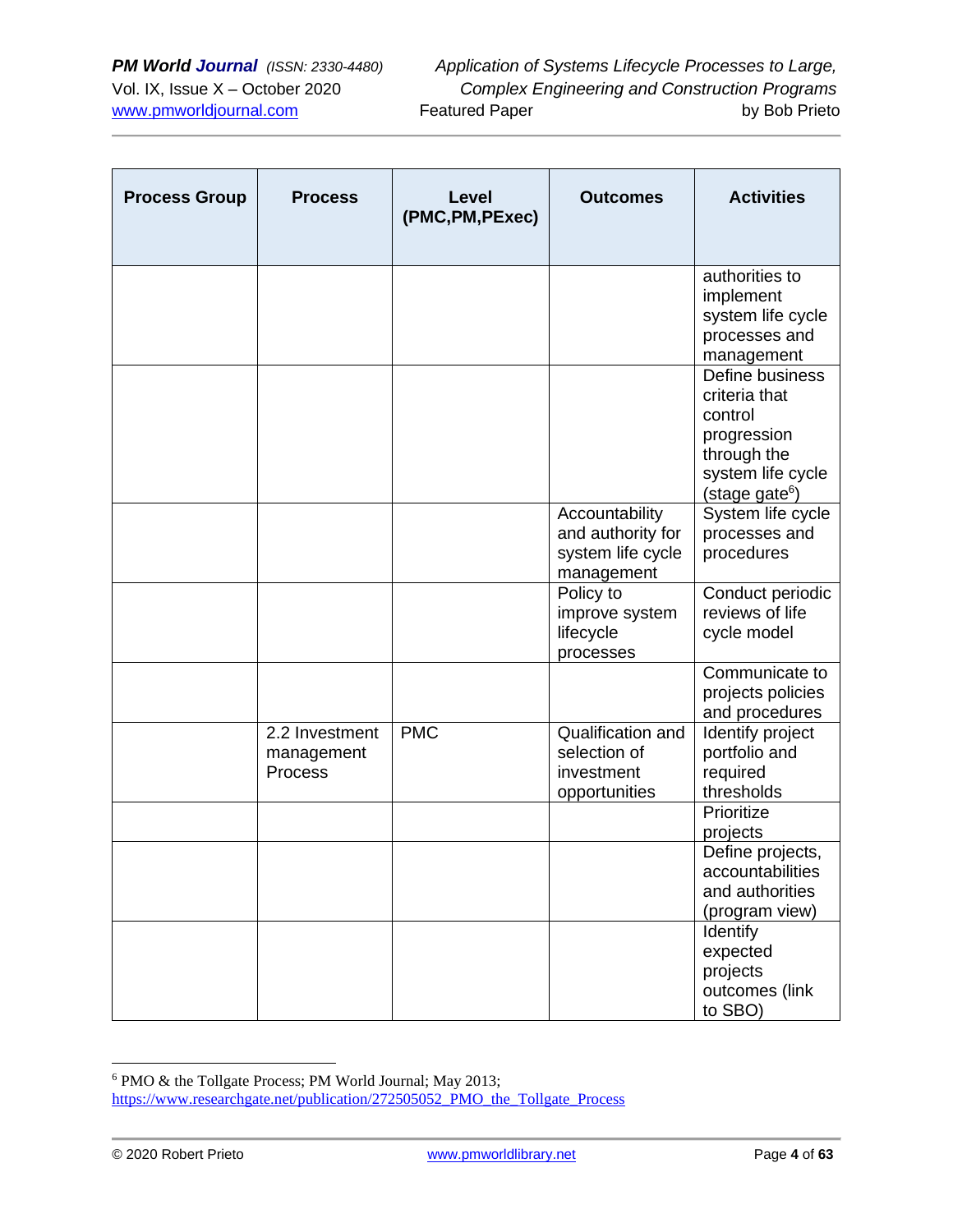| Process Group | Process | Level (PMC,PM,PExec) | Outcomes | Activities |
|---|---|---|---|---|
| | | | | authorities to implement system life cycle processes and management |
| | | | | Define business criteria that control progression through the system life cycle (stage gate[6]) |
| | | | Accountability and authority for system life cycle management | System life cycle processes and procedures |
| | | | Policy to improve system lifecycle processes | Conduct periodic reviews of life cycle model |
| | | | | Communicate to projects policies and procedures |
| | 2.2 Investment management Process | PMC | Qualification and selection of investment opportunities | Identify project portfolio and required thresholds |
| | | | | Prioritize projects |
| | | | | Define projects, accountabilities and authorities (program view) |
| | | | | Identify expected projects outcomes (link to SBO) |

[6] PMO & the Tollgate Process; PM World Journal; May 2013; https://www.researchgate.net/publication/272505052_PMO_the_Tollgate_Process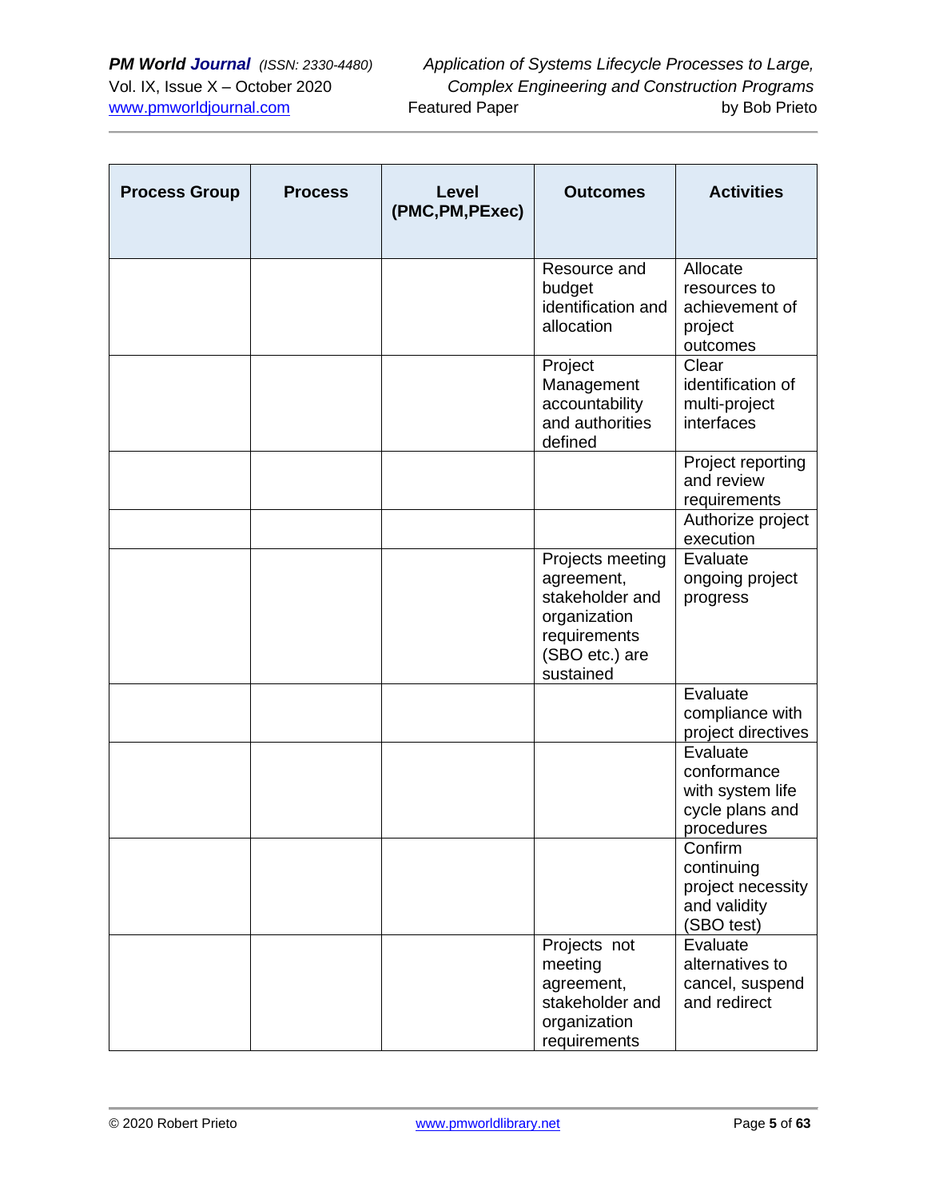| Process Group | Process | Level (PMC,PM,PExec) | Outcomes | Activities |
|---|---|---|---|---|
| | | | Resource and budget identification and allocation | Allocate resources to achievement of project outcomes |
| | | | Project Management accountability and authorities defined | Clear identification of multi-project interfaces |
| | | | | Project reporting and review requirements |
| | | | | Authorize project execution |
| | | | Projects meeting agreement, stakeholder and organization requirements (SBO etc.) are sustained | Evaluate ongoing project progress |
| | | | | Evaluate compliance with project directives |
| | | | | Evaluate conformance with system life cycle plans and procedures |
| | | | | Confirm continuing project necessity and validity (SBO test) |
| | | | Projects not meeting agreement, stakeholder and organization requirements | Evaluate alternatives to cancel, suspend and redirect |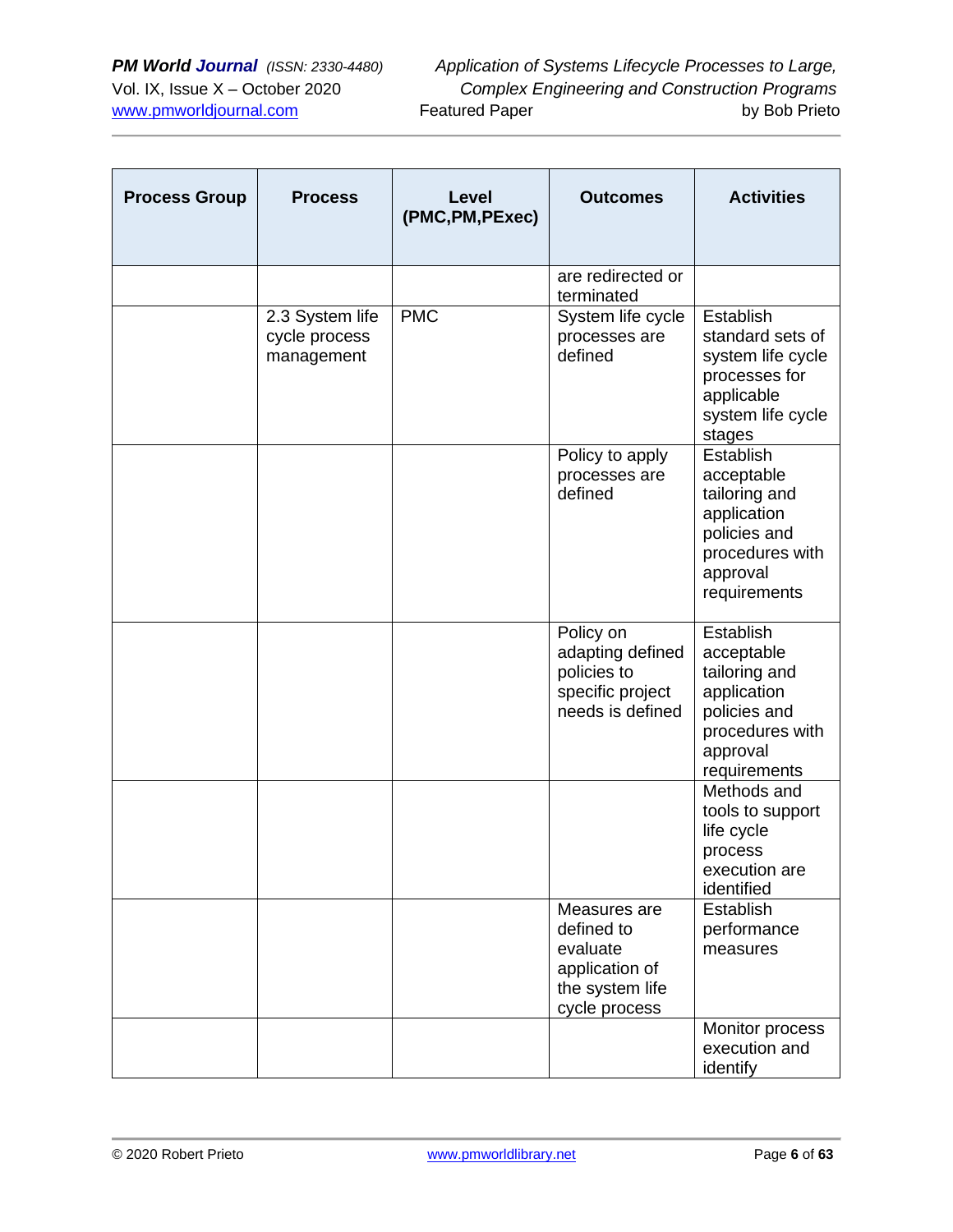| Process Group | Process | Level (PMC,PM,PExec) | Outcomes | Activities |
|---|---|---|---|---|
| | | | are redirected or terminated | |
| | 2.3 System life cycle process management | PMC | System life cycle processes are defined | Establish standard sets of system life cycle processes for applicable system life cycle stages |
| | | | Policy to apply processes are defined | Establish acceptable tailoring and application policies and procedures with approval requirements |
| | | | Policy on adapting defined policies to specific project needs is defined | Establish acceptable tailoring and application policies and procedures with approval requirements |
| | | | | Methods and tools to support life cycle process execution are identified |
| | | | Measures are defined to evaluate application of the system life cycle process | Establish performance measures |
| | | | | Monitor process execution and identify |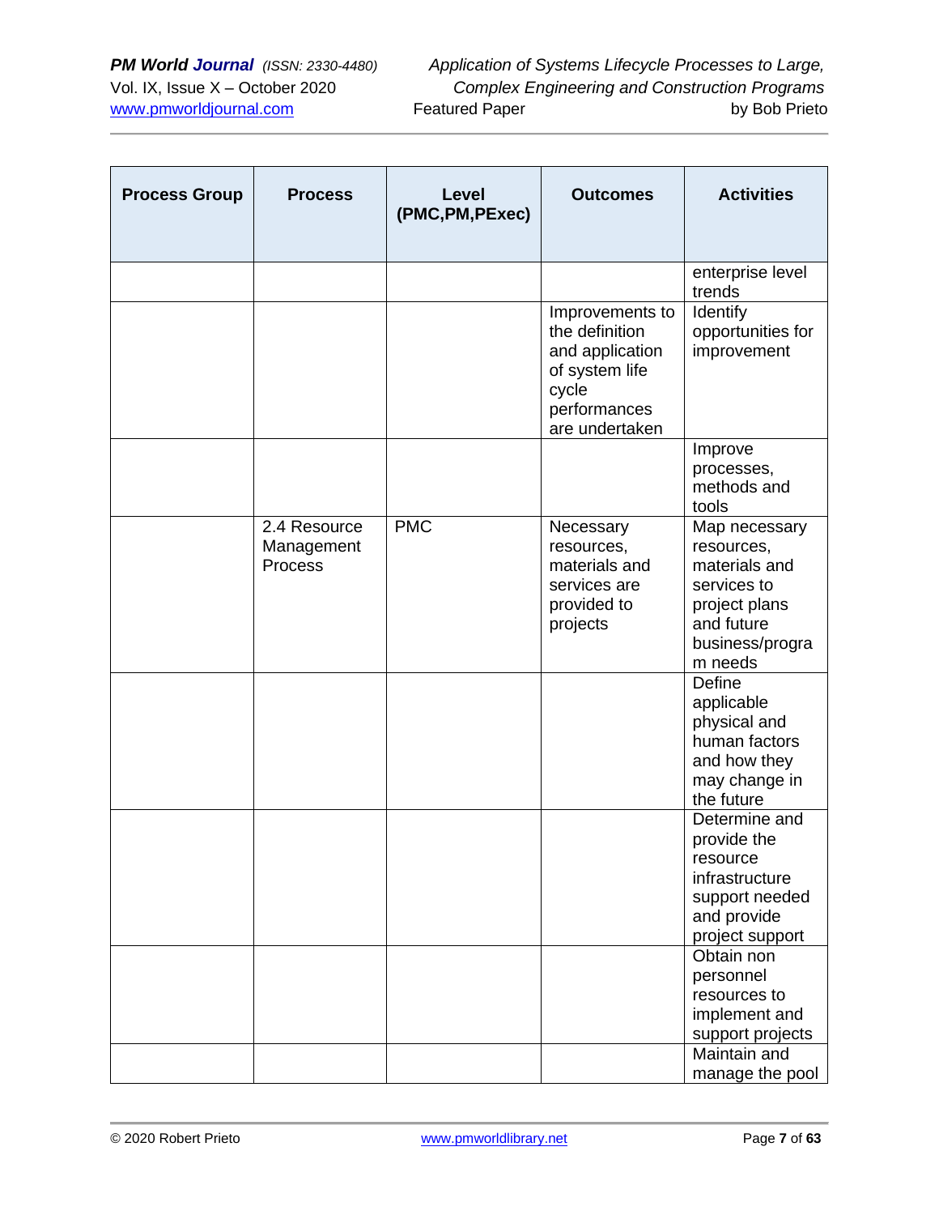| Process Group | Process | Level (PMC,PM,PExec) | Outcomes | Activities |
|---|---|---|---|---|
| | | | | enterprise level trends |
| | | | Improvements to the definition and application of system life cycle performances are undertaken | Identify opportunities for improvement |
| | | | | Improve processes, methods and tools |
| | 2.4 Resource Management Process | PMC | Necessary resources, materials and services are provided to projects | Map necessary resources, materials and services to project plans and future business/program needs |
| | | | | Define applicable physical and human factors and how they may change in the future |
| | | | | Determine and provide the resource infrastructure support needed and provide project support |
| | | | | Obtain non personnel resources to implement and support projects |
| | | | | Maintain and manage the pool |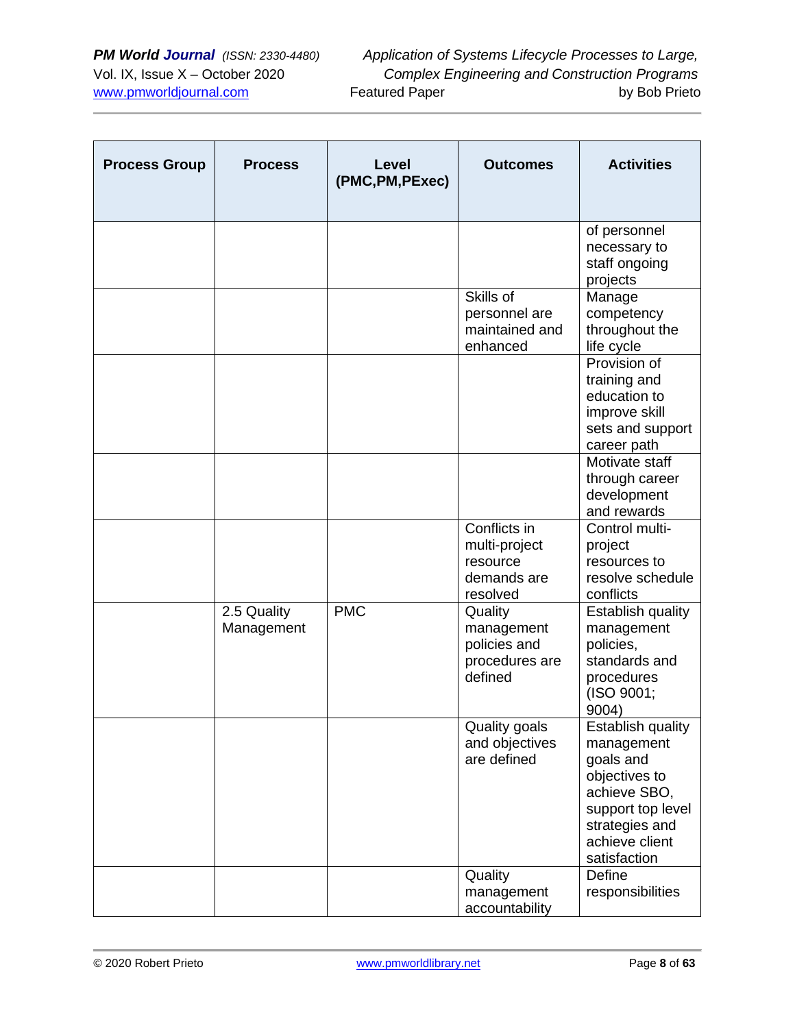| Process Group | Process | Level (PMC,PM,PExec) | Outcomes | Activities |
|---|---|---|---|---|
| | | | | of personnel necessary to staff ongoing projects |
| | | | Skills of personnel are maintained and enhanced | Manage competency throughout the life cycle |
| | | | | Provision of training and education to improve skill sets and support career path |
| | | | | Motivate staff through career development and rewards |
| | | | Conflicts in multi-project resource demands are resolved | Control multi-project resources to resolve schedule conflicts |
| | 2.5 Quality Management | PMC | Quality management policies and procedures are defined | Establish quality management policies, standards and procedures (ISO 9001; 9004) |
| | | | Quality goals and objectives are defined | Establish quality management goals and objectives to achieve SBO, support top level strategies and achieve client satisfaction |
| | | | Quality management accountability | Define responsibilities |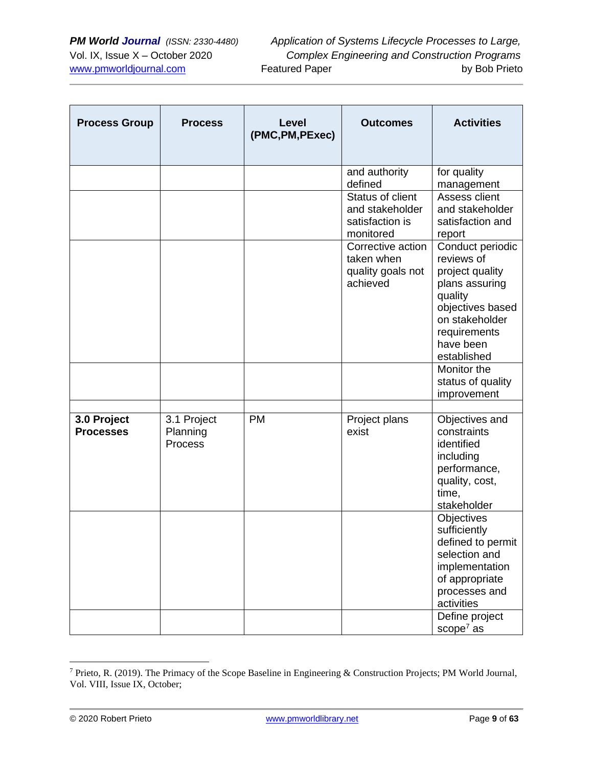| Process Group | Process | Level (PMC,PM,PExec) | Outcomes | Activities |
|---|---|---|---|---|
| | | | and authority defined | for quality management |
| | | | Status of client and stakeholder satisfaction is monitored | Assess client and stakeholder satisfaction and report |
| | | | Corrective action taken when quality goals not achieved | Conduct periodic reviews of project quality plans assuring quality objectives based on stakeholder requirements have been established |
| | | | | Monitor the status of quality improvement |
| | | | | |
| **3.0 Project Processes** | 3.1 Project Planning Process | PM | Project plans exist | Objectives and constraints identified including performance, quality, cost, time, stakeholder |
| | | | | Objectives sufficiently defined to permit selection and implementation of appropriate processes and activities |
| | | | | Define project scope[7] as |

[7] Prieto, R. (2019). The Primacy of the Scope Baseline in Engineering & Construction Projects; PM World Journal, Vol. VIII, Issue IX, October;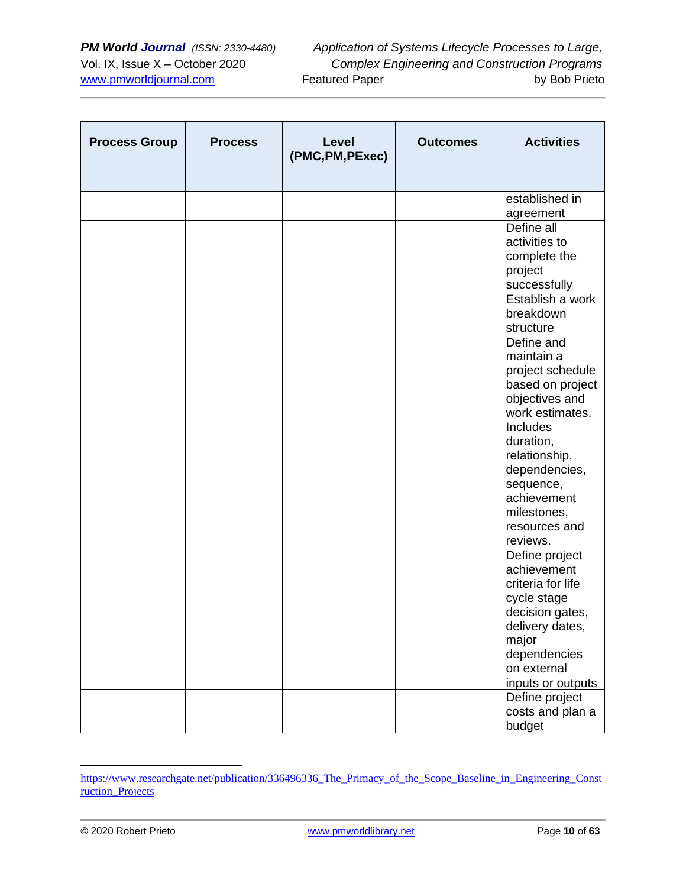| Process Group | Process | Level (PMC,PM,PExec) | Outcomes | Activities |
|---|---|---|---|---|
| | | | | established in agreement |
| | | | | Define all activities to complete the project successfully |
| | | | | Establish a work breakdown structure |
| | | | | Define and maintain a project schedule based on project objectives and work estimates. Includes duration, relationship, dependencies, sequence, achievement milestones, resources and reviews. |
| | | | | Define project achievement criteria for life cycle stage decision gates, delivery dates, major dependencies on external inputs or outputs |
| | | | | Define project costs and plan a budget |

---

https://www.researchgate.net/publication/336496336_The_Primacy_of_the_Scope_Baseline_in_Engineering_Construction_Projects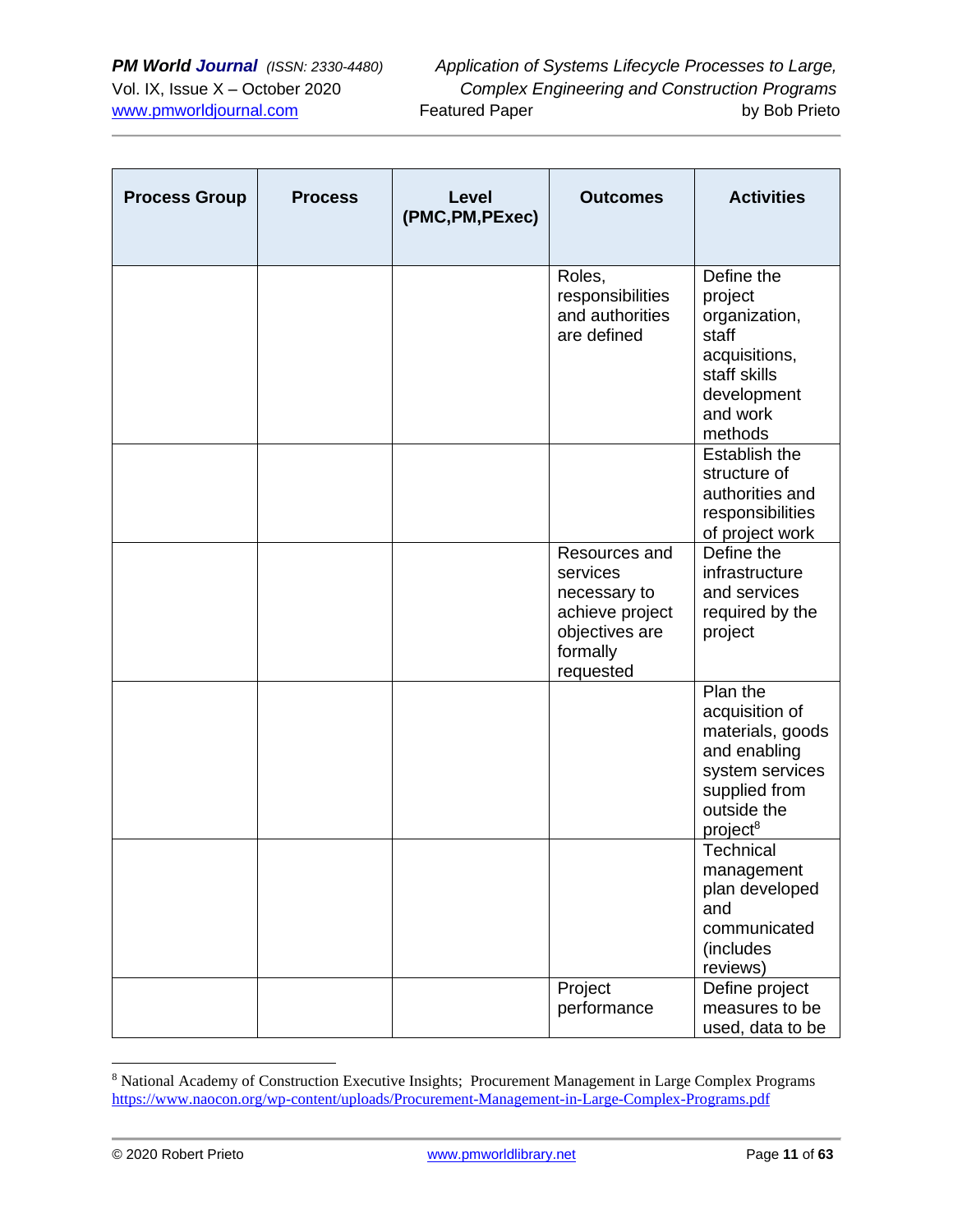| Process Group | Process | Level (PMC,PM,PExec) | Outcomes | Activities |
|---|---|---|---|---|
| | | | Roles, responsibilities and authorities are defined | Define the project organization, staff acquisitions, staff skills development and work methods |
| | | | | Establish the structure of authorities and responsibilities of project work |
| | | | Resources and services necessary to achieve project objectives are formally requested | Define the infrastructure and services required by the project |
| | | | | Plan the acquisition of materials, goods and enabling system services supplied from outside the project[8] |
| | | | | Technical management plan developed and communicated (includes reviews) |
| | | | Project performance | Define project measures to be used, data to be |

[8] National Academy of Construction Executive Insights; Procurement Management in Large Complex Programs https://www.naocon.org/wp-content/uploads/Procurement-Management-in-Large-Complex-Programs.pdf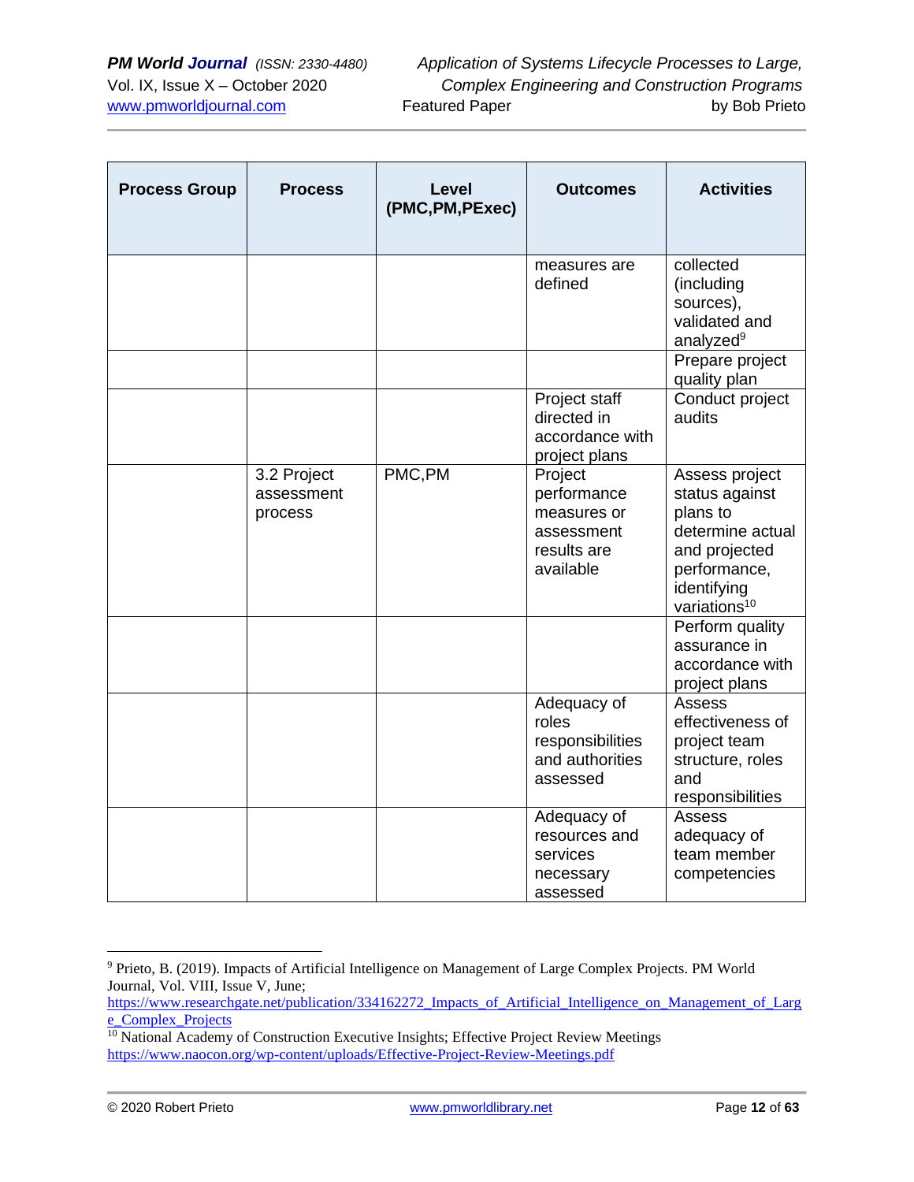| Process Group | Process | Level (PMC,PM,PExec) | Outcomes | Activities |
|---|---|---|---|---|
| | | | measures are defined | collected (including sources), validated and analyzed[9] |
| | | | | Prepare project quality plan |
| | | | Project staff directed in accordance with project plans | Conduct project audits |
| | 3.2 Project assessment process | PMC,PM | Project performance measures or assessment results are available | Assess project status against plans to determine actual and projected performance, identifying variations[10] |
| | | | | Perform quality assurance in accordance with project plans |
| | | | Adequacy of roles responsibilities and authorities assessed | Assess effectiveness of project team structure, roles and responsibilities |
| | | | Adequacy of resources and services necessary assessed | Assess adequacy of team member competencies |

---

[9] Prieto, B. (2019). Impacts of Artificial Intelligence on Management of Large Complex Projects. PM World Journal, Vol. VIII, Issue V, June; https://www.researchgate.net/publication/334162272_Impacts_of_Artificial_Intelligence_on_Management_of_Large_Complex_Projects

[10] National Academy of Construction Executive Insights; Effective Project Review Meetings https://www.naocon.org/wp-content/uploads/Effective-Project-Review-Meetings.pdf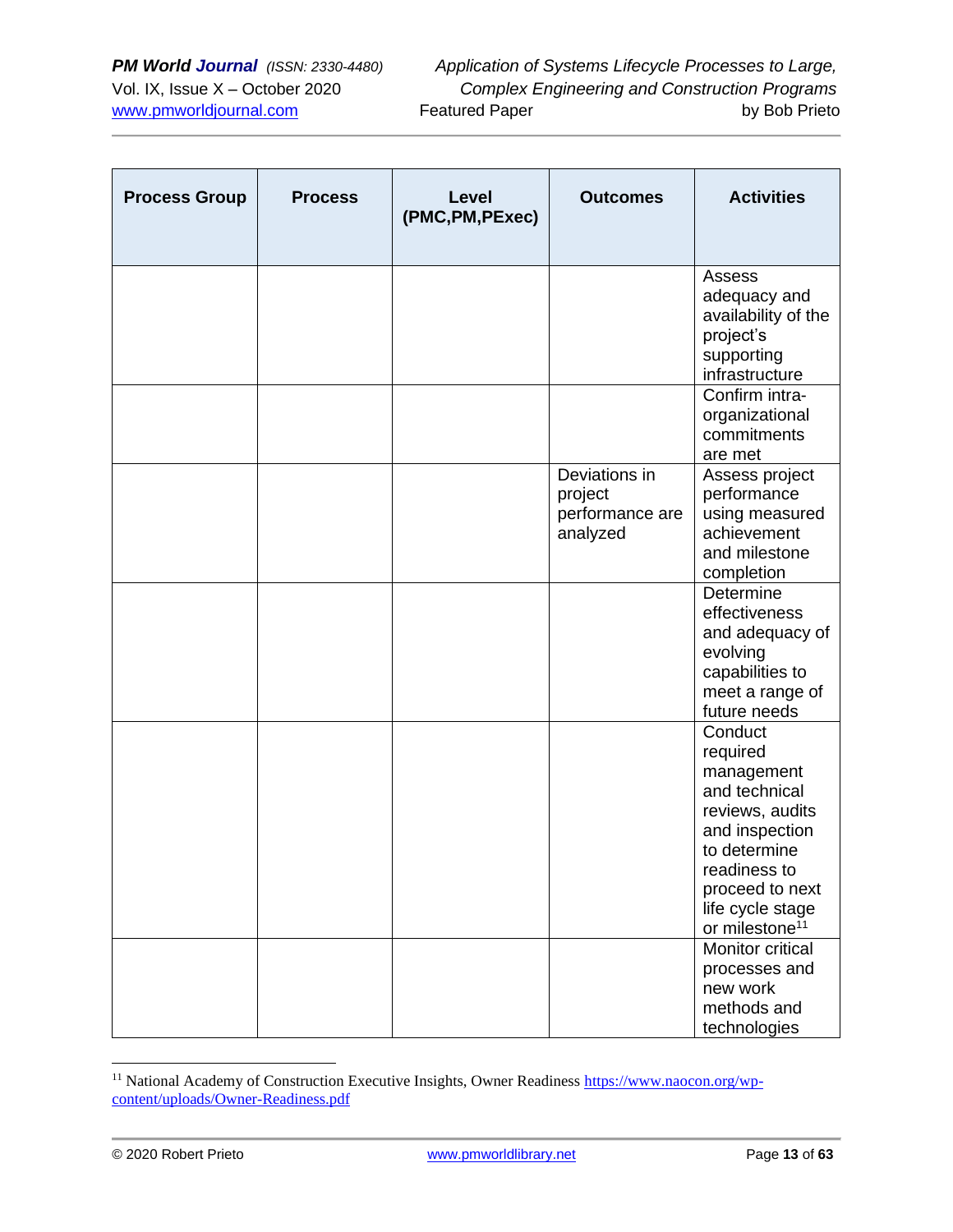| Process Group | Process | Level (PMC,PM,PExec) | Outcomes | Activities |
|---|---|---|---|---|
| | | | | Assess adequacy and availability of the project's supporting infrastructure |
| | | | | Confirm intra-organizational commitments are met |
| | | | Deviations in project performance are analyzed | Assess project performance using measured achievement and milestone completion |
| | | | | Determine effectiveness and adequacy of evolving capabilities to meet a range of future needs |
| | | | | Conduct required management and technical reviews, audits and inspection to determine readiness to proceed to next life cycle stage or milestone[11] |
| | | | | Monitor critical processes and new work methods and technologies |

[11] National Academy of Construction Executive Insights, Owner Readiness https://www.naocon.org/wp-content/uploads/Owner-Readiness.pdf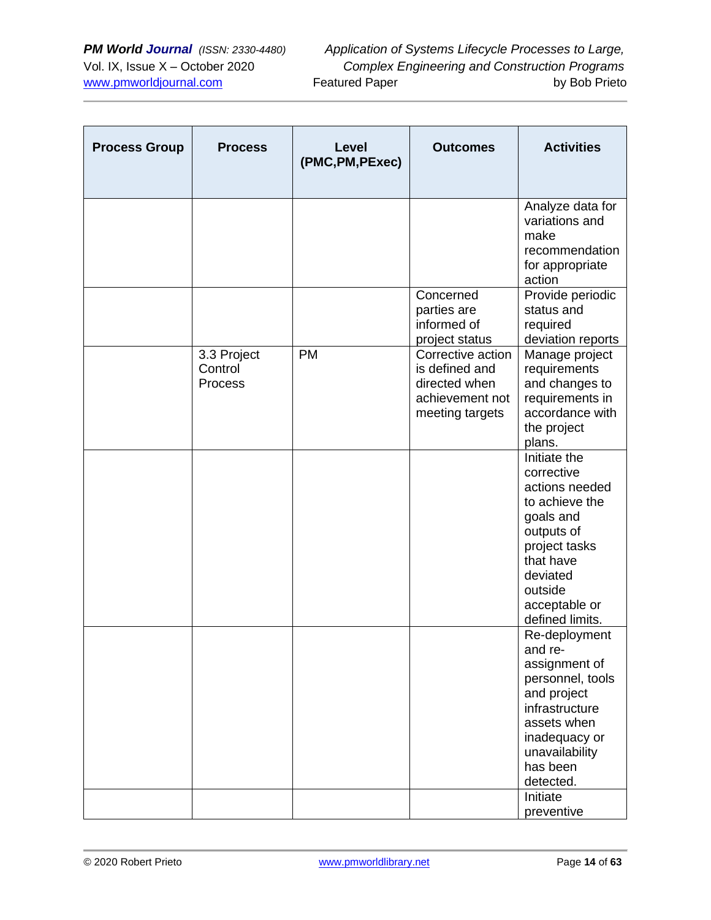| Process Group | Process | Level (PMC,PM,PExec) | Outcomes | Activities |
|---|---|---|---|---|
| | | | | Analyze data for variations and make recommendation for appropriate action |
| | | | Concerned parties are informed of project status | Provide periodic status and required deviation reports |
| | 3.3 Project Control Process | PM | Corrective action is defined and directed when achievement not meeting targets | Manage project requirements and changes to requirements in accordance with the project plans. |
| | | | | Initiate the corrective actions needed to achieve the goals and outputs of project tasks that have deviated outside acceptable or defined limits. |
| | | | | Re-deployment and re-assignment of personnel, tools and project infrastructure assets when inadequacy or unavailability has been detected. |
| | | | | Initiate preventive |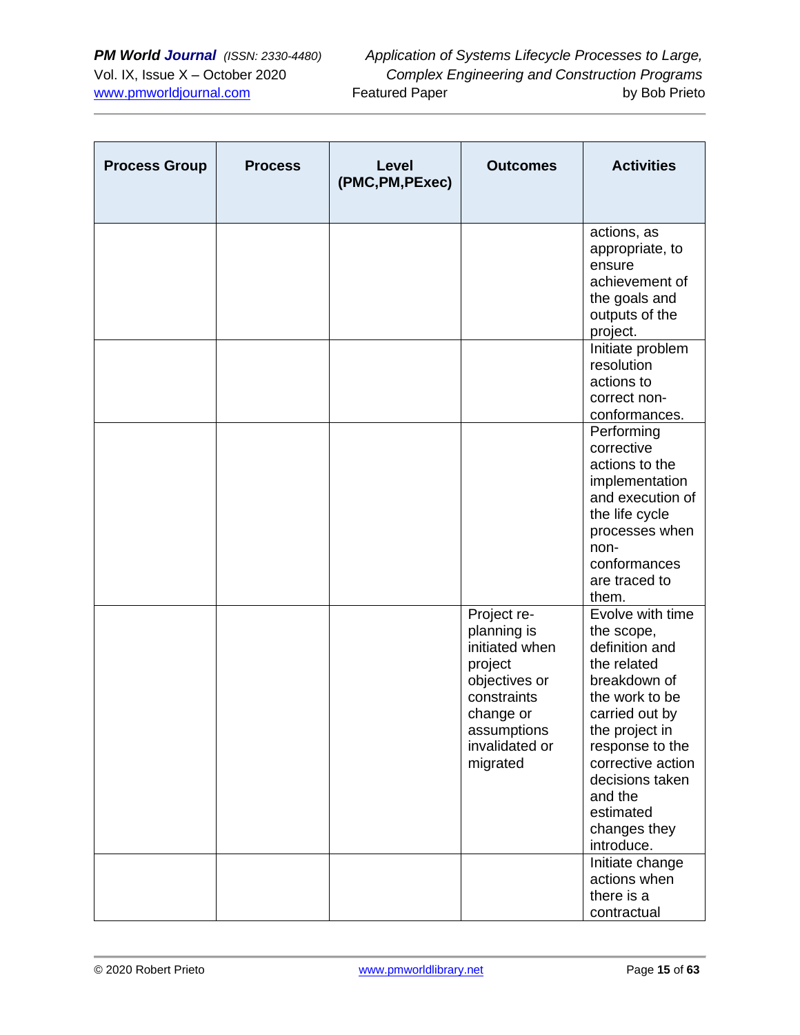| Process Group | Process | Level (PMC,PM,PExec) | Outcomes | Activities |
|---|---|---|---|---|
| | | | | actions, as appropriate, to ensure achievement of the goals and outputs of the project. |
| | | | | Initiate problem resolution actions to correct non-conformances. |
| | | | | Performing corrective actions to the implementation and execution of the life cycle processes when non-conformances are traced to them. |
| | | | Project re-planning is initiated when project objectives or constraints change or assumptions invalidated or migrated | Evolve with time the scope, definition and the related breakdown of the work to be carried out by the project in response to the corrective action decisions taken and the estimated changes they introduce. |
| | | | | Initiate change actions when there is a contractual |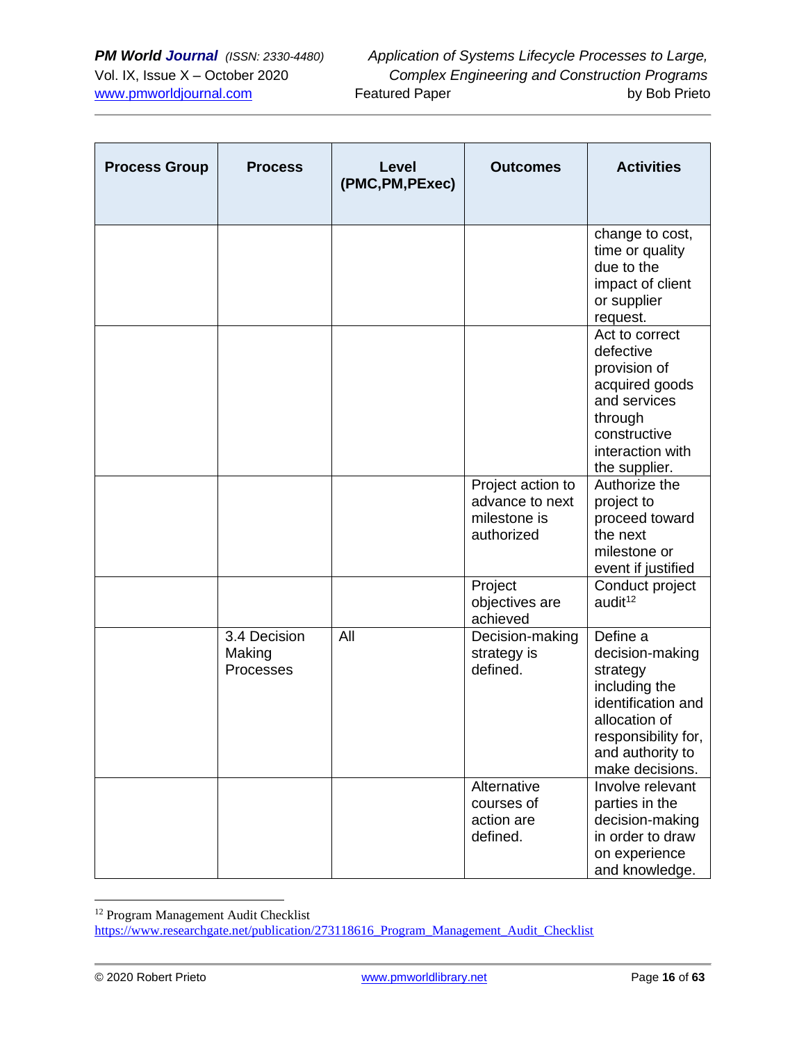| Process Group | Process | Level (PMC,PM,PExec) | Outcomes | Activities |
|---|---|---|---|---|
| | | | | change to cost, time or quality due to the impact of client or supplier request. |
| | | | | Act to correct defective provision of acquired goods and services through constructive interaction with the supplier. |
| | | | Project action to advance to next milestone is authorized | Authorize the project to proceed toward the next milestone or event if justified |
| | | | Project objectives are achieved | Conduct project audit[12] |
| | 3.4 Decision Making Processes | All | Decision-making strategy is defined. | Define a decision-making strategy including the identification and allocation of responsibility for, and authority to make decisions. |
| | | | Alternative courses of action are defined. | Involve relevant parties in the decision-making in order to draw on experience and knowledge. |

[12] Program Management Audit Checklist https://www.researchgate.net/publication/273118616_Program_Management_Audit_Checklist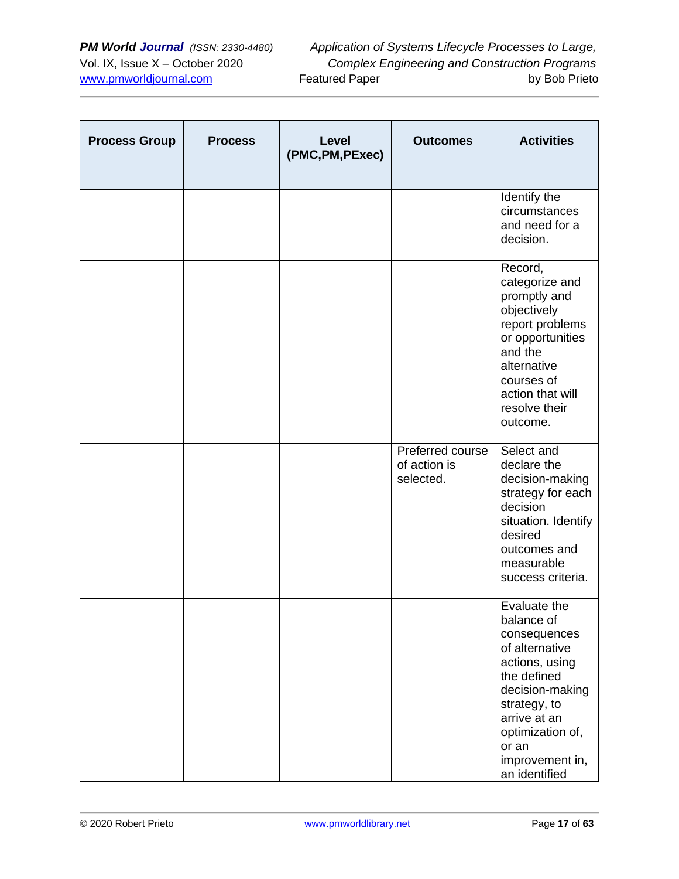| Process Group | Process | Level (PMC,PM,PExec) | Outcomes | Activities |
|---|---|---|---|---|
| | | | | Identify the circumstances and need for a decision. |
| | | | | Record, categorize and promptly and objectively report problems or opportunities and the alternative courses of action that will resolve their outcome. |
| | | | Preferred course of action is selected. | Select and declare the decision-making strategy for each decision situation. Identify desired outcomes and measurable success criteria. |
| | | | | Evaluate the balance of consequences of alternative actions, using the defined decision-making strategy, to arrive at an optimization of, or an improvement in, an identified |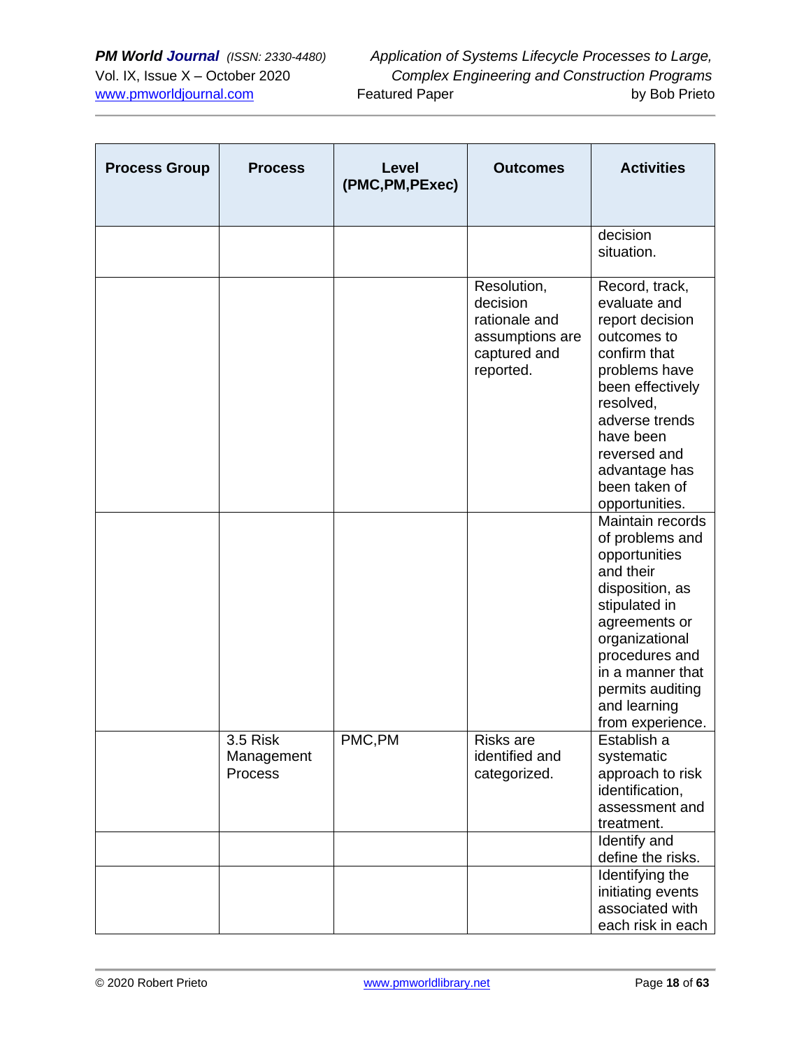| Process Group | Process | Level (PMC,PM,PExec) | Outcomes | Activities |
|---|---|---|---|---|
| | | | | decision situation. |
| | | | Resolution, decision rationale and assumptions are captured and reported. | Record, track, evaluate and report decision outcomes to confirm that problems have been effectively resolved, adverse trends have been reversed and advantage has been taken of opportunities. |
| | | | | Maintain records of problems and opportunities and their disposition, as stipulated in agreements or organizational procedures and in a manner that permits auditing and learning from experience. |
| | 3.5 Risk Management Process | PMC,PM | Risks are identified and categorized. | Establish a systematic approach to risk identification, assessment and treatment. |
| | | | | Identify and define the risks. |
| | | | | Identifying the initiating events associated with each risk in each |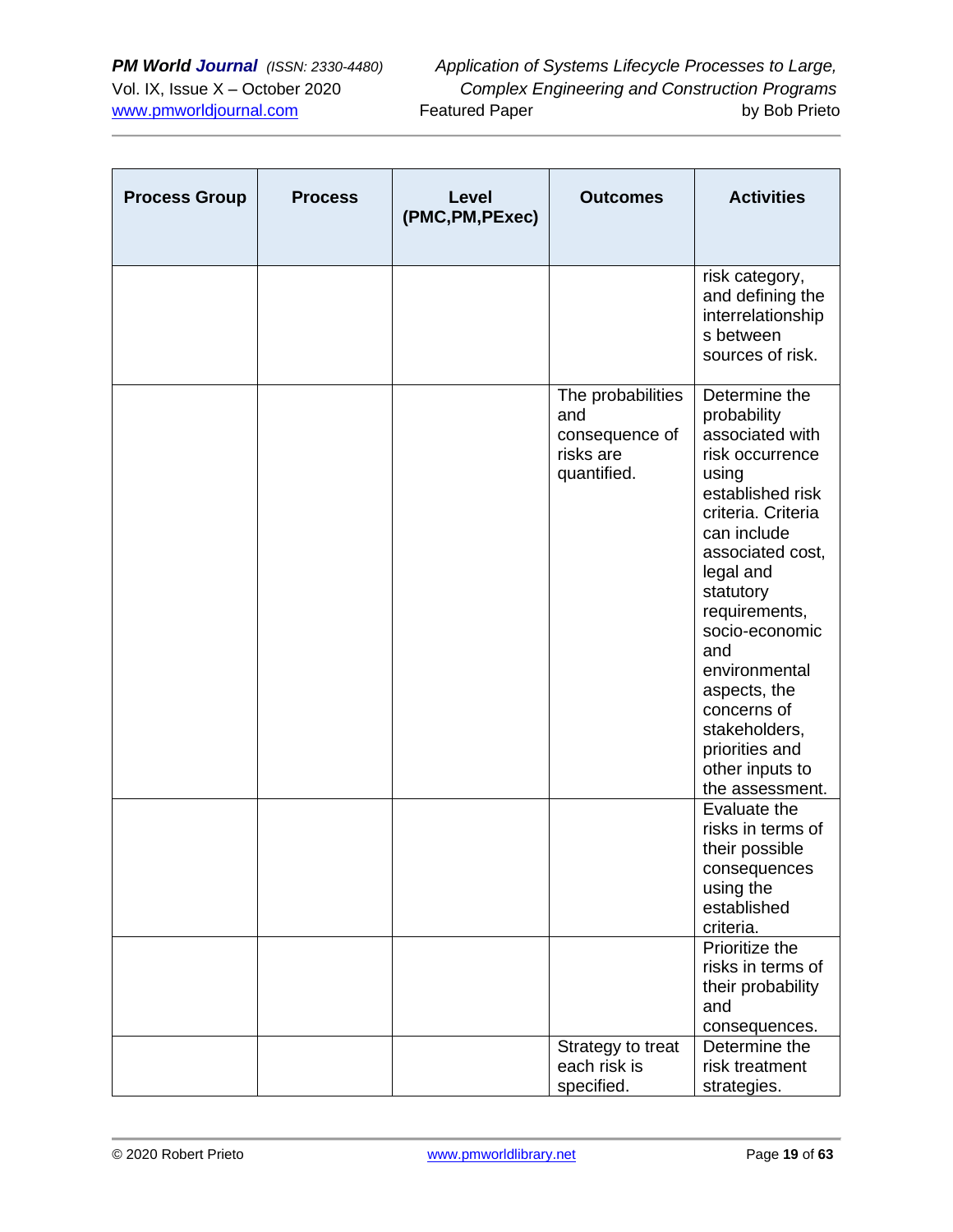| Process Group | Process | Level (PMC,PM,PExec) | Outcomes | Activities |
|---|---|---|---|---|
| | | | | risk category, and defining the interrelationships between sources of risk. |
| | | | The probabilities and consequence of risks are quantified. | Determine the probability associated with risk occurrence using established risk criteria. Criteria can include associated cost, legal and statutory requirements, socio-economic and environmental aspects, the concerns of stakeholders, priorities and other inputs to the assessment. |
| | | | | Evaluate the risks in terms of their possible consequences using the established criteria. |
| | | | | Prioritize the risks in terms of their probability and consequences. |
| | | | Strategy to treat each risk is specified. | Determine the risk treatment strategies. |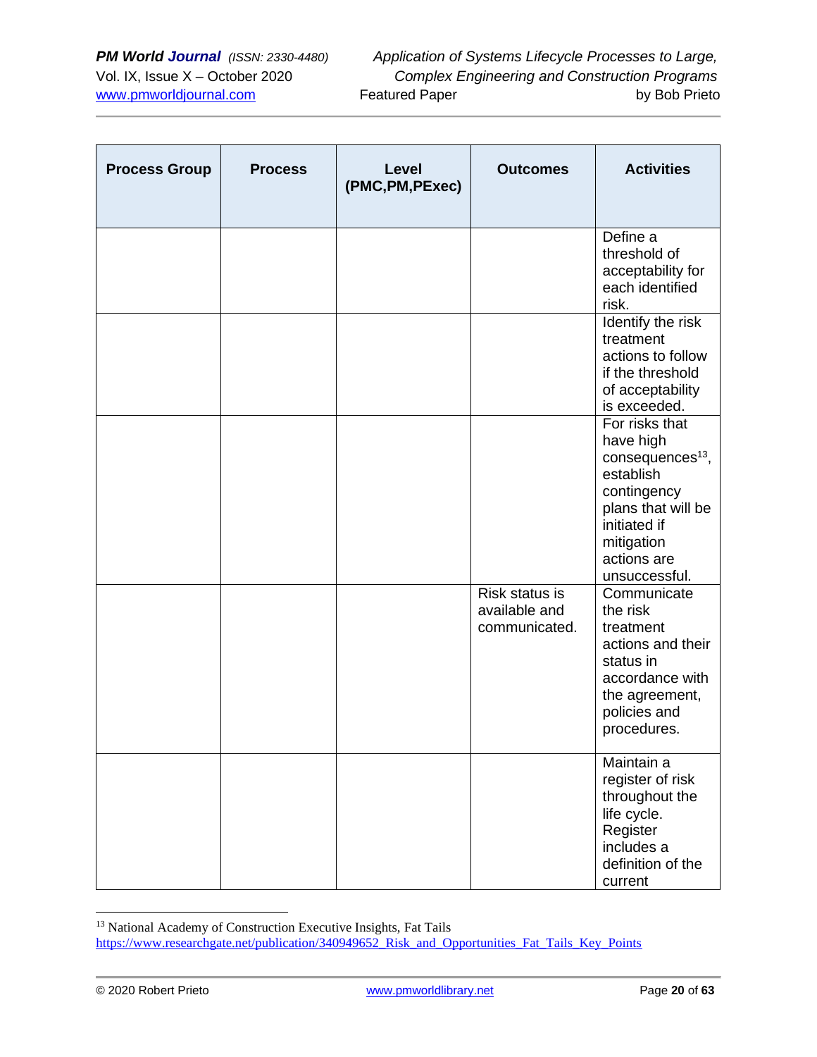| Process Group | Process | Level (PMC,PM,PExec) | Outcomes | Activities |
|---|---|---|---|---|
| | | | | Define a threshold of acceptability for each identified risk. |
| | | | | Identify the risk treatment actions to follow if the threshold of acceptability is exceeded. |
| | | | | For risks that have high consequences[13], establish contingency plans that will be initiated if mitigation actions are unsuccessful. |
| | | | Risk status is available and communicated. | Communicate the risk treatment actions and their status in accordance with the agreement, policies and procedures. |
| | | | | Maintain a register of risk throughout the life cycle. Register includes a definition of the current |

[13] National Academy of Construction Executive Insights, Fat Tails https://www.researchgate.net/publication/340949652_Risk_and_Opportunities_Fat_Tails_Key_Points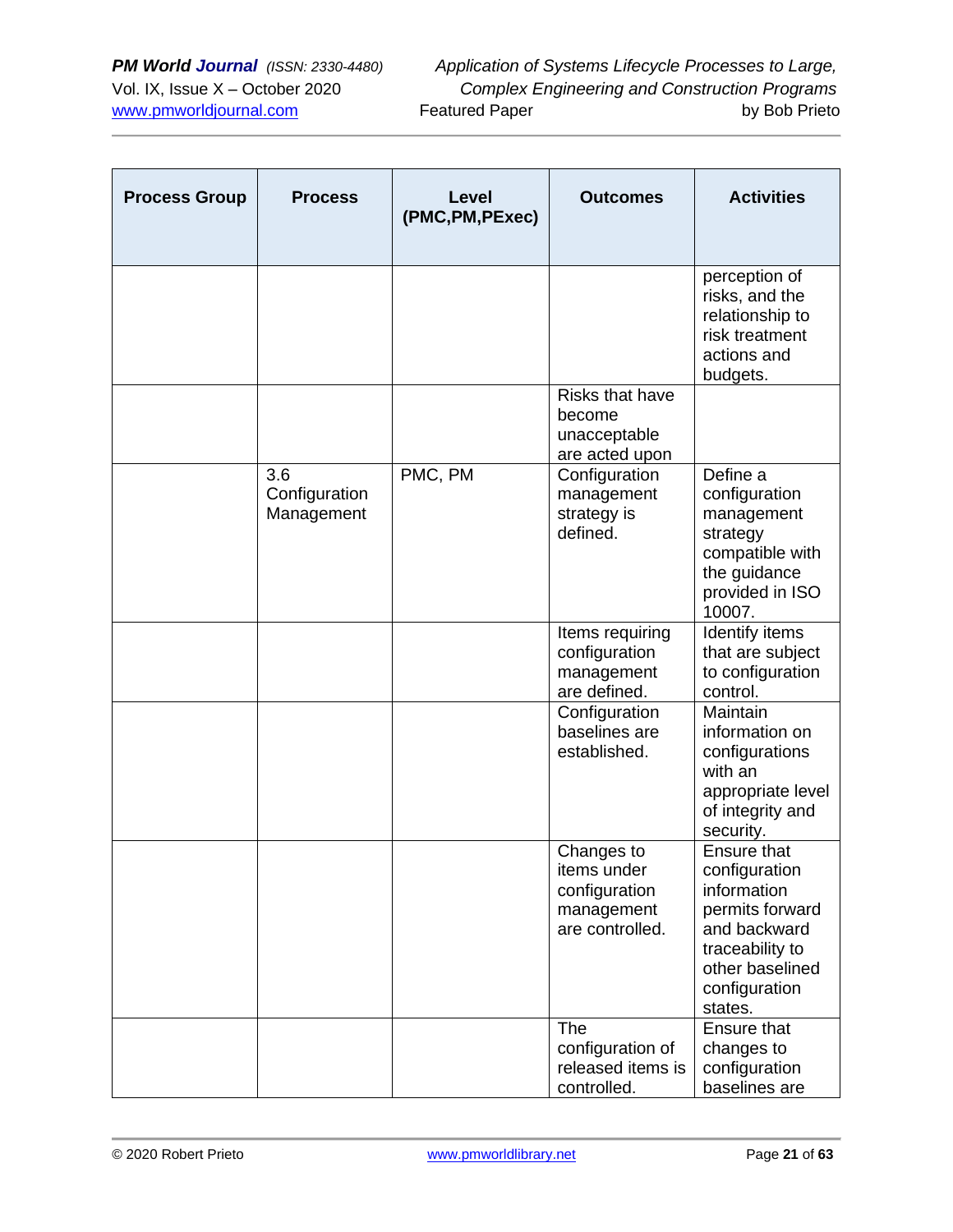| Process Group | Process | Level (PMC,PM,PExec) | Outcomes | Activities |
|---|---|---|---|---|
| | | | | perception of risks, and the relationship to risk treatment actions and budgets. |
| | | | Risks that have become unacceptable are acted upon | |
| | 3.6 Configuration Management | PMC, PM | Configuration management strategy is defined. | Define a configuration management strategy compatible with the guidance provided in ISO 10007. |
| | | | Items requiring configuration management are defined. | Identify items that are subject to configuration control. |
| | | | Configuration baselines are established. | Maintain information on configurations with an appropriate level of integrity and security. |
| | | | Changes to items under configuration management are controlled. | Ensure that configuration information permits forward and backward traceability to other baselined configuration states. |
| | | | The configuration of released items is controlled. | Ensure that changes to configuration baselines are |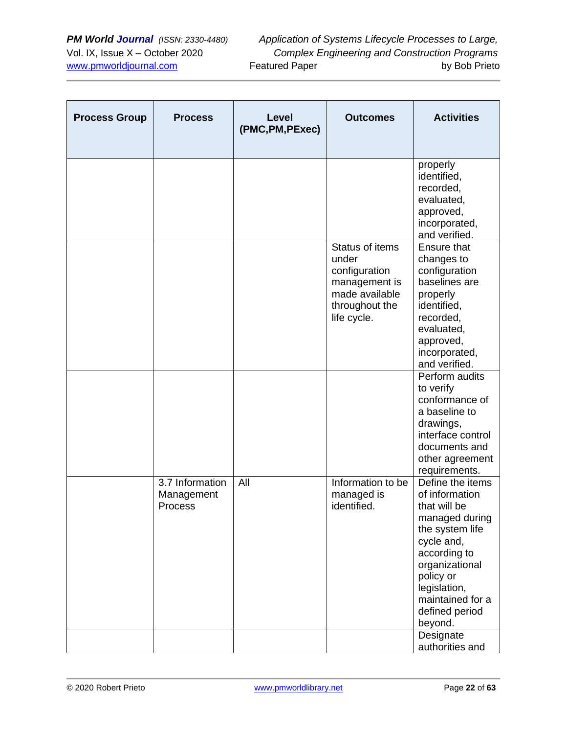| Process Group | Process | Level (PMC,PM,PExec) | Outcomes | Activities |
|---|---|---|---|---|
| | | | | properly identified, recorded, evaluated, approved, incorporated, and verified. |
| | | | Status of items under configuration management is made available throughout the life cycle. | Ensure that changes to configuration baselines are properly identified, recorded, evaluated, approved, incorporated, and verified. |
| | | | | Perform audits to verify conformance of a baseline to drawings, interface control documents and other agreement requirements. |
| | 3.7 Information Management Process | All | Information to be managed is identified. | Define the items of information that will be managed during the system life cycle and, according to organizational policy or legislation, maintained for a defined period beyond. |
| | | | | Designate authorities and |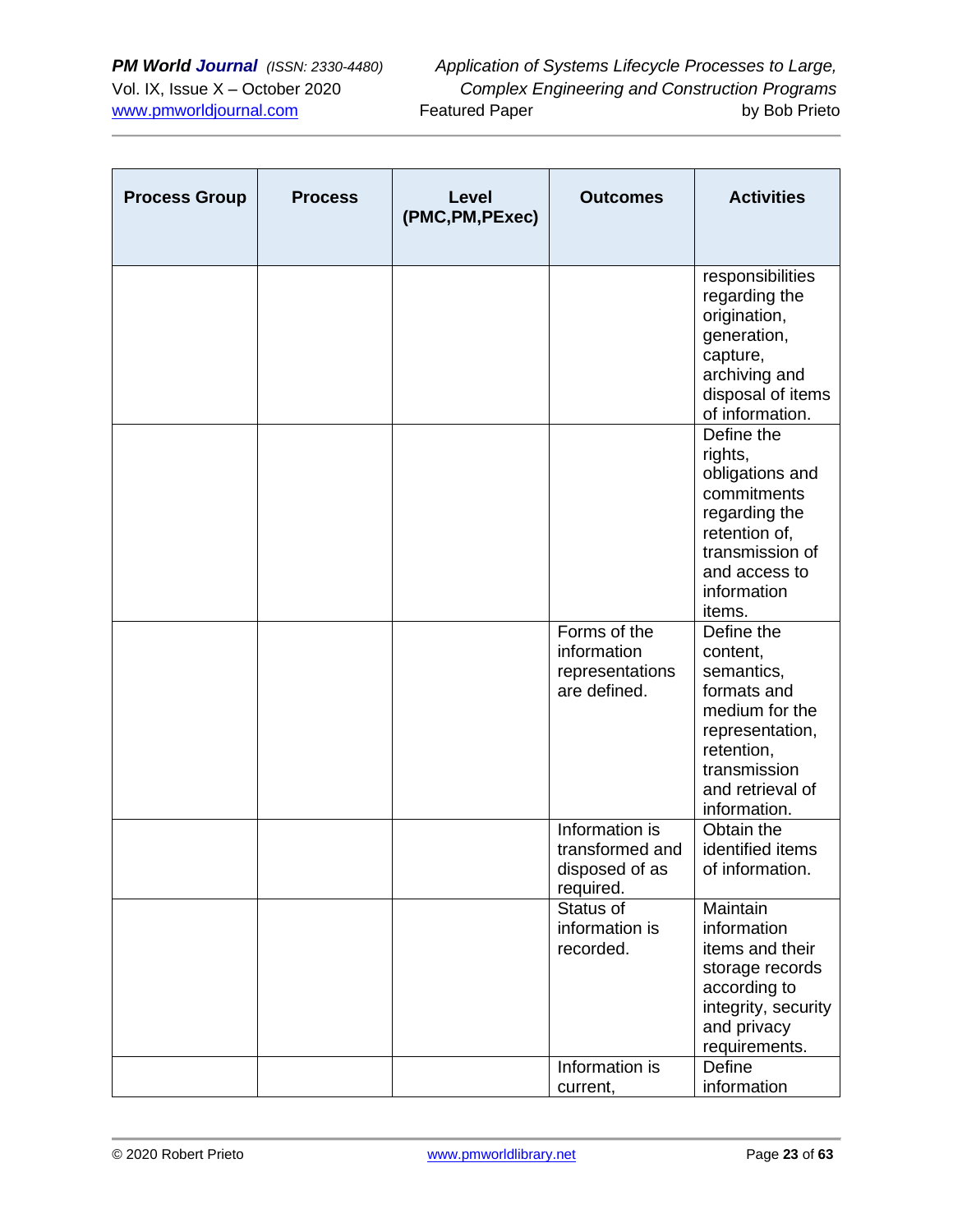| Process Group | Process | Level (PMC,PM,PExec) | Outcomes | Activities |
|---|---|---|---|---|
| | | | | responsibilities regarding the origination, generation, capture, archiving and disposal of items of information. |
| | | | | Define the rights, obligations and commitments regarding the retention of, transmission of and access to information items. |
| | | | Forms of the information representations are defined. | Define the content, semantics, formats and medium for the representation, retention, transmission and retrieval of information. |
| | | | Information is transformed and disposed of as required. | Obtain the identified items of information. |
| | | | Status of information is recorded. | Maintain information items and their storage records according to integrity, security and privacy requirements. |
| | | | Information is current, | Define information |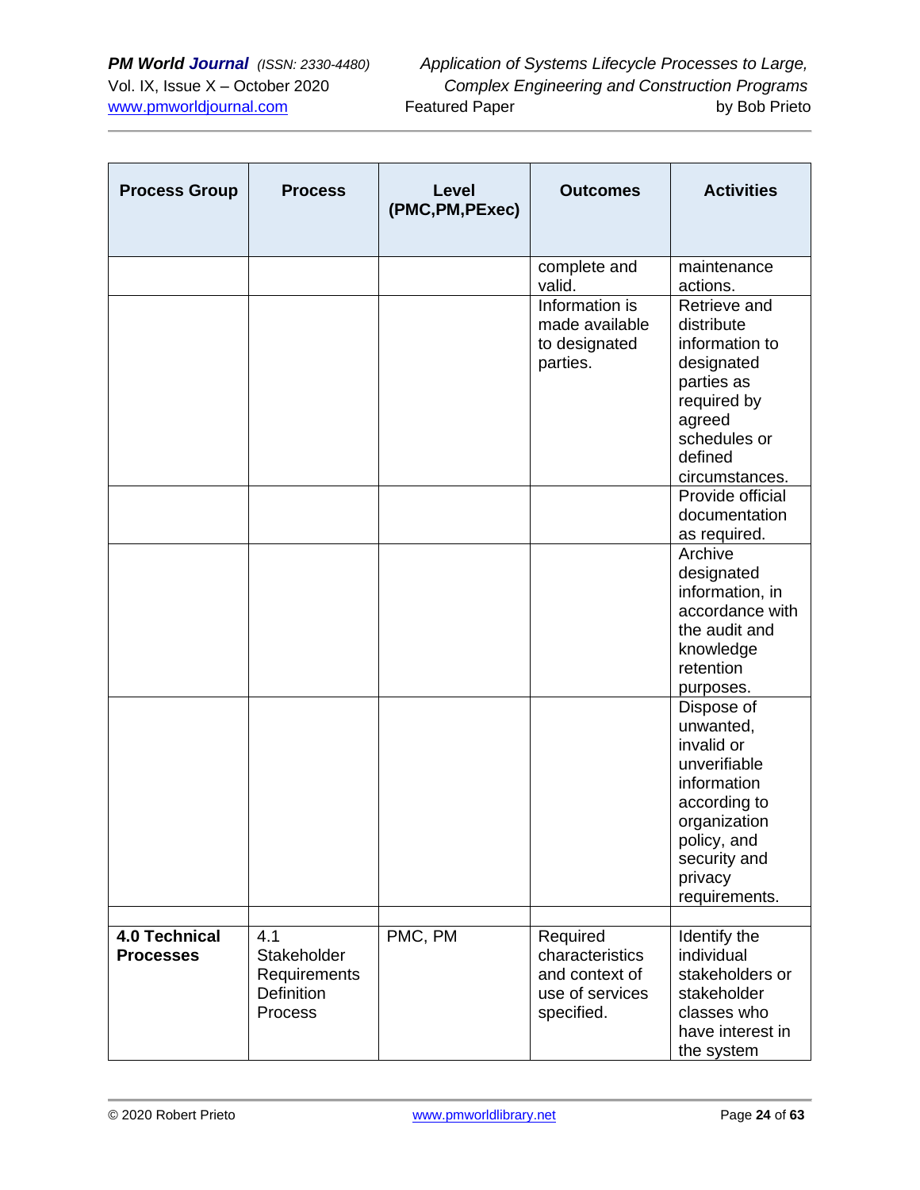| Process Group | Process | Level (PMC,PM,PExec) | Outcomes | Activities |
|---|---|---|---|---|
| | | | complete and valid. | maintenance actions. |
| | | | Information is made available to designated parties. | Retrieve and distribute information to designated parties as required by agreed schedules or defined circumstances. |
| | | | | Provide official documentation as required. |
| | | | | Archive designated information, in accordance with the audit and knowledge retention purposes. |
| | | | | Dispose of unwanted, invalid or unverifiable information according to organization policy, and security and privacy requirements. |
| | | | | |
| **4.0 Technical Processes** | 4.1 Stakeholder Requirements Definition Process | PMC, PM | Required characteristics and context of use of services specified. | Identify the individual stakeholders or stakeholder classes who have interest in the system |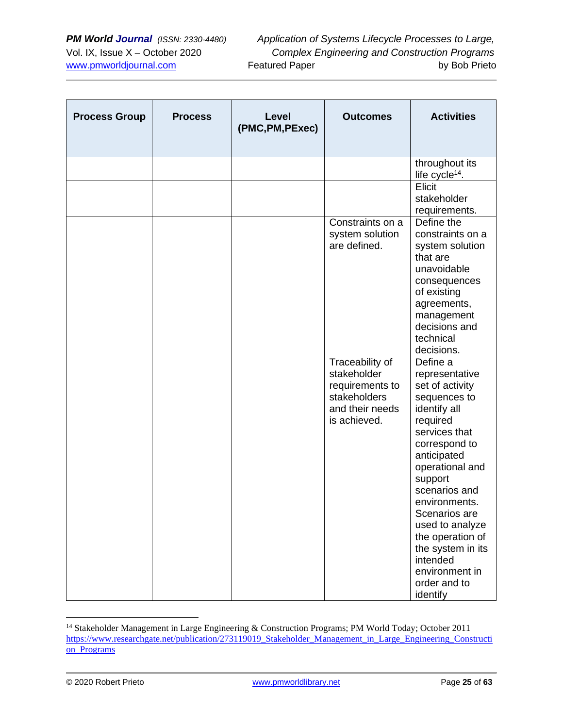| Process Group | Process | Level (PMC,PM,PExec) | Outcomes | Activities |
|---|---|---|---|---|
| | | | | throughout its life cycle[14]. |
| | | | | Elicit stakeholder requirements. |
| | | | Constraints on a system solution are defined. | Define the constraints on a system solution that are unavoidable consequences of existing agreements, management decisions and technical decisions. |
| | | | Traceability of stakeholder requirements to stakeholders and their needs is achieved. | Define a representative set of activity sequences to identify all required services that correspond to anticipated operational and support scenarios and environments. Scenarios are used to analyze the operation of the system in its intended environment in order and to identify |

[14] Stakeholder Management in Large Engineering & Construction Programs; PM World Today; October 2011 https://www.researchgate.net/publication/273119019_Stakeholder_Management_in_Large_Engineering_Construction_Programs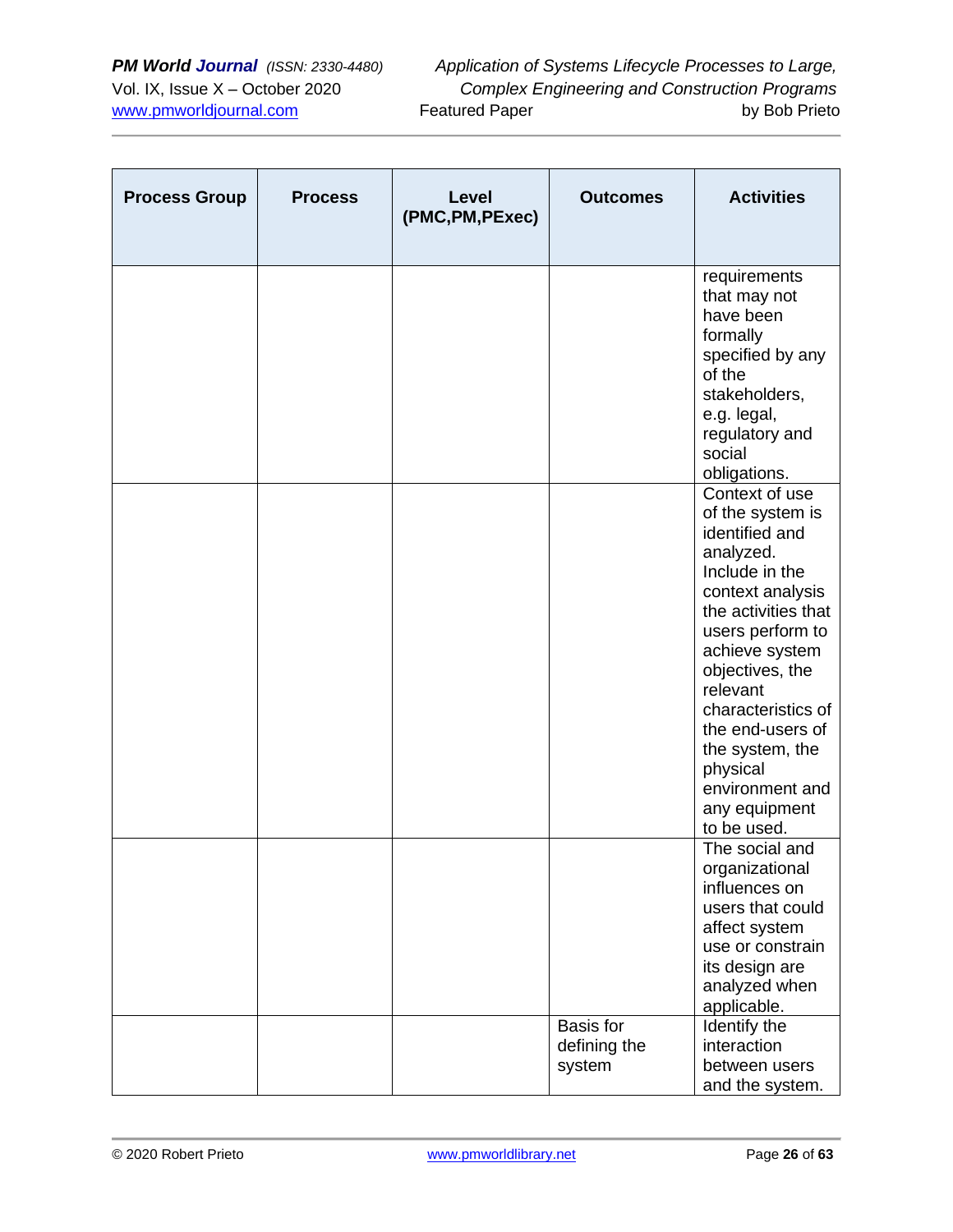| Process Group | Process | Level (PMC,PM,PExec) | Outcomes | Activities |
|---|---|---|---|---|
| | | | | requirements that may not have been formally specified by any of the stakeholders, e.g. legal, regulatory and social obligations. |
| | | | | Context of use of the system is identified and analyzed. Include in the context analysis the activities that users perform to achieve system objectives, the relevant characteristics of the end-users of the system, the physical environment and any equipment to be used. |
| | | | | The social and organizational influences on users that could affect system use or constrain its design are analyzed when applicable. |
| | | | Basis for defining the system | Identify the interaction between users and the system. |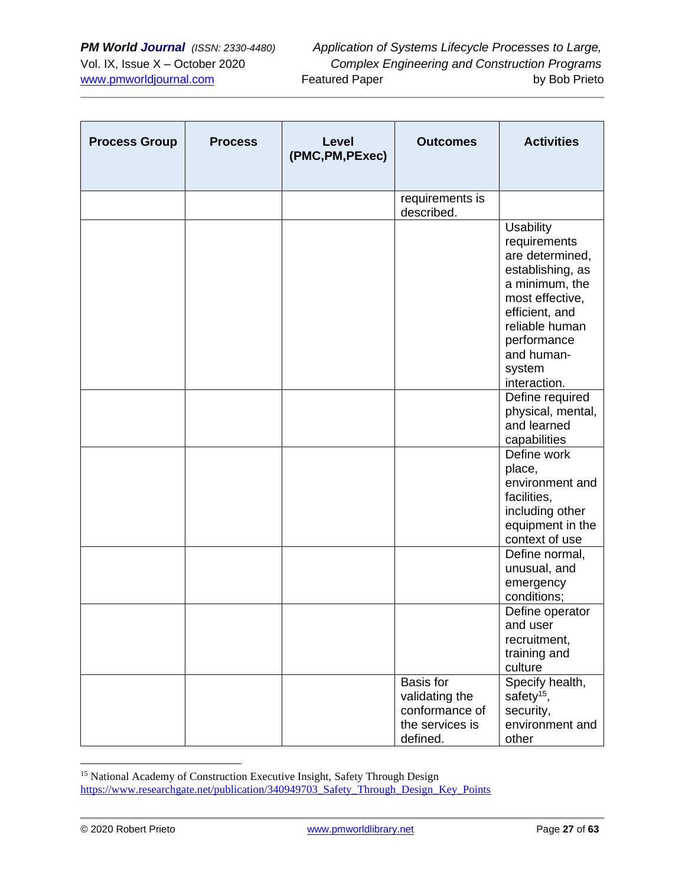| Process Group | Process | Level (PMC,PM,PExec) | Outcomes | Activities |
|---|---|---|---|---|
| | | | requirements is described. | |
| | | | | Usability requirements are determined, establishing, as a minimum, the most effective, efficient, and reliable human performance and human-system interaction. |
| | | | | Define required physical, mental, and learned capabilities |
| | | | | Define work place, environment and facilities, including other equipment in the context of use |
| | | | | Define normal, unusual, and emergency conditions; |
| | | | | Define operator and user recruitment, training and culture |
| | | | Basis for validating the conformance of the services is defined. | Specify health, safety[15], security, environment and other |

[15] National Academy of Construction Executive Insight, Safety Through Design https://www.researchgate.net/publication/340949703_Safety_Through_Design_Key_Points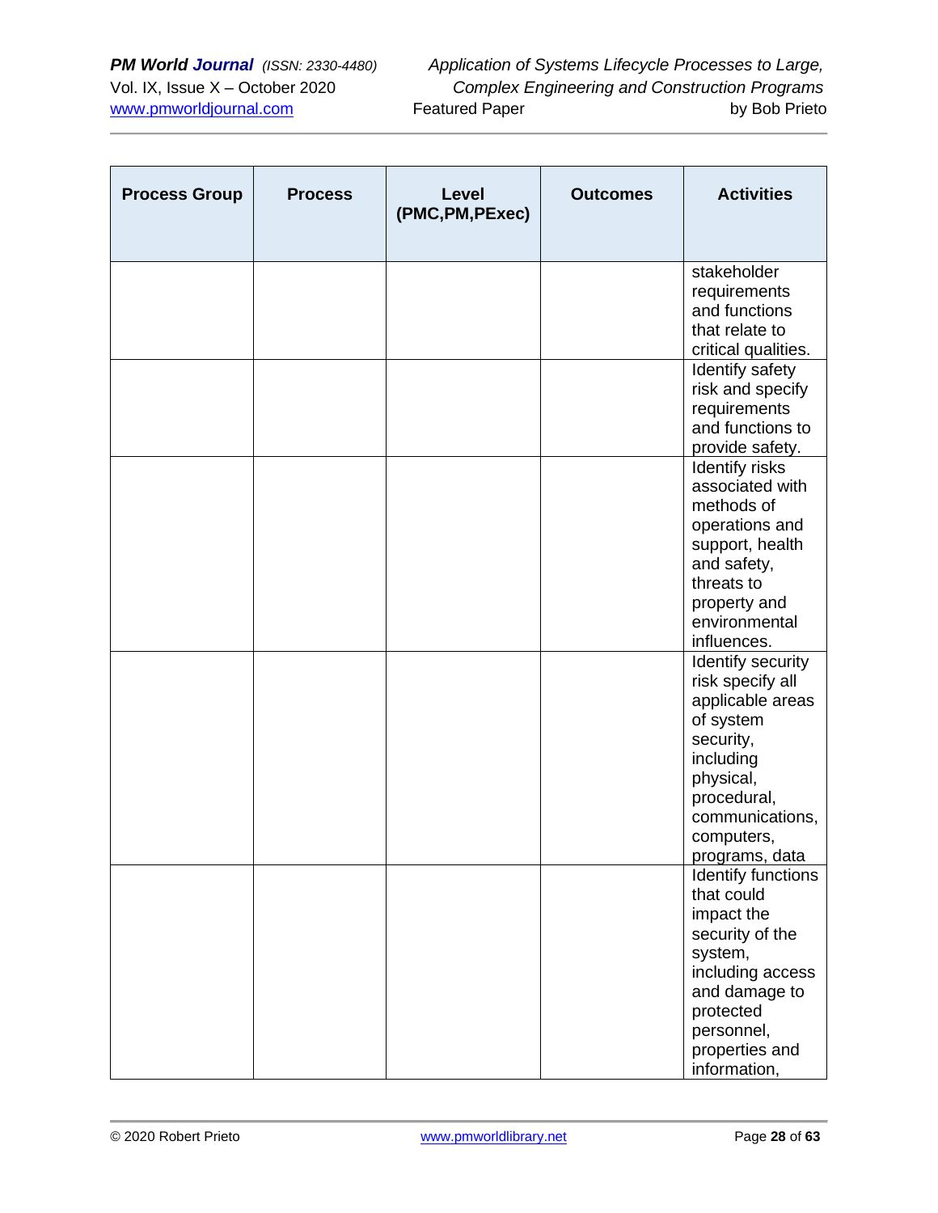| Process Group | Process | Level (PMC,PM,PExec) | Outcomes | Activities |
|---|---|---|---|---|
| | | | | stakeholder requirements and functions that relate to critical qualities. |
| | | | | Identify safety risk and specify requirements and functions to provide safety. |
| | | | | Identify risks associated with methods of operations and support, health and safety, threats to property and environmental influences. |
| | | | | Identify security risk specify all applicable areas of system security, including physical, procedural, communications, computers, programs, data |
| | | | | Identify functions that could impact the security of the system, including access and damage to protected personnel, properties and information, |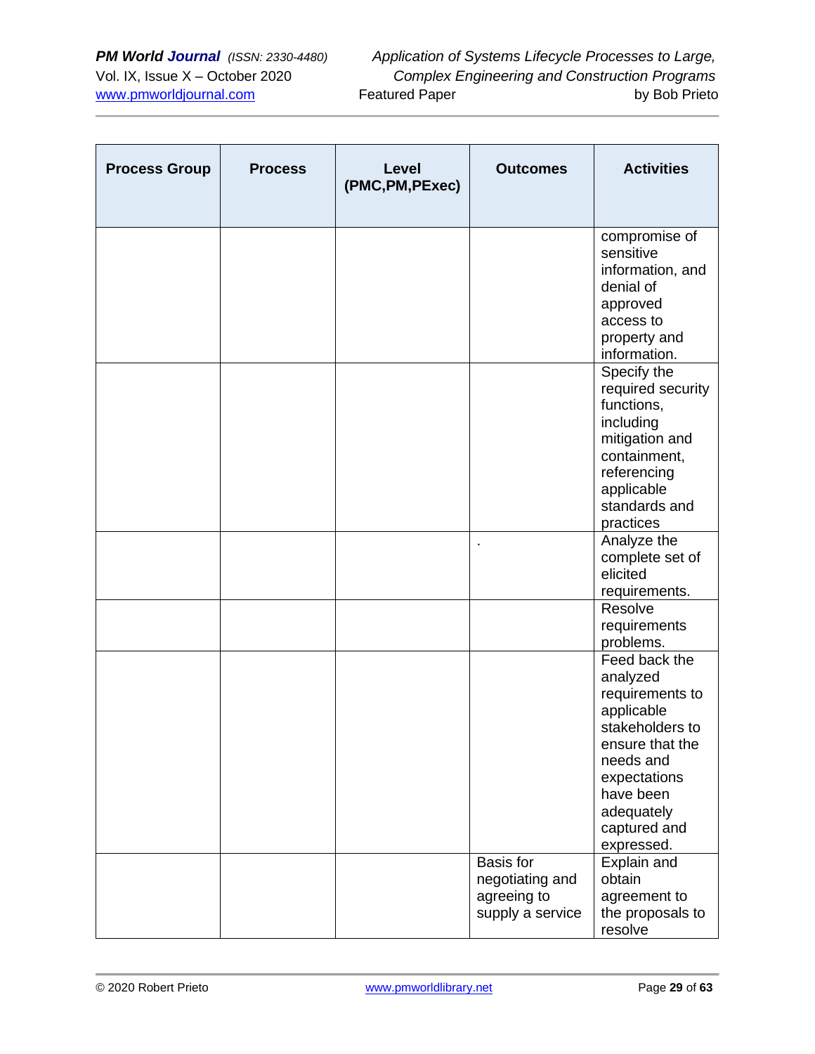| Process Group | Process | Level (PMC,PM,PExec) | Outcomes | Activities |
|---|---|---|---|---|
| | | | | compromise of sensitive information, and denial of approved access to property and information. |
| | | | | Specify the required security functions, including mitigation and containment, referencing applicable standards and practices |
| | | | . | Analyze the complete set of elicited requirements. |
| | | | | Resolve requirements problems. |
| | | | | Feed back the analyzed requirements to applicable stakeholders to ensure that the needs and expectations have been adequately captured and expressed. |
| | | | Basis for negotiating and agreeing to supply a service | Explain and obtain agreement to the proposals to resolve |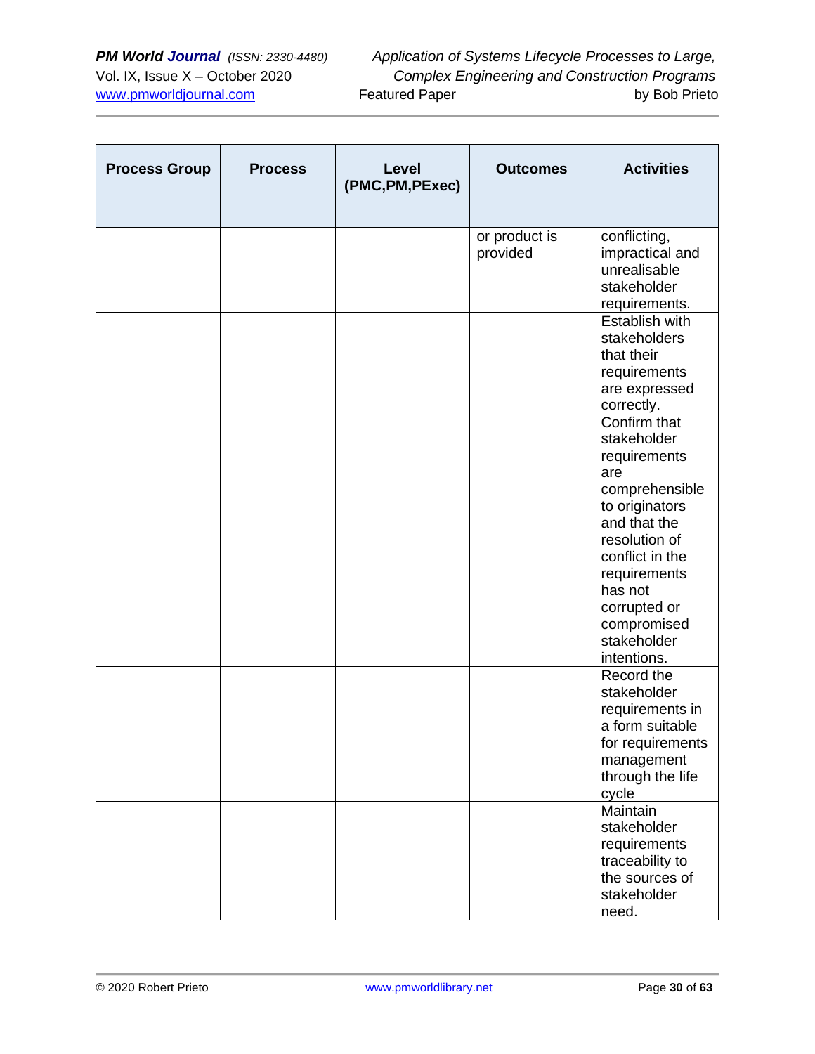| Process Group | Process | Level (PMC,PM,PExec) | Outcomes | Activities |
|---|---|---|---|---|
| | | | or product is provided | conflicting, impractical and unrealisable stakeholder requirements. |
| | | | | Establish with stakeholders that their requirements are expressed correctly. Confirm that stakeholder requirements are comprehensible to originators and that the resolution of conflict in the requirements has not corrupted or compromised stakeholder intentions. |
| | | | | Record the stakeholder requirements in a form suitable for requirements management through the life cycle |
| | | | | Maintain stakeholder requirements traceability to the sources of stakeholder need. |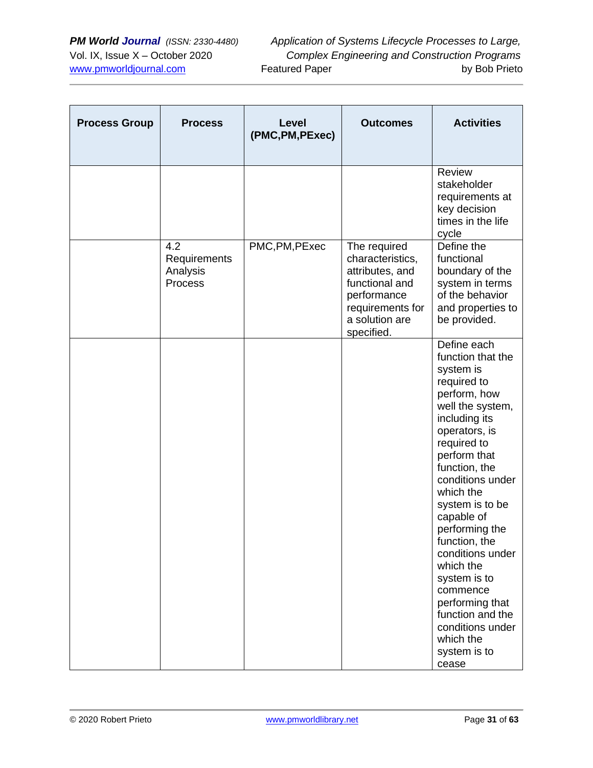| Process Group | Process | Level (PMC,PM,PExec) | Outcomes | Activities |
|---|---|---|---|---|
| | | | | Review stakeholder requirements at key decision times in the life cycle |
| | 4.2 Requirements Analysis Process | PMC,PM,PExec | The required characteristics, attributes, and functional and performance requirements for a solution are specified. | Define the functional boundary of the system in terms of the behavior and properties to be provided. |
| | | | | Define each function that the system is required to perform, how well the system, including its operators, is required to perform that function, the conditions under which the system is to be capable of performing the function, the conditions under which the system is to commence performing that function and the conditions under which the system is to cease |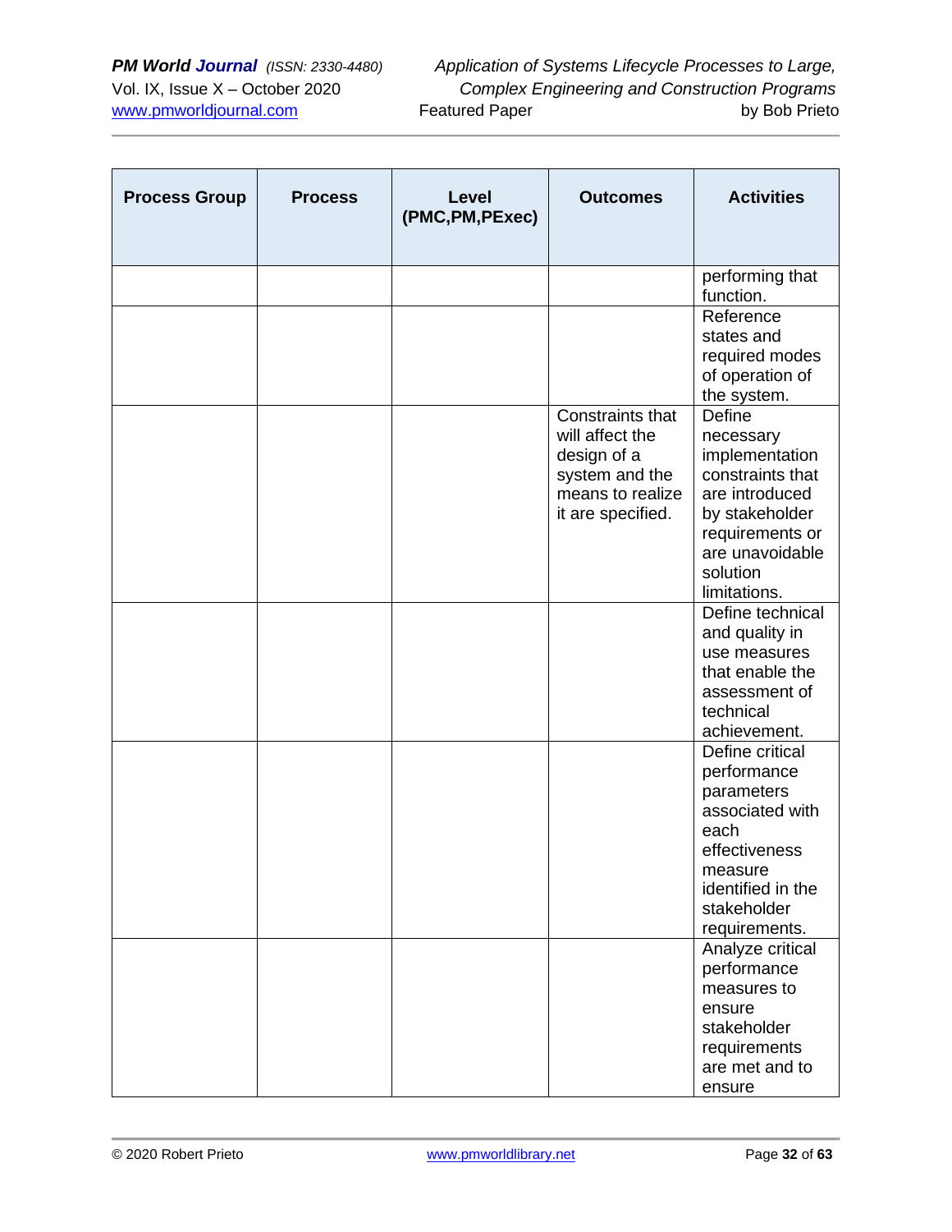| Process Group | Process | Level (PMC,PM,PExec) | Outcomes | Activities |
|---|---|---|---|---|
| | | | | performing that function. |
| | | | | Reference states and required modes of operation of the system. |
| | | | Constraints that will affect the design of a system and the means to realize it are specified. | Define necessary implementation constraints that are introduced by stakeholder requirements or are unavoidable solution limitations. |
| | | | | Define technical and quality in use measures that enable the assessment of technical achievement. |
| | | | | Define critical performance parameters associated with each effectiveness measure identified in the stakeholder requirements. |
| | | | | Analyze critical performance measures to ensure stakeholder requirements are met and to ensure |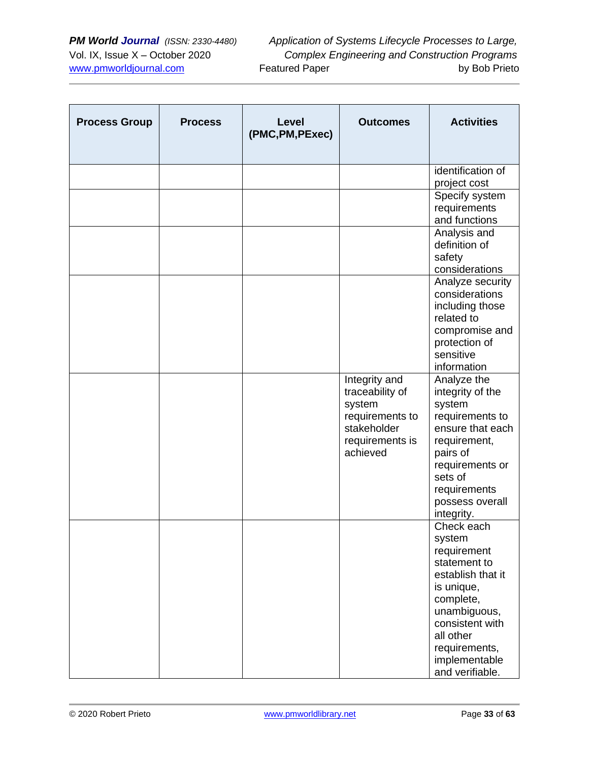| Process Group | Process | Level (PMC,PM,PExec) | Outcomes | Activities |
|---|---|---|---|---|
| | | | | identification of project cost |
| | | | | Specify system requirements and functions |
| | | | | Analysis and definition of safety considerations |
| | | | | Analyze security considerations including those related to compromise and protection of sensitive information |
| | | | Integrity and traceability of system requirements to stakeholder requirements is achieved | Analyze the integrity of the system requirements to ensure that each requirement, pairs of requirements or sets of requirements possess overall integrity. |
| | | | | Check each system requirement statement to establish that it is unique, complete, unambiguous, consistent with all other requirements, implementable and verifiable. |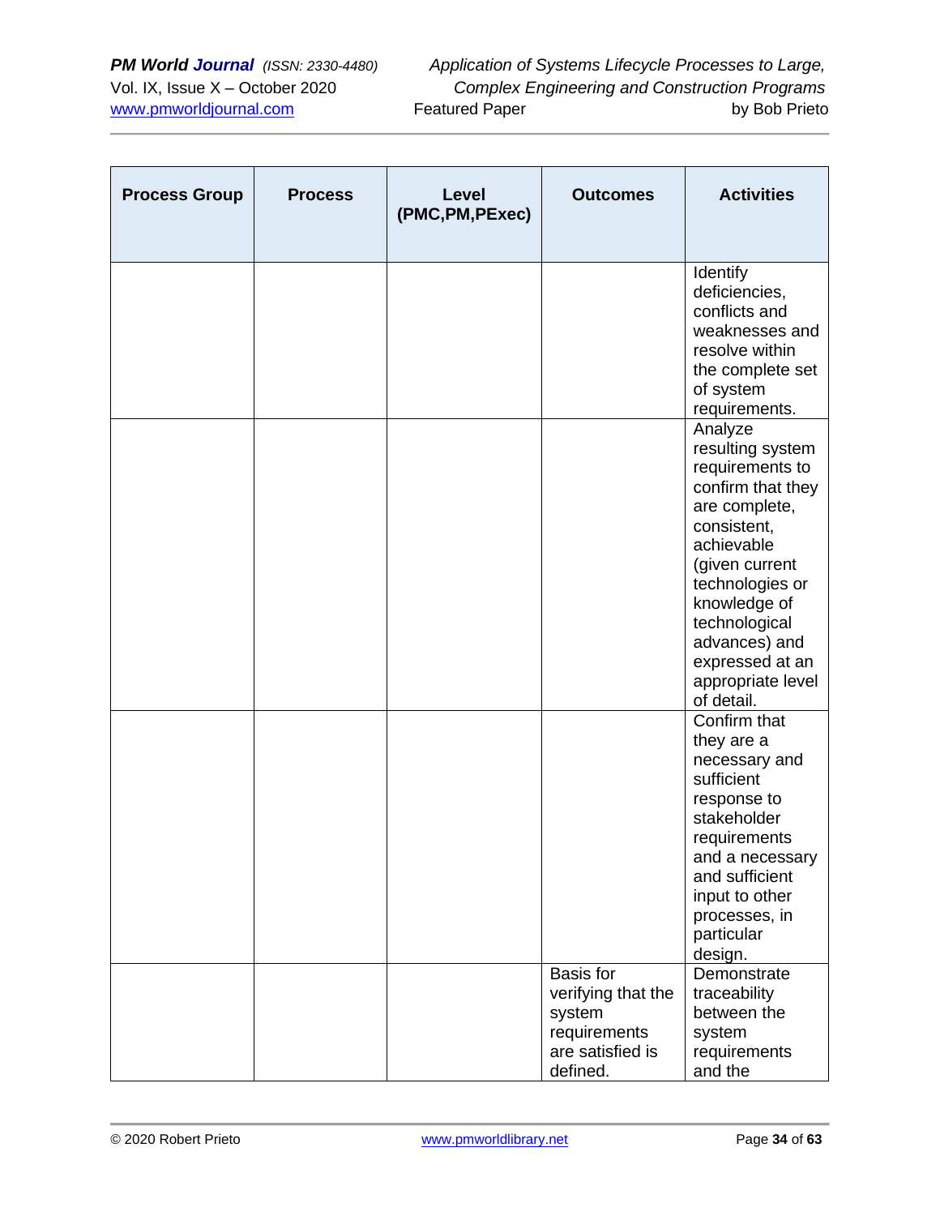| Process Group | Process | Level (PMC,PM,PExec) | Outcomes | Activities |
|---|---|---|---|---|
| | | | | Identify deficiencies, conflicts and weaknesses and resolve within the complete set of system requirements. |
| | | | | Analyze resulting system requirements to confirm that they are complete, consistent, achievable (given current technologies or knowledge of technological advances) and expressed at an appropriate level of detail. |
| | | | | Confirm that they are a necessary and sufficient response to stakeholder requirements and a necessary and sufficient input to other processes, in particular design. |
| | | | Basis for verifying that the system requirements are satisfied is defined. | Demonstrate traceability between the system requirements and the |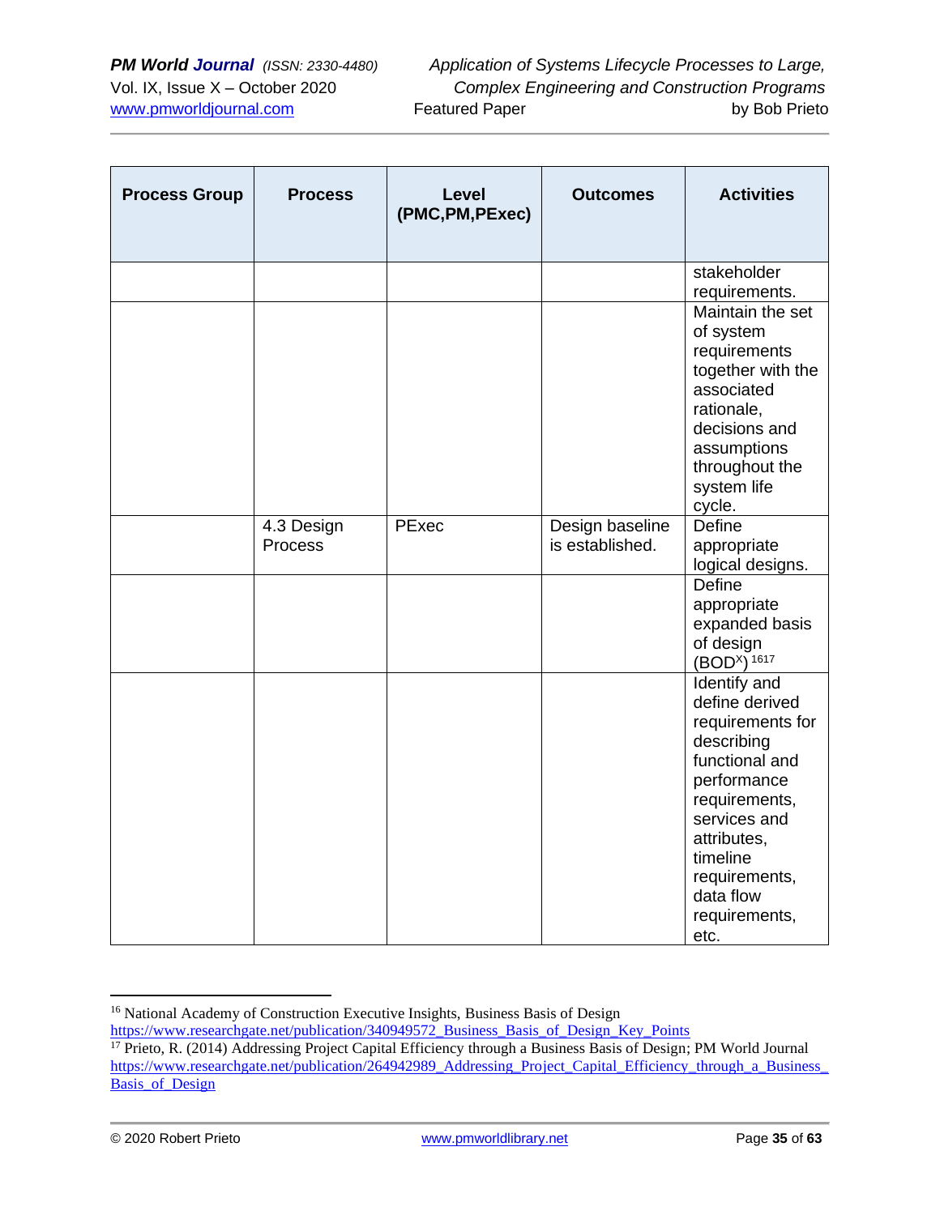| Process Group | Process | Level (PMC,PM,PExec) | Outcomes | Activities |
|---|---|---|---|---|
| | | | | stakeholder requirements. |
| | | | | Maintain the set of system requirements together with the associated rationale, decisions and assumptions throughout the system life cycle. |
| | 4.3 Design Process | PExec | Design baseline is established. | Define appropriate logical designs. |
| | | | | Define appropriate expanded basis of design ($BOD^X$) [16][17] |
| | | | | Identify and define derived requirements for describing functional and performance requirements, services and attributes, timeline requirements, data flow requirements, etc. |

---

[16] National Academy of Construction Executive Insights, Business Basis of Design https://www.researchgate.net/publication/340949572_Business_Basis_of_Design_Key_Points

[17] Prieto, R. (2014) Addressing Project Capital Efficiency through a Business Basis of Design; PM World Journal https://www.researchgate.net/publication/264942989_Addressing_Project_Capital_Efficiency_through_a_Business_Basis_of_Design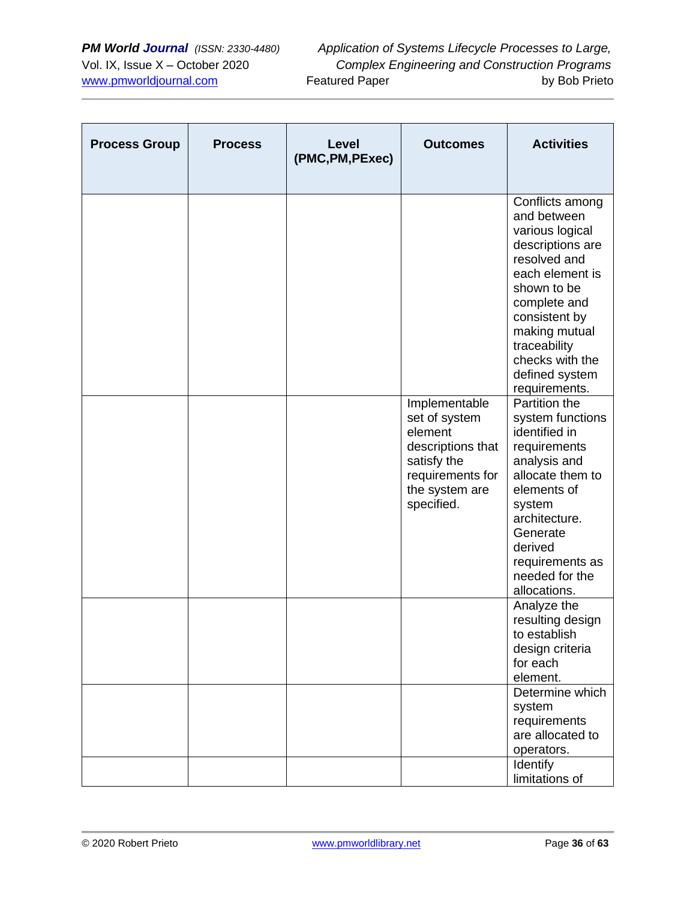| Process Group | Process | Level (PMC,PM,PExec) | Outcomes | Activities |
|---|---|---|---|---|
| | | | | Conflicts among and between various logical descriptions are resolved and each element is shown to be complete and consistent by making mutual traceability checks with the defined system requirements. |
| | | | Implementable set of system element descriptions that satisfy the requirements for the system are specified. | Partition the system functions identified in requirements analysis and allocate them to elements of system architecture. Generate derived requirements as needed for the allocations. |
| | | | | Analyze the resulting design to establish design criteria for each element. |
| | | | | Determine which system requirements are allocated to operators. |
| | | | | Identify limitations of |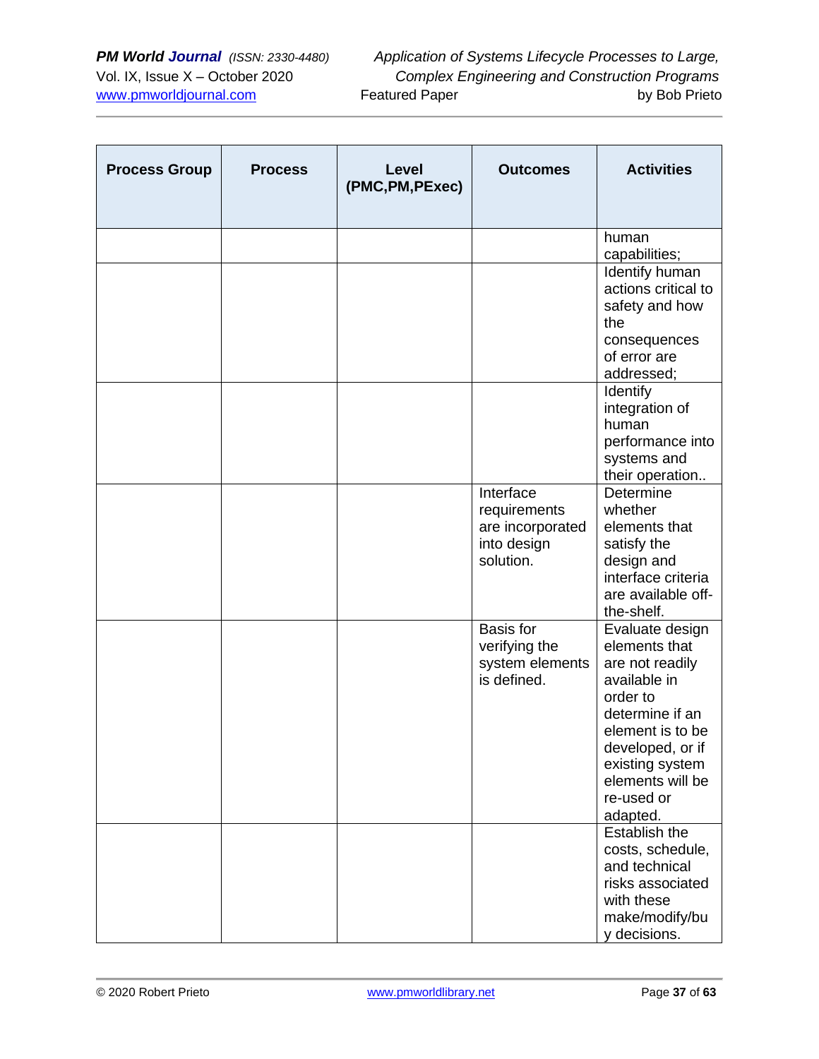| Process Group | Process | Level (PMC,PM,PExec) | Outcomes | Activities |
|---|---|---|---|---|
| | | | | human capabilities; |
| | | | | Identify human actions critical to safety and how the consequences of error are addressed; |
| | | | | Identify integration of human performance into systems and their operation.. |
| | | | Interface requirements are incorporated into design solution. | Determine whether elements that satisfy the design and interface criteria are available off-the-shelf. |
| | | | Basis for verifying the system elements is defined. | Evaluate design elements that are not readily available in order to determine if an element is to be developed, or if existing system elements will be re-used or adapted. |
| | | | | Establish the costs, schedule, and technical risks associated with these make/modify/buy decisions. |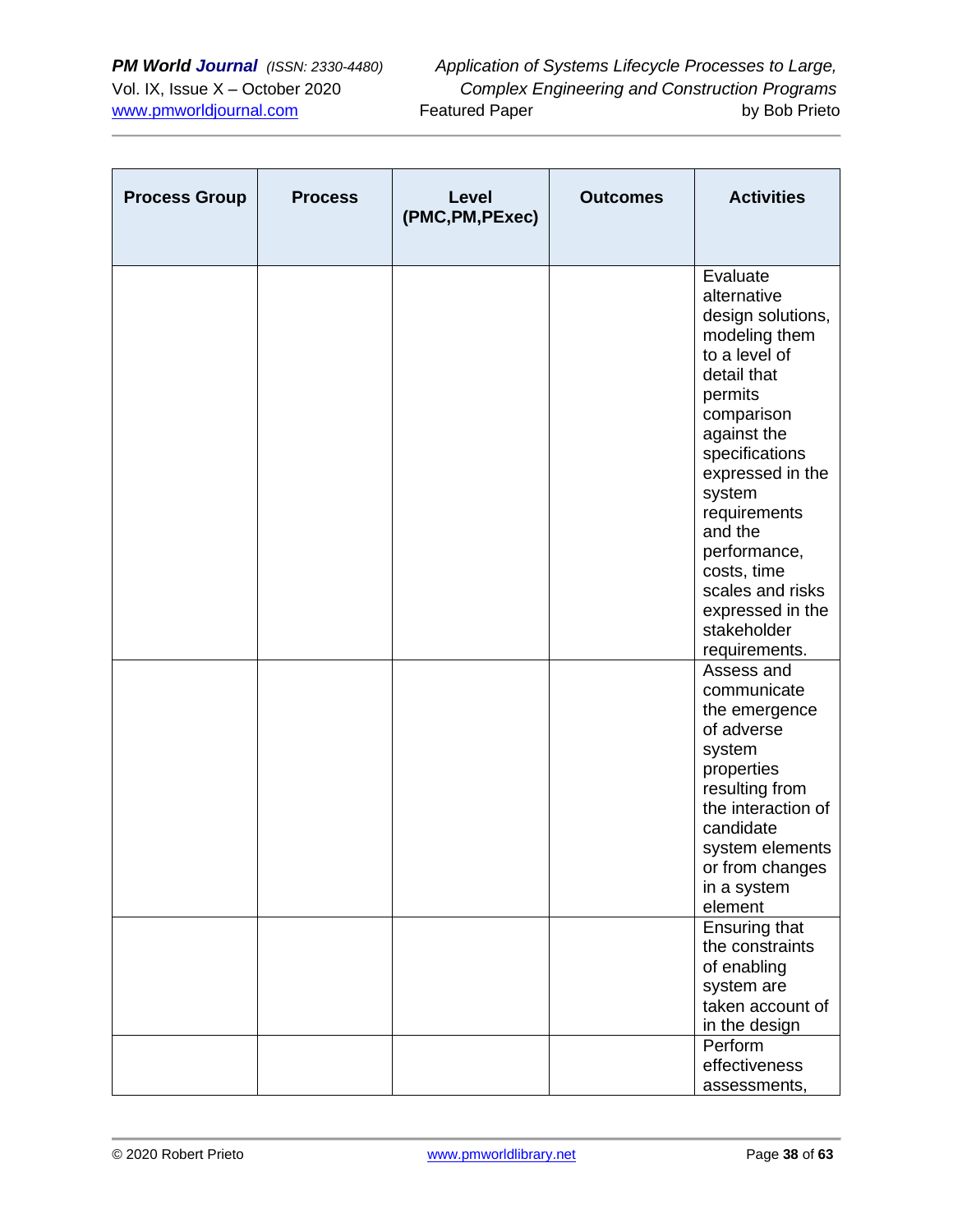| Process Group | Process | Level (PMC,PM,PExec) | Outcomes | Activities |
|---|---|---|---|---|
| | | | | Evaluate alternative design solutions, modeling them to a level of detail that permits comparison against the specifications expressed in the system requirements and the performance, costs, time scales and risks expressed in the stakeholder requirements. |
| | | | | Assess and communicate the emergence of adverse system properties resulting from the interaction of candidate system elements or from changes in a system element |
| | | | | Ensuring that the constraints of enabling system are taken account of in the design |
| | | | | Perform effectiveness assessments, |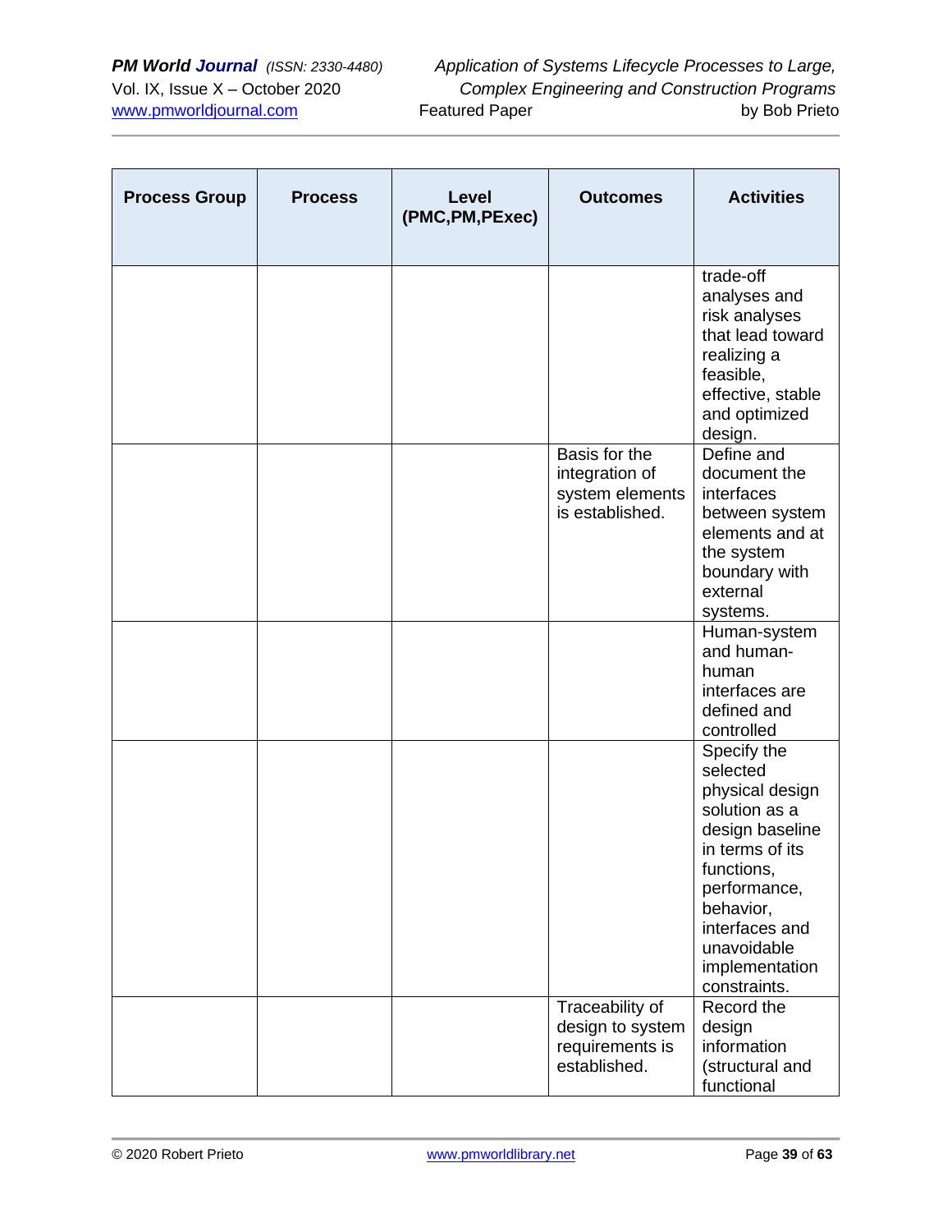| Process Group | Process | Level (PMC,PM,PExec) | Outcomes | Activities |
|---|---|---|---|---|
| | | | | trade-off analyses and risk analyses that lead toward realizing a feasible, effective, stable and optimized design. |
| | | | Basis for the integration of system elements is established. | Define and document the interfaces between system elements and at the system boundary with external systems. |
| | | | | Human-system and human-human interfaces are defined and controlled |
| | | | | Specify the selected physical design solution as a design baseline in terms of its functions, performance, behavior, interfaces and unavoidable implementation constraints. |
| | | | Traceability of design to system requirements is established. | Record the design information (structural and functional |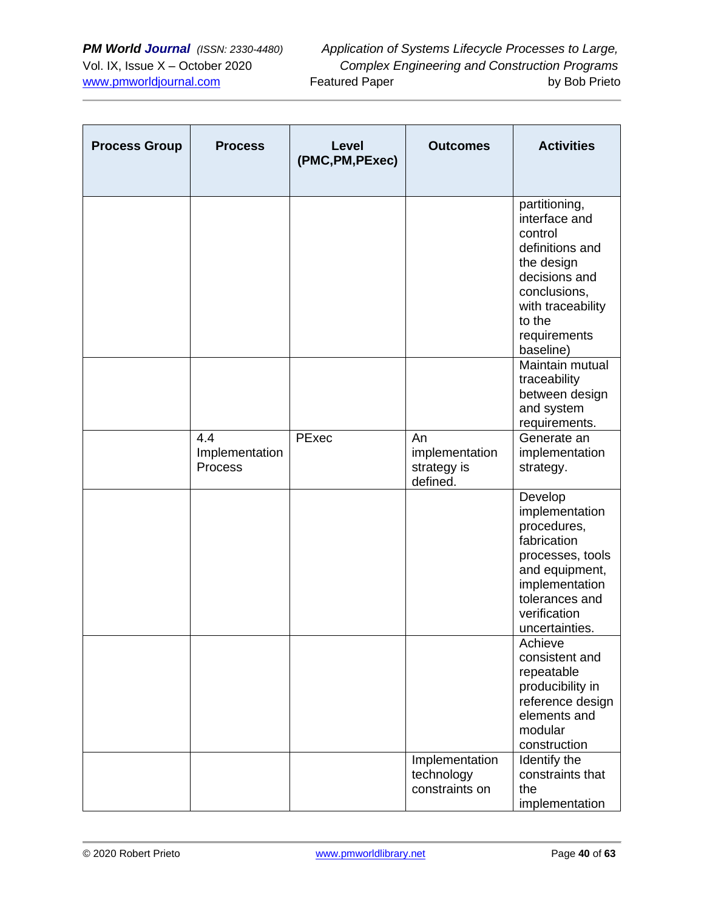| Process Group | Process | Level (PMC,PM,PExec) | Outcomes | Activities |
|---|---|---|---|---|
| | | | | partitioning, interface and control definitions and the design decisions and conclusions, with traceability to the requirements baseline) |
| | | | | Maintain mutual traceability between design and system requirements. |
| | 4.4 Implementation Process | PExec | An implementation strategy is defined. | Generate an implementation strategy. |
| | | | | Develop implementation procedures, fabrication processes, tools and equipment, implementation tolerances and verification uncertainties. |
| | | | | Achieve consistent and repeatable producibility in reference design elements and modular construction |
| | | | Implementation technology constraints on | Identify the constraints that the implementation |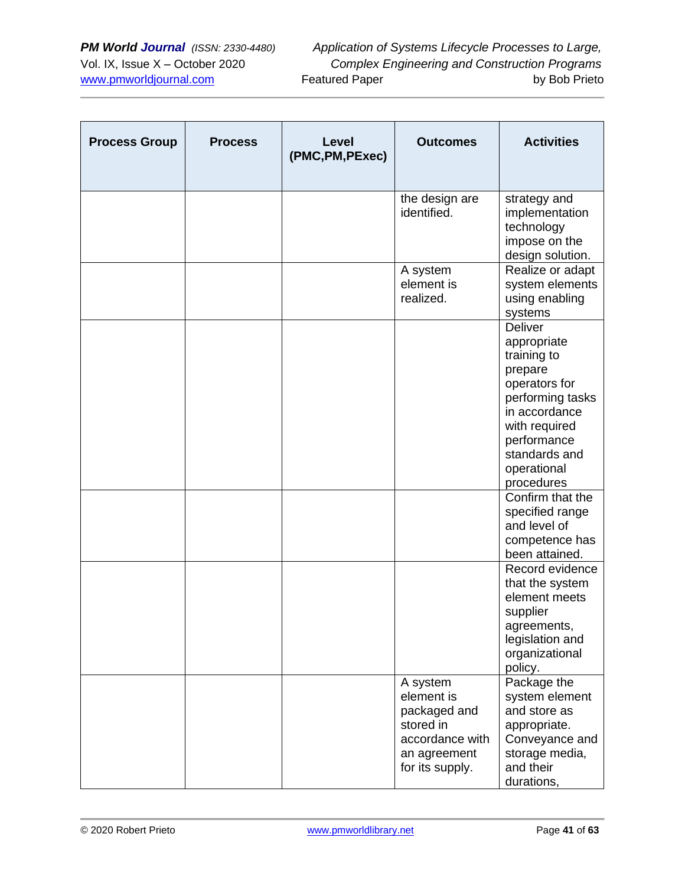| Process Group | Process | Level (PMC,PM,PExec) | Outcomes | Activities |
|---|---|---|---|---|
| | | | the design are identified. | strategy and implementation technology impose on the design solution. |
| | | | A system element is realized. | Realize or adapt system elements using enabling systems |
| | | | | Deliver appropriate training to prepare operators for performing tasks in accordance with required performance standards and operational procedures |
| | | | | Confirm that the specified range and level of competence has been attained. |
| | | | | Record evidence that the system element meets supplier agreements, legislation and organizational policy. |
| | | | A system element is packaged and stored in accordance with an agreement for its supply. | Package the system element and store as appropriate. Conveyance and storage media, and their durations, |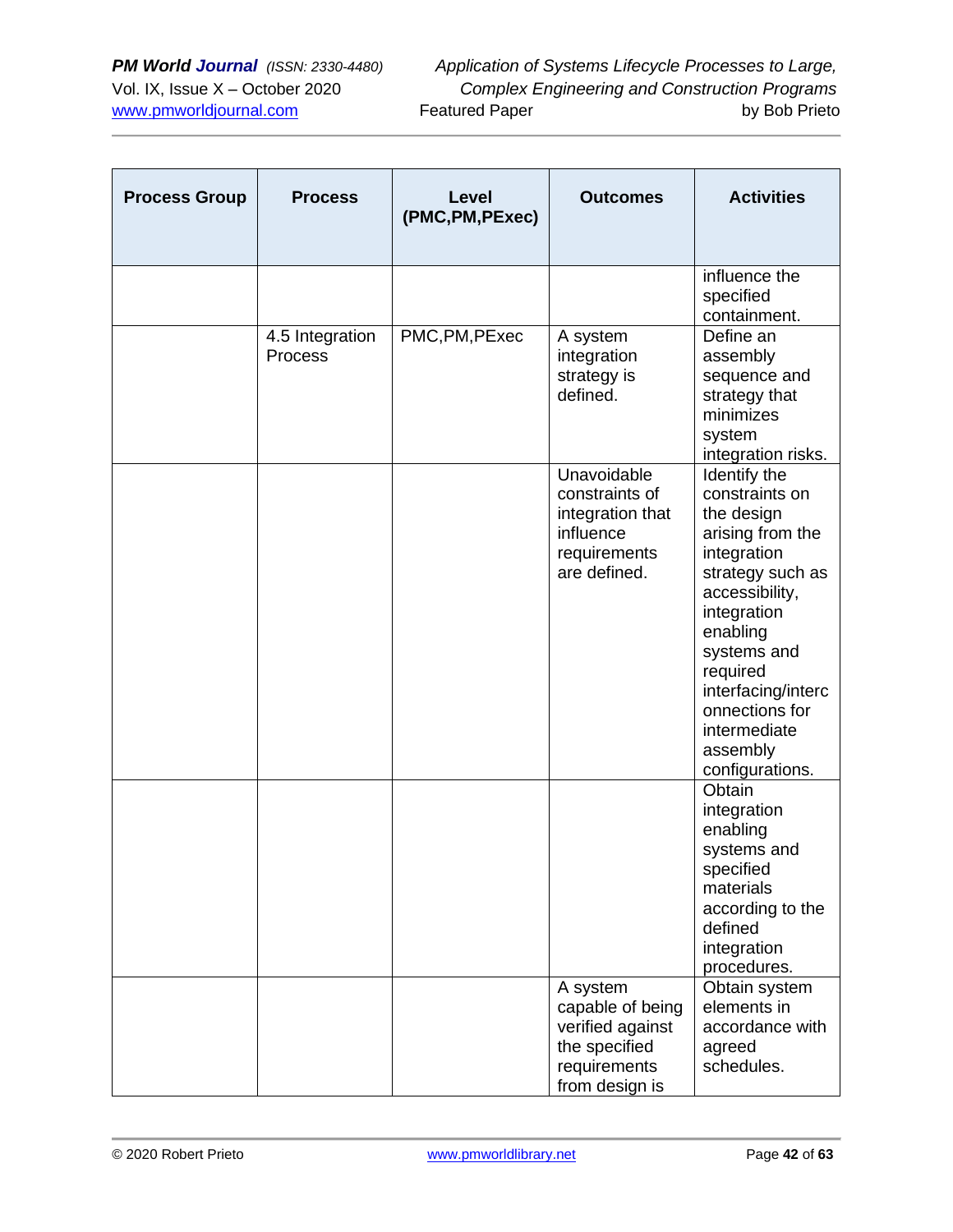| Process Group | Process | Level (PMC,PM,PExec) | Outcomes | Activities |
|---|---|---|---|---|
| | | | | influence the specified containment. |
| | 4.5 Integration Process | PMC,PM,PExec | A system integration strategy is defined. | Define an assembly sequence and strategy that minimizes system integration risks. |
| | | | Unavoidable constraints of integration that influence requirements are defined. | Identify the constraints on the design arising from the integration strategy such as accessibility, integration enabling systems and required interfacing/interconnections for intermediate assembly configurations. |
| | | | | Obtain integration enabling systems and specified materials according to the defined integration procedures. |
| | | | A system capable of being verified against the specified requirements from design is | Obtain system elements in accordance with agreed schedules. |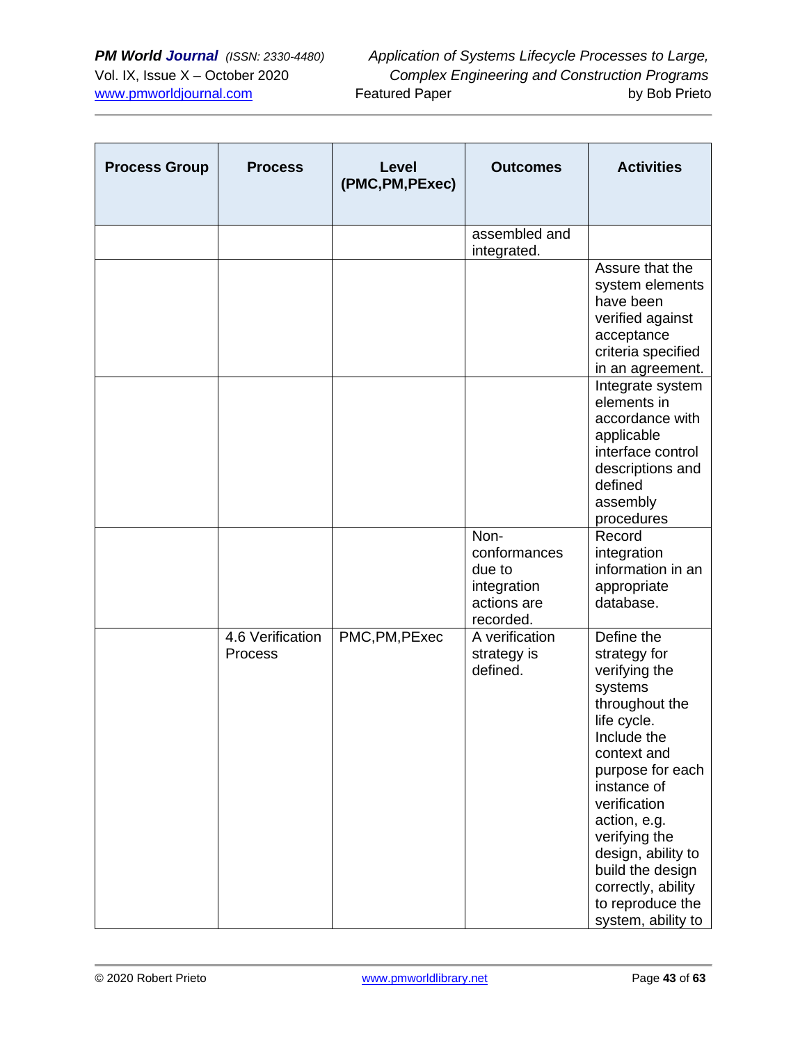| Process Group | Process | Level (PMC,PM,PExec) | Outcomes | Activities |
|---|---|---|---|---|
| | | | assembled and integrated. | |
| | | | | Assure that the system elements have been verified against acceptance criteria specified in an agreement. |
| | | | | Integrate system elements in accordance with applicable interface control descriptions and defined assembly procedures |
| | | | Non-conformances due to integration actions are recorded. | Record integration information in an appropriate database. |
| | 4.6 Verification Process | PMC,PM,PExec | A verification strategy is defined. | Define the strategy for verifying the systems throughout the life cycle. Include the context and purpose for each instance of verification action, e.g. verifying the design, ability to build the design correctly, ability to reproduce the system, ability to |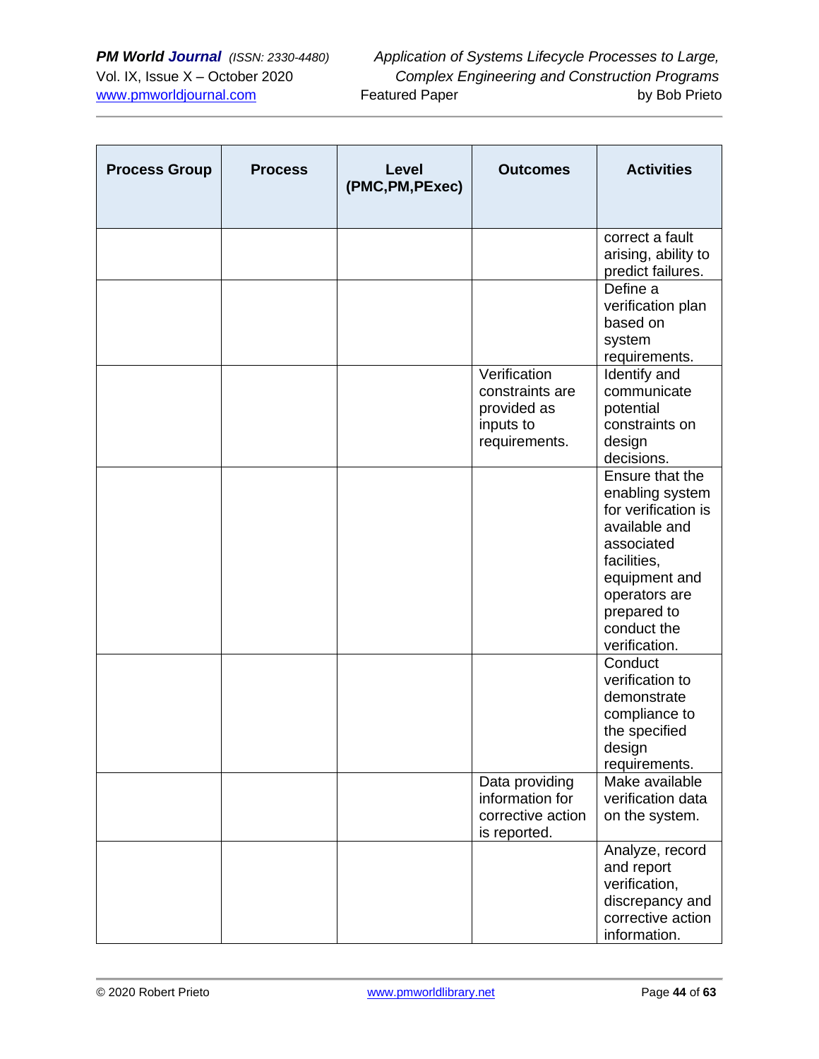| Process Group | Process | Level (PMC,PM,PExec) | Outcomes | Activities |
|---|---|---|---|---|
| | | | | correct a fault arising, ability to predict failures. |
| | | | | Define a verification plan based on system requirements. |
| | | | Verification constraints are provided as inputs to requirements. | Identify and communicate potential constraints on design decisions. |
| | | | | Ensure that the enabling system for verification is available and associated facilities, equipment and operators are prepared to conduct the verification. |
| | | | | Conduct verification to demonstrate compliance to the specified design requirements. |
| | | | Data providing information for corrective action is reported. | Make available verification data on the system. |
| | | | | Analyze, record and report verification, discrepancy and corrective action information. |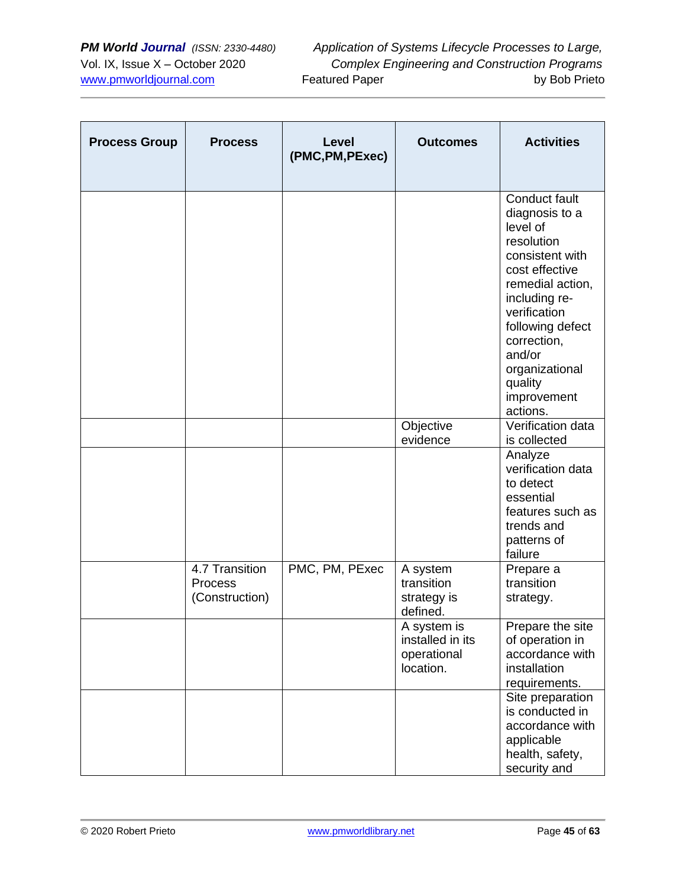| Process Group | Process | Level (PMC,PM,PExec) | Outcomes | Activities |
|---|---|---|---|---|
| | | | | Conduct fault diagnosis to a level of resolution consistent with cost effective remedial action, including re-verification following defect correction, and/or organizational quality improvement actions. |
| | | | Objective evidence | Verification data is collected |
| | | | | Analyze verification data to detect essential features such as trends and patterns of failure |
| | 4.7 Transition Process (Construction) | PMC, PM, PExec | A system transition strategy is defined. | Prepare a transition strategy. |
| | | | A system is installed in its operational location. | Prepare the site of operation in accordance with installation requirements. |
| | | | | Site preparation is conducted in accordance with applicable health, safety, security and |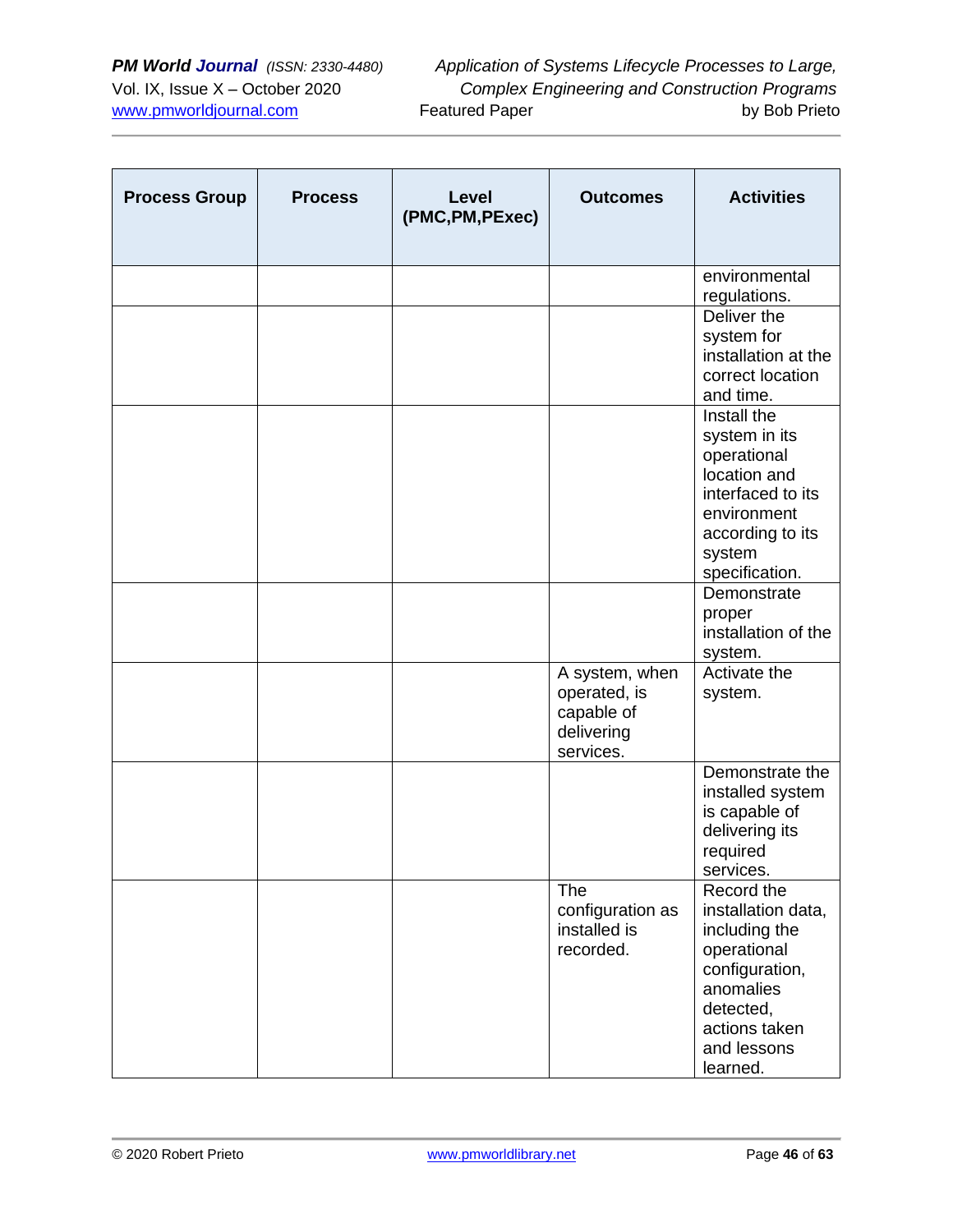| Process Group | Process | Level (PMC,PM,PExec) | Outcomes | Activities |
|---|---|---|---|---|
| | | | | environmental regulations. |
| | | | | Deliver the system for installation at the correct location and time. |
| | | | | Install the system in its operational location and interfaced to its environment according to its system specification. |
| | | | | Demonstrate proper installation of the system. |
| | | | A system, when operated, is capable of delivering services. | Activate the system. |
| | | | | Demonstrate the installed system is capable of delivering its required services. |
| | | | The configuration as installed is recorded. | Record the installation data, including the operational configuration, anomalies detected, actions taken and lessons learned. |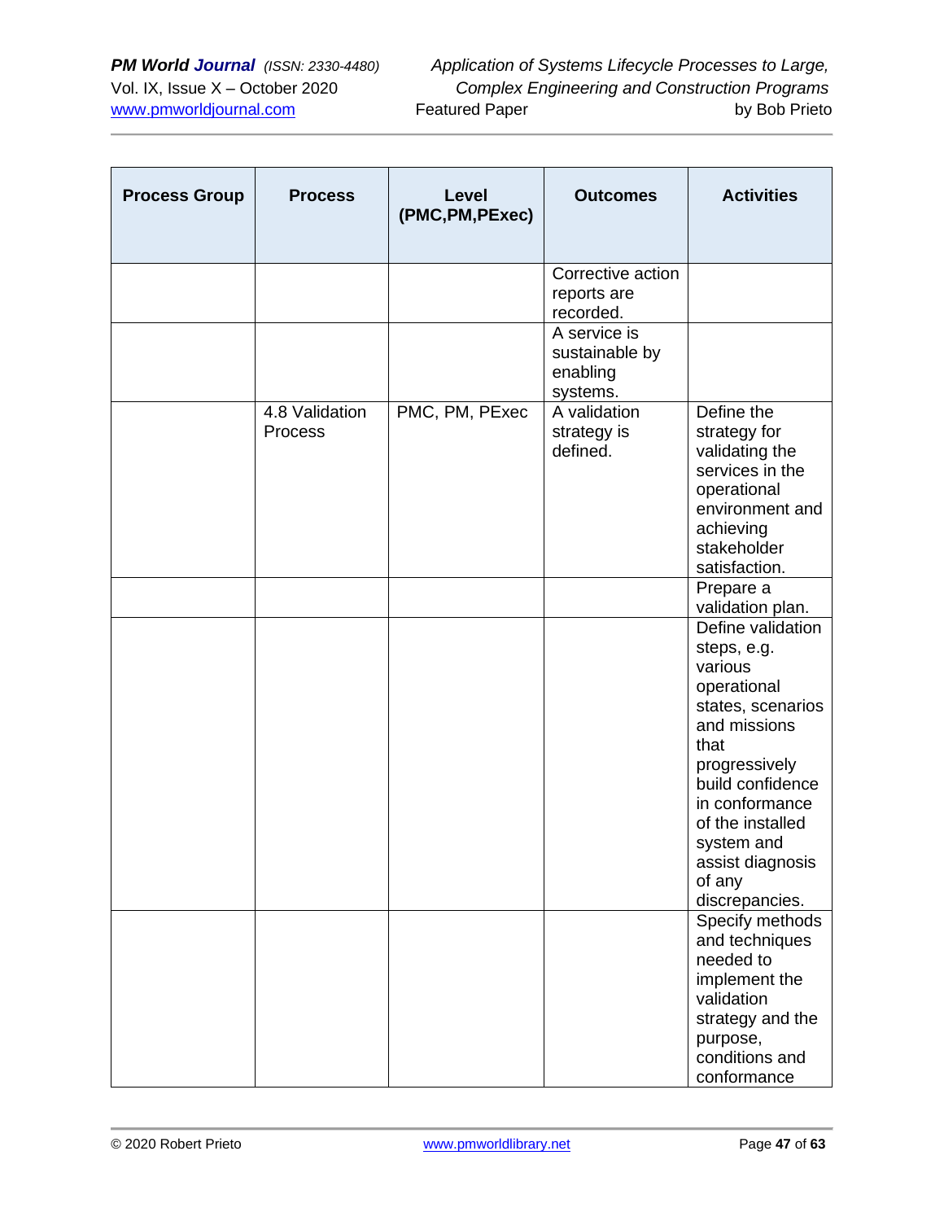| Process Group | Process | Level (PMC,PM,PExec) | Outcomes | Activities |
|---|---|---|---|---|
| | | | Corrective action reports are recorded. | |
| | | | A service is sustainable by enabling systems. | |
| | 4.8 Validation Process | PMC, PM, PExec | A validation strategy is defined. | Define the strategy for validating the services in the operational environment and achieving stakeholder satisfaction. |
| | | | | Prepare a validation plan. |
| | | | | Define validation steps, e.g. various operational states, scenarios and missions that progressively build confidence in conformance of the installed system and assist diagnosis of any discrepancies. |
| | | | | Specify methods and techniques needed to implement the validation strategy and the purpose, conditions and conformance |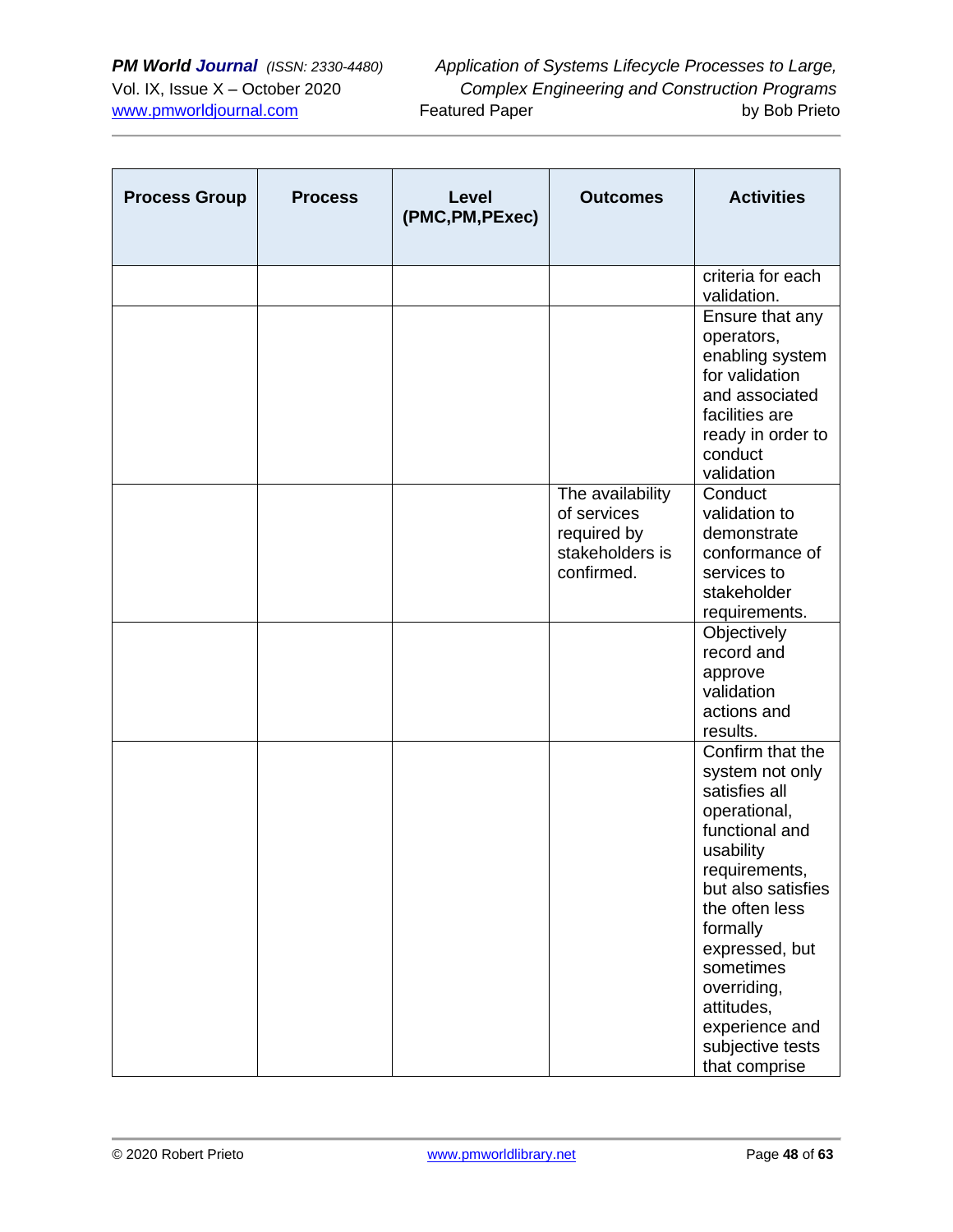| Process Group | Process | Level (PMC,PM,PExec) | Outcomes | Activities |
|---|---|---|---|---|
| | | | | criteria for each validation. |
| | | | | Ensure that any operators, enabling system for validation and associated facilities are ready in order to conduct validation |
| | | | The availability of services required by stakeholders is confirmed. | Conduct validation to demonstrate conformance of services to stakeholder requirements. |
| | | | | Objectively record and approve validation actions and results. |
| | | | | Confirm that the system not only satisfies all operational, functional and usability requirements, but also satisfies the often less formally expressed, but sometimes overriding, attitudes, experience and subjective tests that comprise |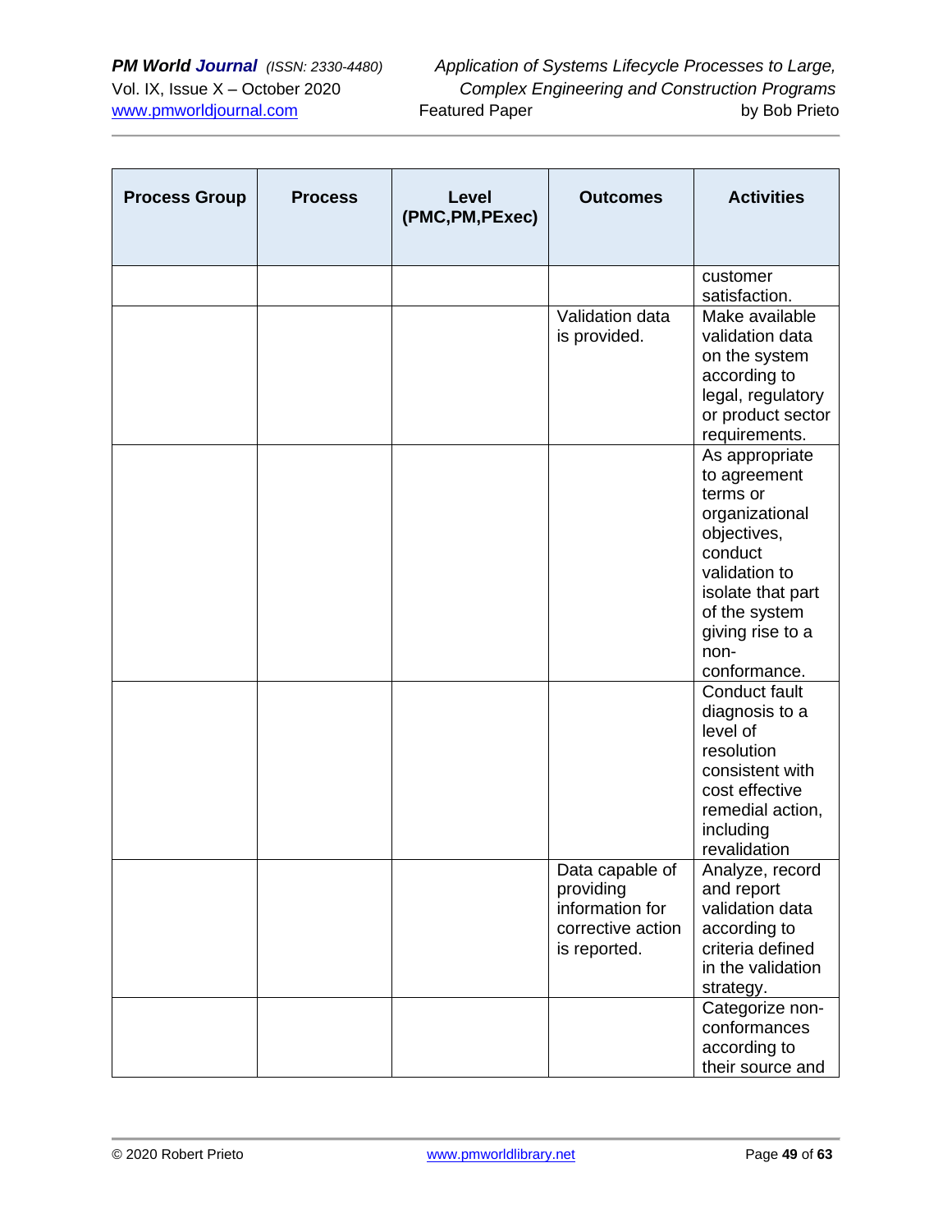| Process Group | Process | Level (PMC,PM,PExec) | Outcomes | Activities |
|---|---|---|---|---|
| | | | | customer satisfaction. |
| | | | Validation data is provided. | Make available validation data on the system according to legal, regulatory or product sector requirements. |
| | | | | As appropriate to agreement terms or organizational objectives, conduct validation to isolate that part of the system giving rise to a non-conformance. |
| | | | | Conduct fault diagnosis to a level of resolution consistent with cost effective remedial action, including revalidation |
| | | | Data capable of providing information for corrective action is reported. | Analyze, record and report validation data according to criteria defined in the validation strategy. |
| | | | | Categorize non-conformances according to their source and |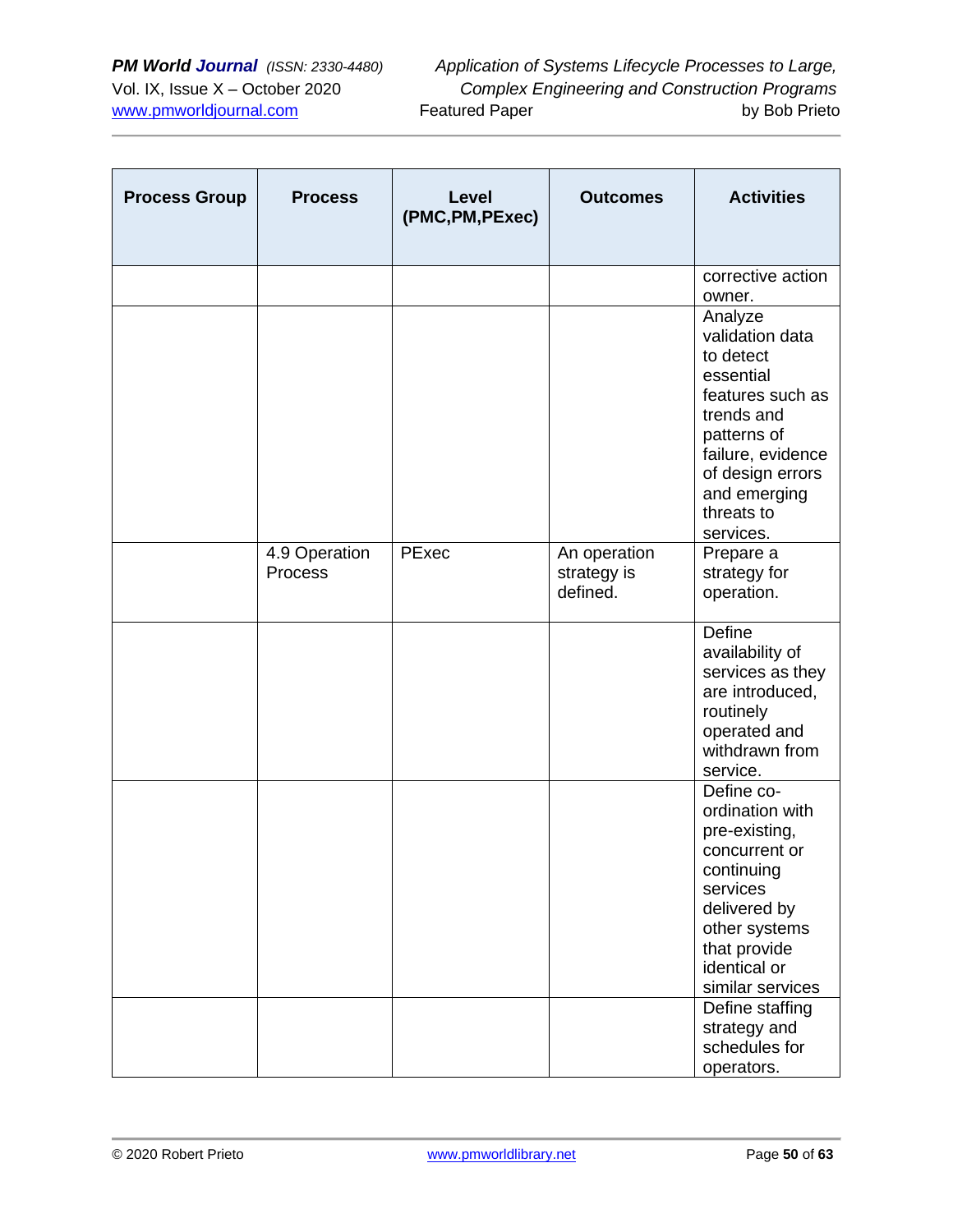| Process Group | Process | Level (PMC,PM,PExec) | Outcomes | Activities |
|---|---|---|---|---|
| | | | | corrective action owner. |
| | | | | Analyze validation data to detect essential features such as trends and patterns of failure, evidence of design errors and emerging threats to services. |
| | 4.9 Operation Process | PExec | An operation strategy is defined. | Prepare a strategy for operation. |
| | | | | Define availability of services as they are introduced, routinely operated and withdrawn from service. |
| | | | | Define co-ordination with pre-existing, concurrent or continuing services delivered by other systems that provide identical or similar services |
| | | | | Define staffing strategy and schedules for operators. |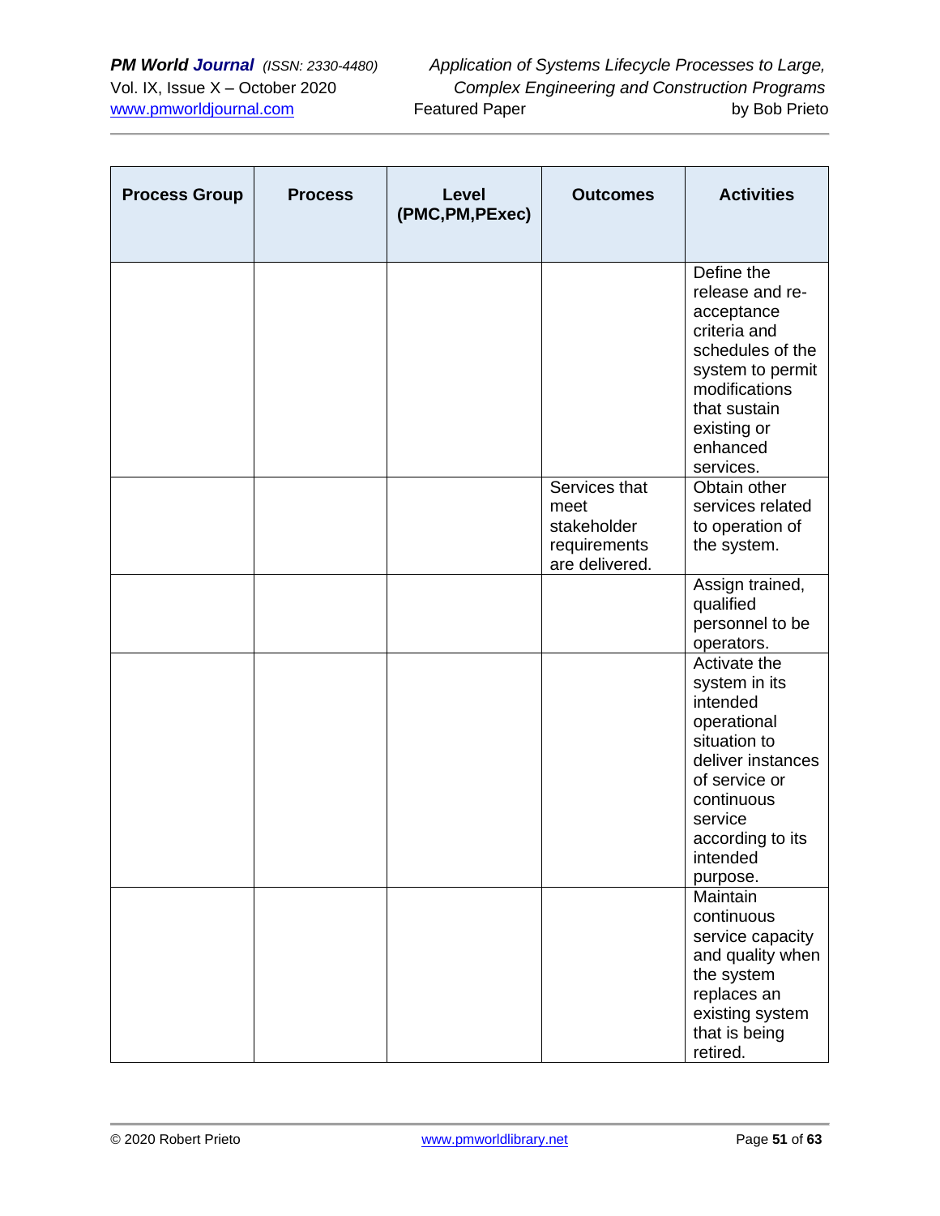| Process Group | Process | Level (PMC,PM,PExec) | Outcomes | Activities |
|---|---|---|---|---|
| | | | | Define the release and re-acceptance criteria and schedules of the system to permit modifications that sustain existing or enhanced services. |
| | | | Services that meet stakeholder requirements are delivered. | Obtain other services related to operation of the system. |
| | | | | Assign trained, qualified personnel to be operators. |
| | | | | Activate the system in its intended operational situation to deliver instances of service or continuous service according to its intended purpose. |
| | | | | Maintain continuous service capacity and quality when the system replaces an existing system that is being retired. |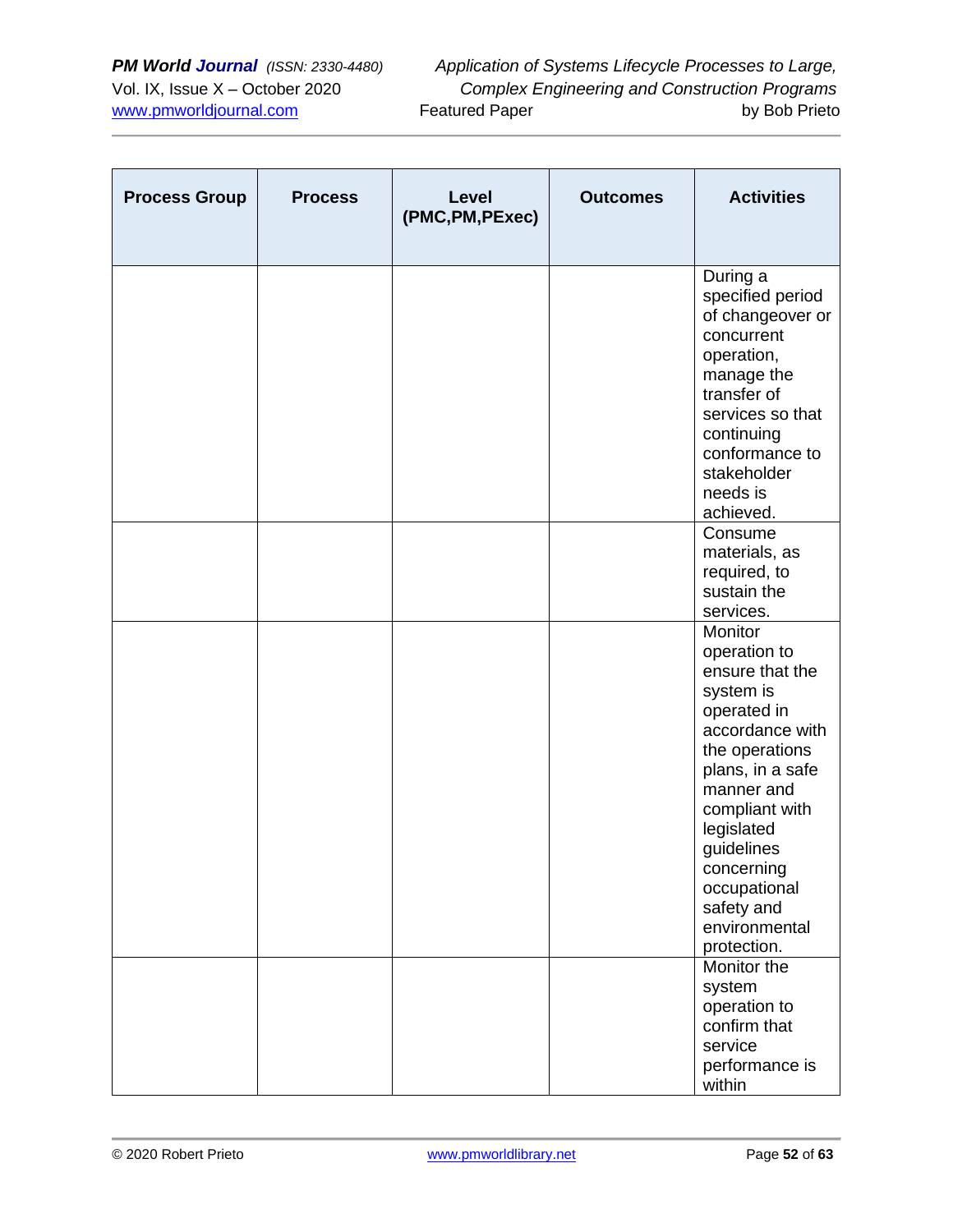| Process Group | Process | Level (PMC,PM,PExec) | Outcomes | Activities |
|---|---|---|---|---|
| | | | | During a specified period of changeover or concurrent operation, manage the transfer of services so that continuing conformance to stakeholder needs is achieved. |
| | | | | Consume materials, as required, to sustain the services. |
| | | | | Monitor operation to ensure that the system is operated in accordance with the operations plans, in a safe manner and compliant with legislated guidelines concerning occupational safety and environmental protection. |
| | | | | Monitor the system operation to confirm that service performance is within |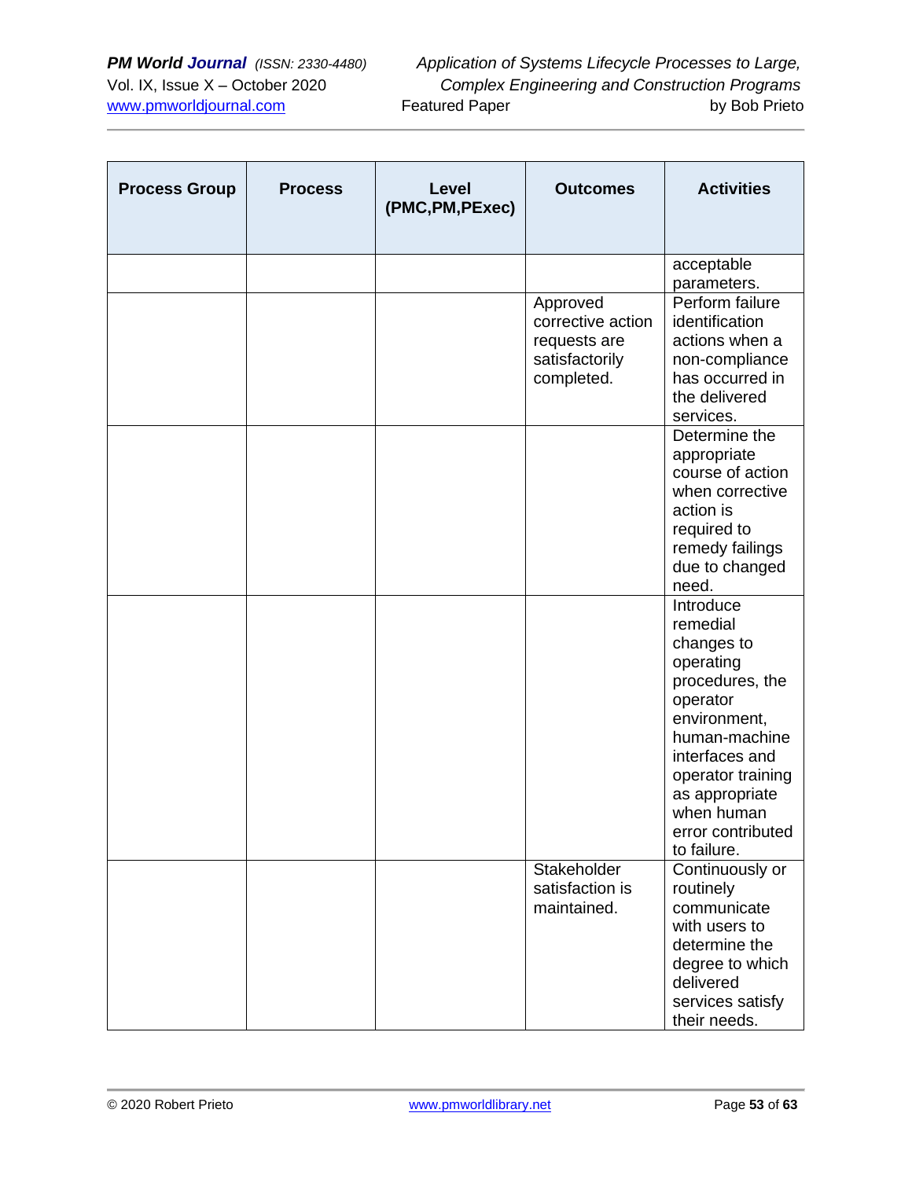| Process Group | Process | Level (PMC,PM,PExec) | Outcomes | Activities |
|---|---|---|---|---|
| | | | | acceptable parameters. |
| | | | Approved corrective action requests are satisfactorily completed. | Perform failure identification actions when a non-compliance has occurred in the delivered services. |
| | | | | Determine the appropriate course of action when corrective action is required to remedy failings due to changed need. |
| | | | | Introduce remedial changes to operating procedures, the operator environment, human-machine interfaces and operator training as appropriate when human error contributed to failure. |
| | | | Stakeholder satisfaction is maintained. | Continuously or routinely communicate with users to determine the degree to which delivered services satisfy their needs. |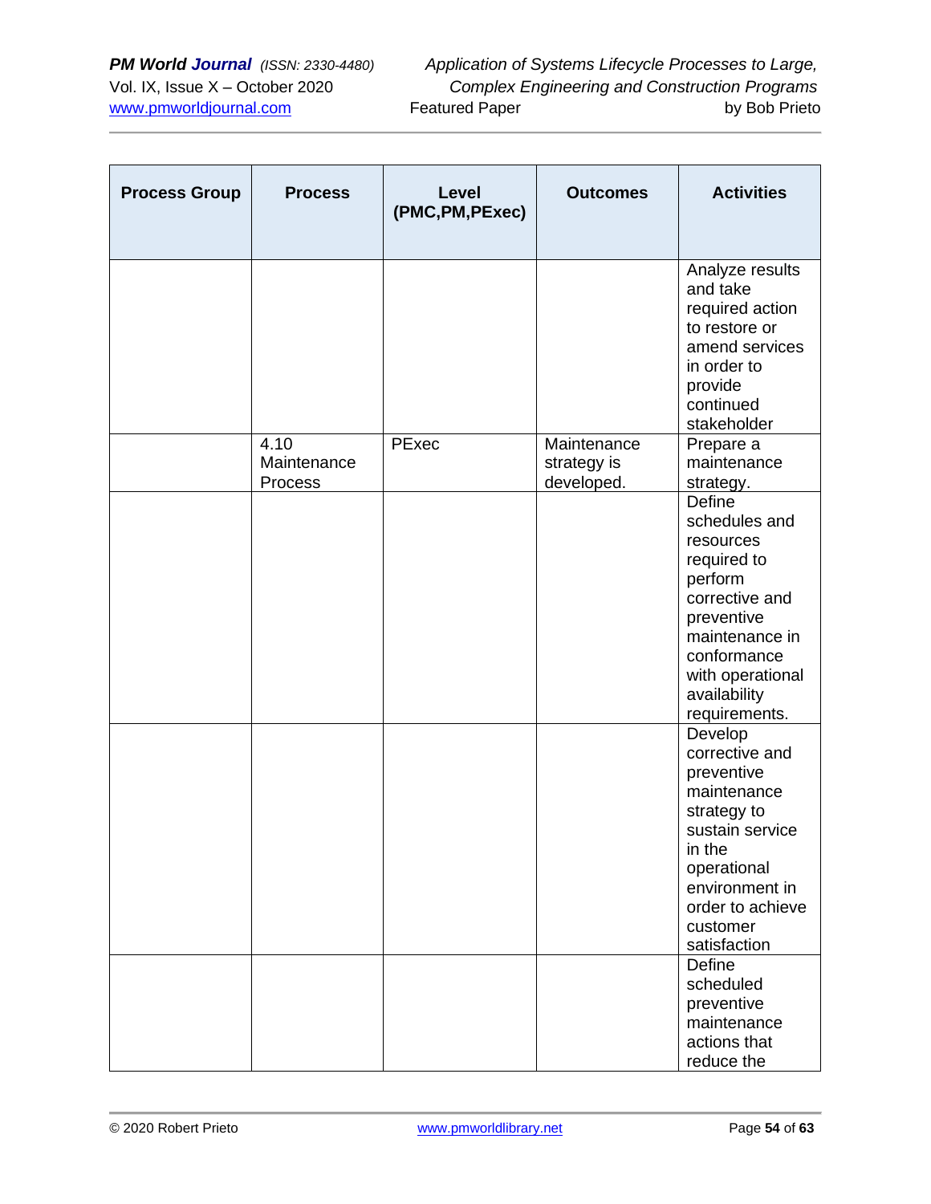| Process Group | Process | Level (PMC,PM,PExec) | Outcomes | Activities |
|---|---|---|---|---|
| | | | | Analyze results and take required action to restore or amend services in order to provide continued stakeholder |
| | 4.10 Maintenance Process | PExec | Maintenance strategy is developed. | Prepare a maintenance strategy. |
| | | | | Define schedules and resources required to perform corrective and preventive maintenance in conformance with operational availability requirements. |
| | | | | Develop corrective and preventive maintenance strategy to sustain service in the operational environment in order to achieve customer satisfaction |
| | | | | Define scheduled preventive maintenance actions that reduce the |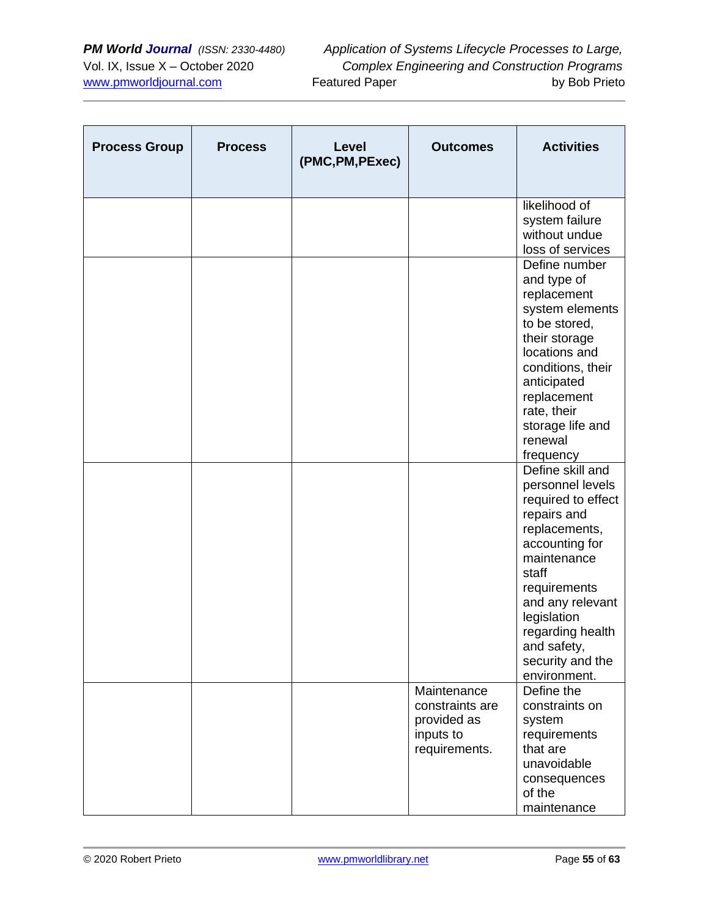| Process Group | Process | Level (PMC,PM,PExec) | Outcomes | Activities |
|---|---|---|---|---|
| | | | | likelihood of system failure without undue loss of services |
| | | | | Define number and type of replacement system elements to be stored, their storage locations and conditions, their anticipated replacement rate, their storage life and renewal frequency |
| | | | | Define skill and personnel levels required to effect repairs and replacements, accounting for maintenance staff requirements and any relevant legislation regarding health and safety, security and the environment. |
| | | | Maintenance constraints are provided as inputs to requirements. | Define the constraints on system requirements that are unavoidable consequences of the maintenance |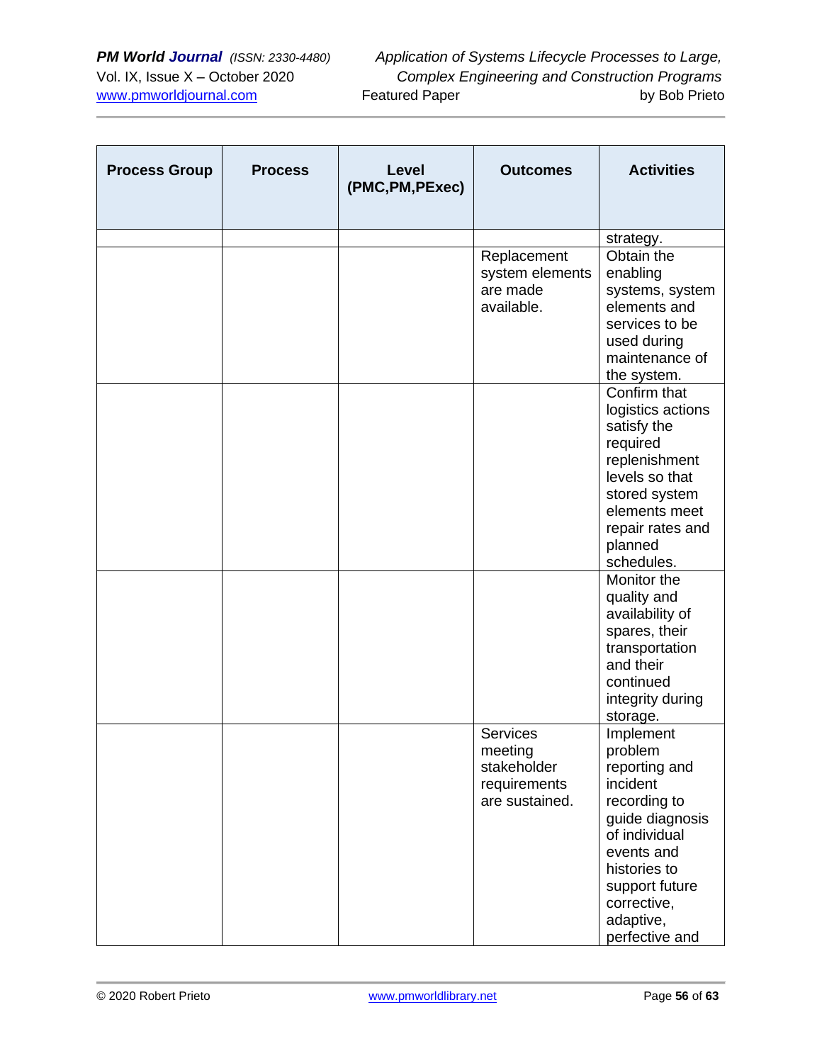| Process Group | Process | Level (PMC,PM,PExec) | Outcomes | Activities |
|---|---|---|---|---|
| | | | | strategy. |
| | | | Replacement system elements are made available. | Obtain the enabling systems, system elements and services to be used during maintenance of the system. |
| | | | | Confirm that logistics actions satisfy the required replenishment levels so that stored system elements meet repair rates and planned schedules. |
| | | | | Monitor the quality and availability of spares, their transportation and their continued integrity during storage. |
| | | | Services meeting stakeholder requirements are sustained. | Implement problem reporting and incident recording to guide diagnosis of individual events and histories to support future corrective, adaptive, perfective and |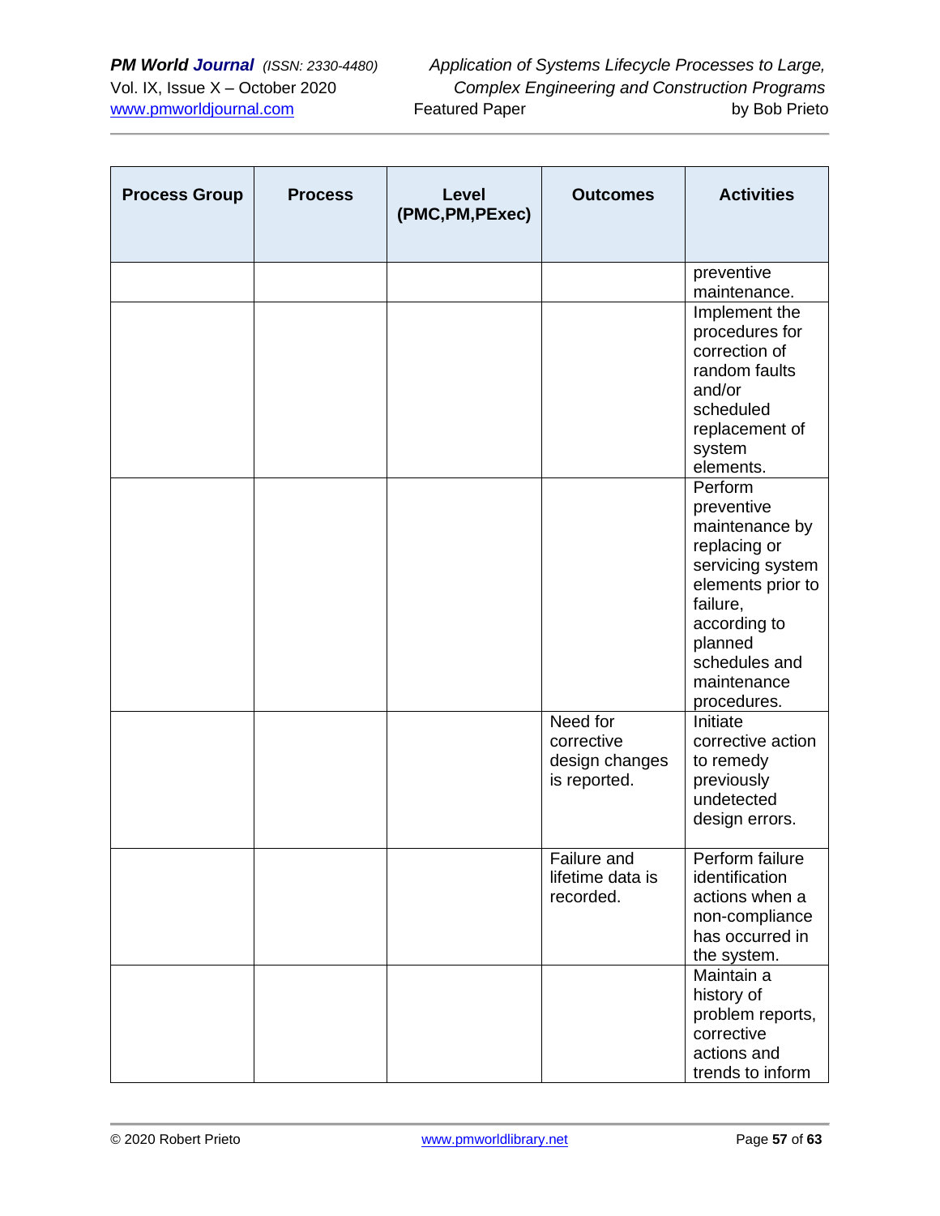| Process Group | Process | Level (PMC,PM,PExec) | Outcomes | Activities |
|---|---|---|---|---|
| | | | | preventive maintenance. |
| | | | | Implement the procedures for correction of random faults and/or scheduled replacement of system elements. |
| | | | | Perform preventive maintenance by replacing or servicing system elements prior to failure, according to planned schedules and maintenance procedures. |
| | | | Need for corrective design changes is reported. | Initiate corrective action to remedy previously undetected design errors. |
| | | | Failure and lifetime data is recorded. | Perform failure identification actions when a non-compliance has occurred in the system. |
| | | | | Maintain a history of problem reports, corrective actions and trends to inform |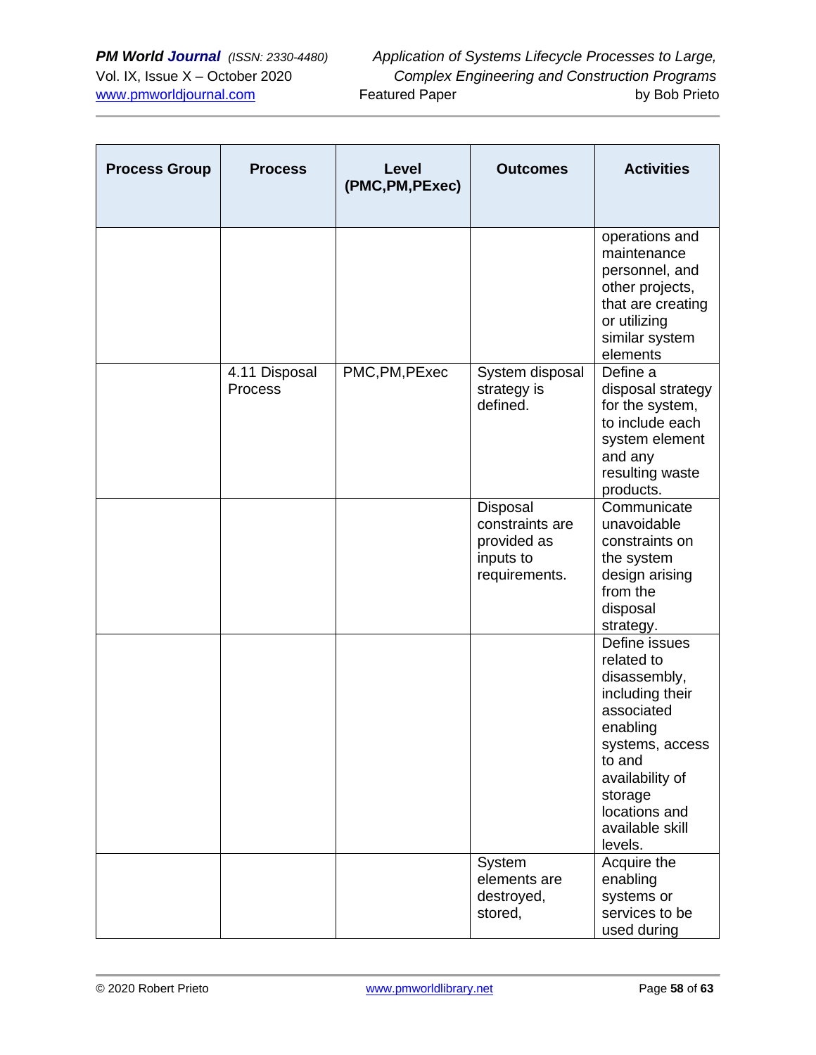| Process Group | Process | Level (PMC,PM,PExec) | Outcomes | Activities |
|---|---|---|---|---|
| | | | | operations and maintenance personnel, and other projects, that are creating or utilizing similar system elements |
| | 4.11 Disposal Process | PMC,PM,PExec | System disposal strategy is defined. | Define a disposal strategy for the system, to include each system element and any resulting waste products. |
| | | | Disposal constraints are provided as inputs to requirements. | Communicate unavoidable constraints on the system design arising from the disposal strategy. |
| | | | | Define issues related to disassembly, including their associated enabling systems, access to and availability of storage locations and available skill levels. |
| | | | System elements are destroyed, stored, | Acquire the enabling systems or services to be used during |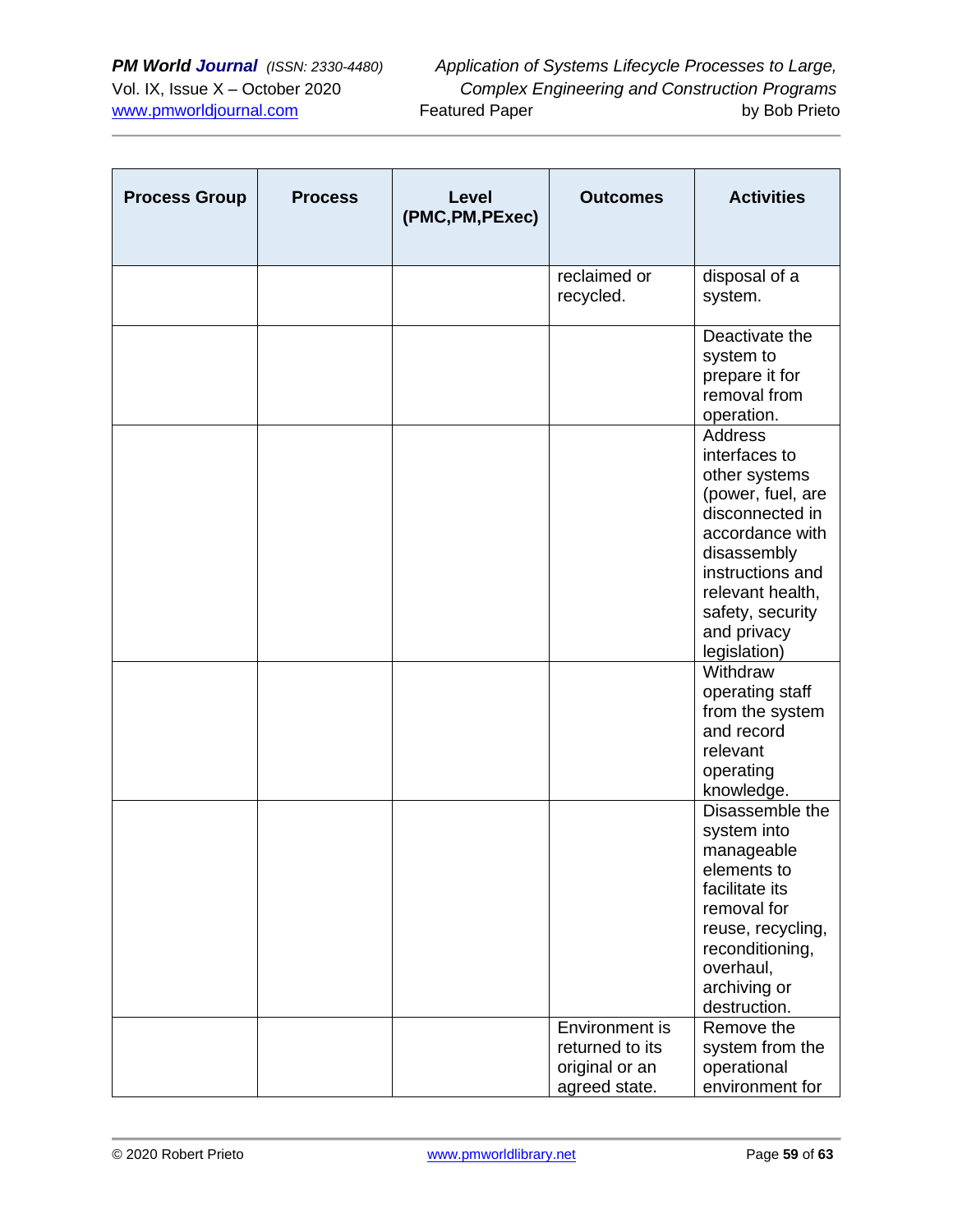| Process Group | Process | Level (PMC,PM,PExec) | Outcomes | Activities |
|---|---|---|---|---|
| | | | reclaimed or recycled. | disposal of a system. |
| | | | | Deactivate the system to prepare it for removal from operation. |
| | | | | Address interfaces to other systems (power, fuel, are disconnected in accordance with disassembly instructions and relevant health, safety, security and privacy legislation) |
| | | | | Withdraw operating staff from the system and record relevant operating knowledge. |
| | | | | Disassemble the system into manageable elements to facilitate its removal for reuse, recycling, reconditioning, overhaul, archiving or destruction. |
| | | | Environment is returned to its original or an agreed state. | Remove the system from the operational environment for |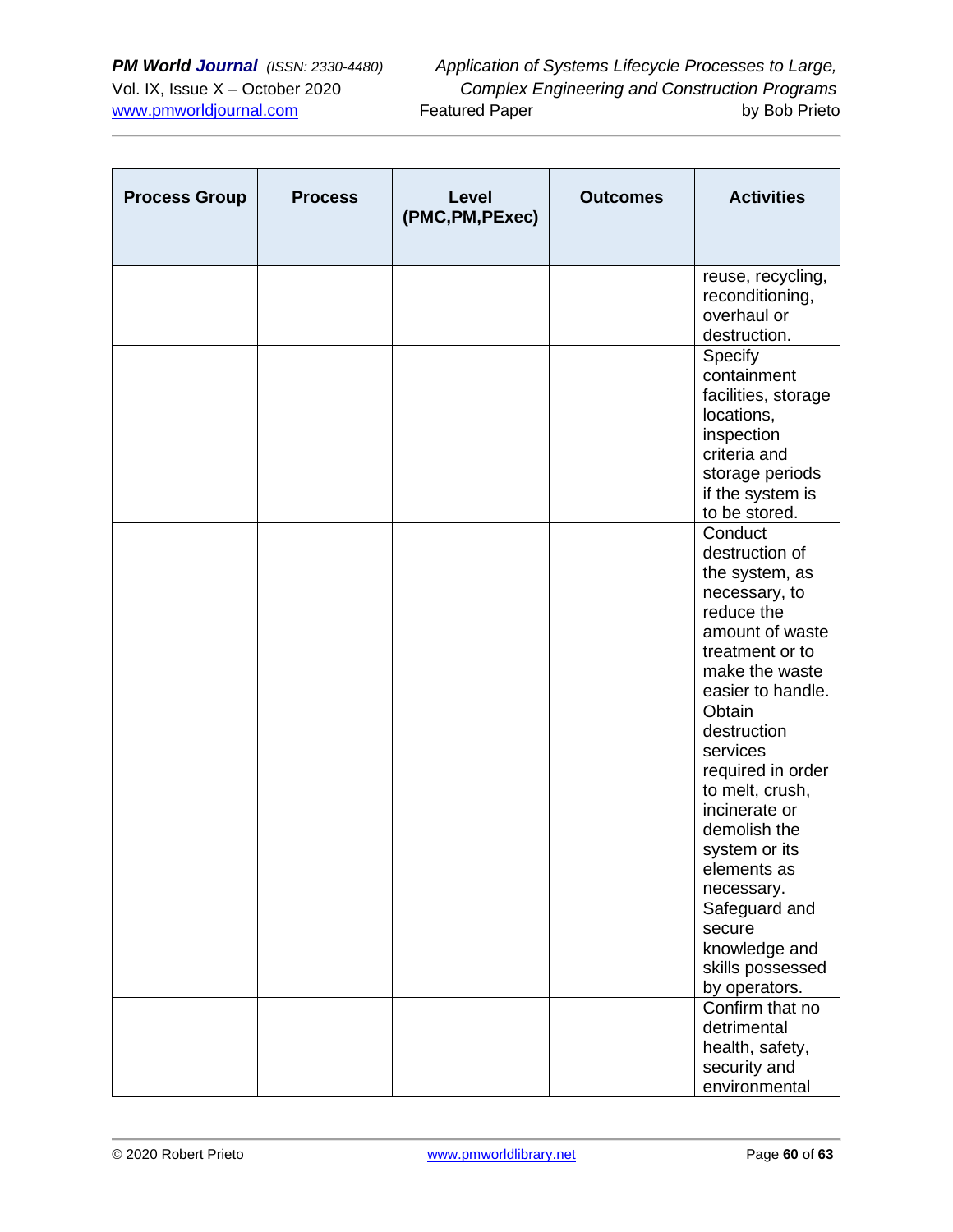| Process Group | Process | Level (PMC,PM,PExec) | Outcomes | Activities |
|---|---|---|---|---|
| | | | | reuse, recycling, reconditioning, overhaul or destruction. |
| | | | | Specify containment facilities, storage locations, inspection criteria and storage periods if the system is to be stored. |
| | | | | Conduct destruction of the system, as necessary, to reduce the amount of waste treatment or to make the waste easier to handle. |
| | | | | Obtain destruction services required in order to melt, crush, incinerate or demolish the system or its elements as necessary. |
| | | | | Safeguard and secure knowledge and skills possessed by operators. |
| | | | | Confirm that no detrimental health, safety, security and environmental |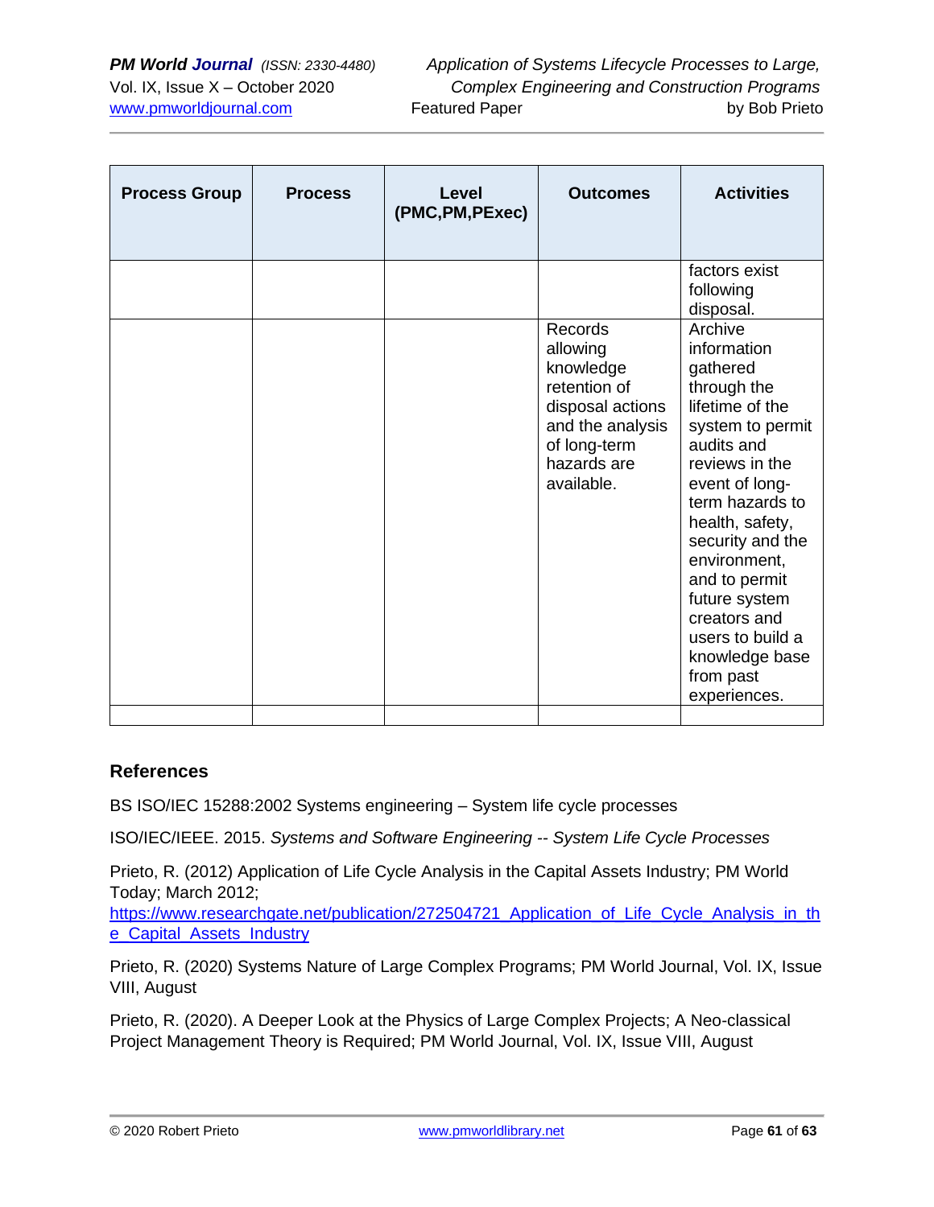| Process Group | Process | Level (PMC,PM,PExec) | Outcomes | Activities |
|---|---|---|---|---|
| | | | | factors exist following disposal. |
| | | | Records allowing knowledge retention of disposal actions and the analysis of long-term hazards are available. | Archive information gathered through the lifetime of the system to permit audits and reviews in the event of long-term hazards to health, safety, security and the environment, and to permit future system creators and users to build a knowledge base from past experiences. |
| | | | | |

## References

BS ISO/IEC 15288:2002 Systems engineering – System life cycle processes

ISO/IEC/IEEE. 2015. *Systems and Software Engineering -- System Life Cycle Processes*

Prieto, R. (2012) Application of Life Cycle Analysis in the Capital Assets Industry; PM World Today; March 2012; https://www.researchgate.net/publication/272504721_Application_of_Life_Cycle_Analysis_in_the_Capital_Assets_Industry

Prieto, R. (2020) Systems Nature of Large Complex Programs; PM World Journal, Vol. IX, Issue VIII, August

Prieto, R. (2020). A Deeper Look at the Physics of Large Complex Projects; A Neo-classical Project Management Theory is Required; PM World Journal, Vol. IX, Issue VIII, August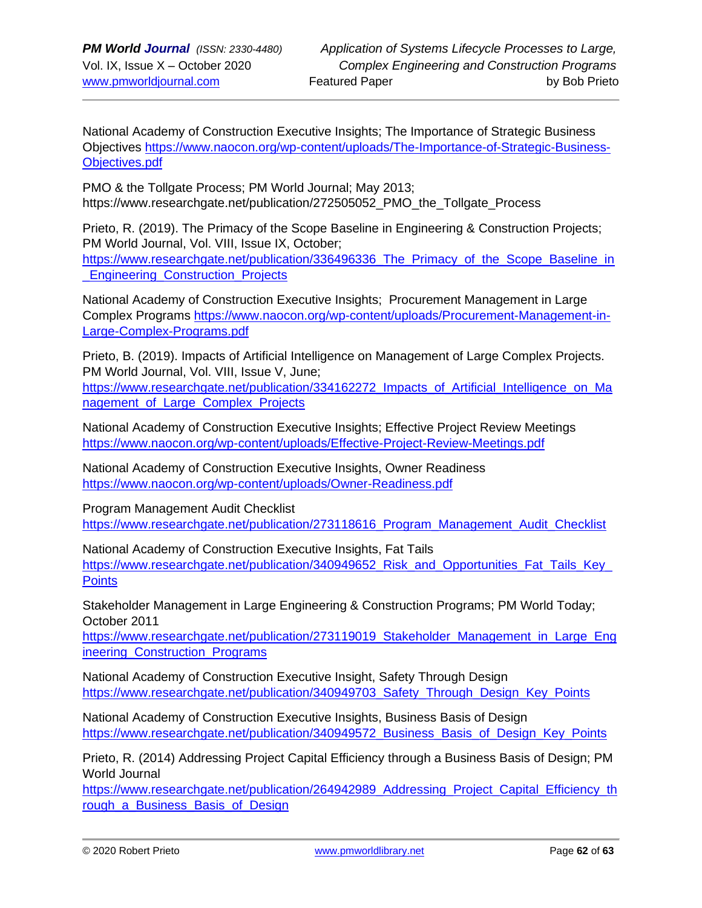National Academy of Construction Executive Insights; The Importance of Strategic Business Objectives https://www.naocon.org/wp-content/uploads/The-Importance-of-Strategic-Business-Objectives.pdf

PMO & the Tollgate Process; PM World Journal; May 2013; https://www.researchgate.net/publication/272505052_PMO_the_Tollgate_Process

Prieto, R. (2019). The Primacy of the Scope Baseline in Engineering & Construction Projects; PM World Journal, Vol. VIII, Issue IX, October; https://www.researchgate.net/publication/336496336_The_Primacy_of_the_Scope_Baseline_in_Engineering_Construction_Projects

National Academy of Construction Executive Insights; Procurement Management in Large Complex Programs https://www.naocon.org/wp-content/uploads/Procurement-Management-in-Large-Complex-Programs.pdf

Prieto, B. (2019). Impacts of Artificial Intelligence on Management of Large Complex Projects. PM World Journal, Vol. VIII, Issue V, June; https://www.researchgate.net/publication/334162272_Impacts_of_Artificial_Intelligence_on_Management_of_Large_Complex_Projects

National Academy of Construction Executive Insights; Effective Project Review Meetings https://www.naocon.org/wp-content/uploads/Effective-Project-Review-Meetings.pdf

National Academy of Construction Executive Insights, Owner Readiness https://www.naocon.org/wp-content/uploads/Owner-Readiness.pdf

Program Management Audit Checklist https://www.researchgate.net/publication/273118616_Program_Management_Audit_Checklist

National Academy of Construction Executive Insights, Fat Tails https://www.researchgate.net/publication/340949652_Risk_and_Opportunities_Fat_Tails_Key_Points

Stakeholder Management in Large Engineering & Construction Programs; PM World Today; October 2011 https://www.researchgate.net/publication/273119019_Stakeholder_Management_in_Large_Engineering_Construction_Programs

National Academy of Construction Executive Insight, Safety Through Design https://www.researchgate.net/publication/340949703_Safety_Through_Design_Key_Points

National Academy of Construction Executive Insights, Business Basis of Design https://www.researchgate.net/publication/340949572_Business_Basis_of_Design_Key_Points

Prieto, R. (2014) Addressing Project Capital Efficiency through a Business Basis of Design; PM World Journal https://www.researchgate.net/publication/264942989_Addressing_Project_Capital_Efficiency_through_a_Business_Basis_of_Design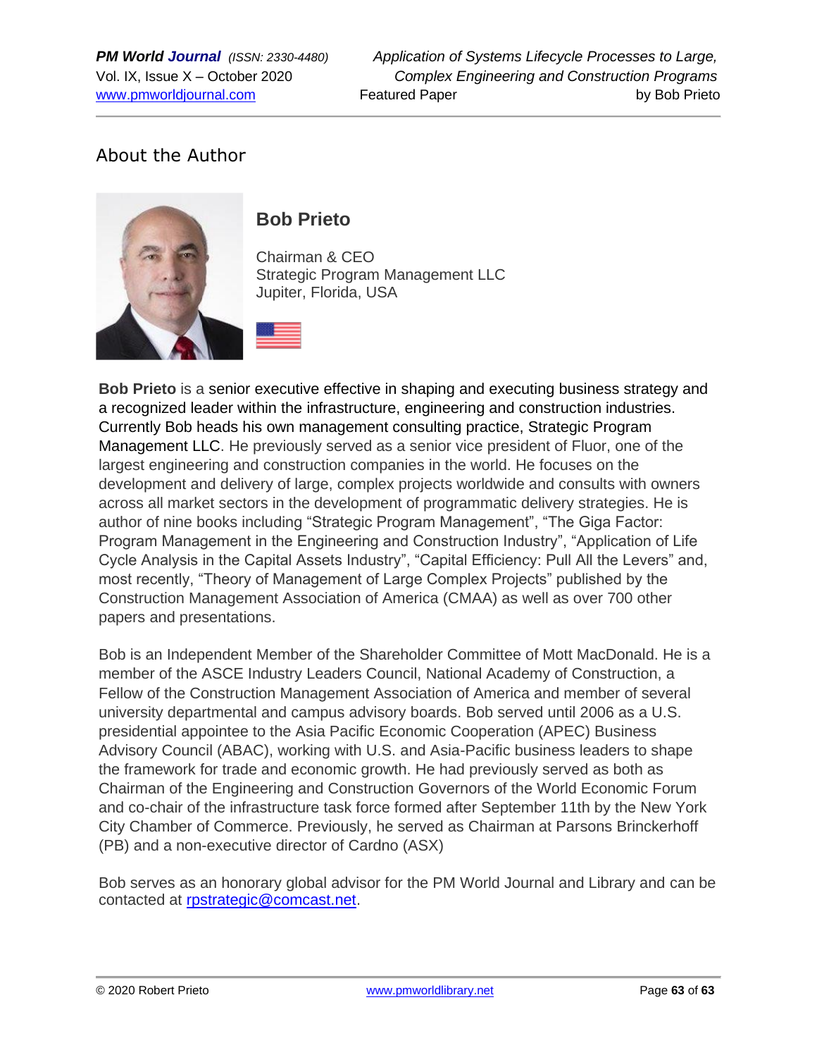## About the Author

### Bob Prieto

Chairman & CEO
Strategic Program Management LLC
Jupiter, Florida, USA

**Bob Prieto** is a senior executive effective in shaping and executing business strategy and a recognized leader within the infrastructure, engineering and construction industries. Currently Bob heads his own management consulting practice, Strategic Program Management LLC. He previously served as a senior vice president of Fluor, one of the largest engineering and construction companies in the world. He focuses on the development and delivery of large, complex projects worldwide and consults with owners across all market sectors in the development of programmatic delivery strategies. He is author of nine books including "Strategic Program Management", "The Giga Factor: Program Management in the Engineering and Construction Industry", "Application of Life Cycle Analysis in the Capital Assets Industry", "Capital Efficiency: Pull All the Levers" and, most recently, "Theory of Management of Large Complex Projects" published by the Construction Management Association of America (CMAA) as well as over 700 other papers and presentations.

Bob is an Independent Member of the Shareholder Committee of Mott MacDonald. He is a member of the ASCE Industry Leaders Council, National Academy of Construction, a Fellow of the Construction Management Association of America and member of several university departmental and campus advisory boards. Bob served until 2006 as a U.S. presidential appointee to the Asia Pacific Economic Cooperation (APEC) Business Advisory Council (ABAC), working with U.S. and Asia-Pacific business leaders to shape the framework for trade and economic growth. He had previously served as both as Chairman of the Engineering and Construction Governors of the World Economic Forum and co-chair of the infrastructure task force formed after September 11th by the New York City Chamber of Commerce. Previously, he served as Chairman at Parsons Brinckerhoff (PB) and a non-executive director of Cardno (ASX)

Bob serves as an honorary global advisor for the PM World Journal and Library and can be contacted at rpstrategic@comcast.net.